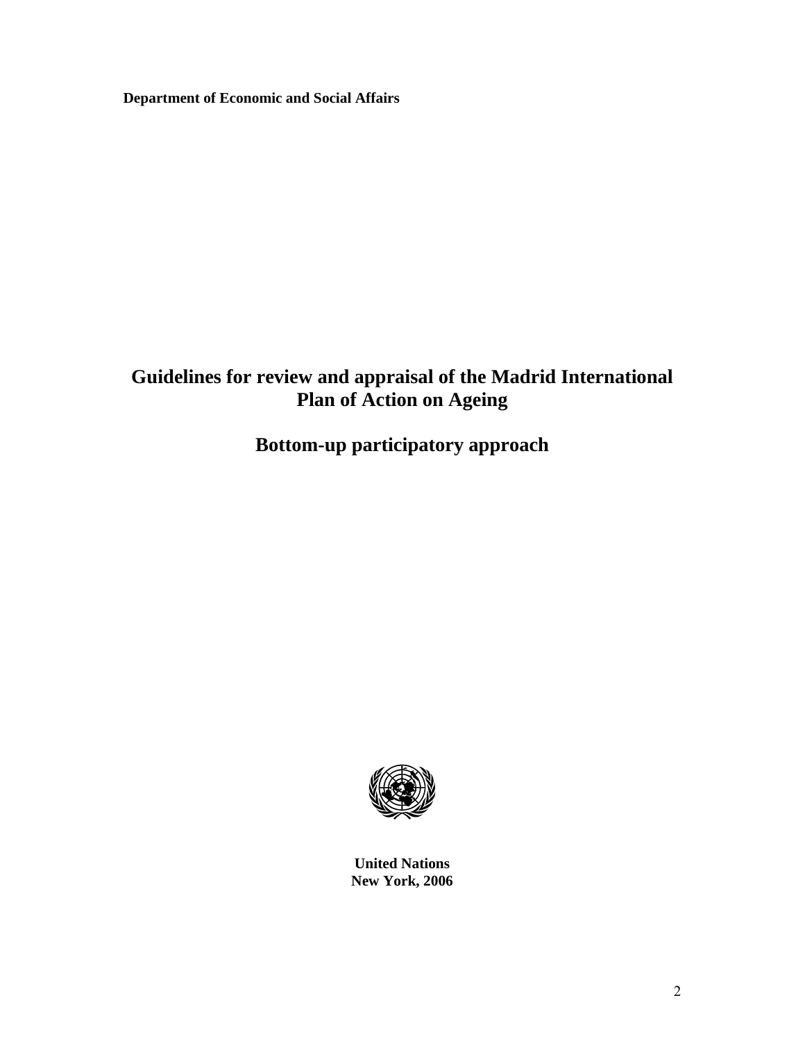**Department of Economic and Social Affairs**

# Guidelines for review and appraisal of the Madrid International Plan of Action on Ageing

## Bottom-up participatory approach

**United Nations**
**New York, 2006**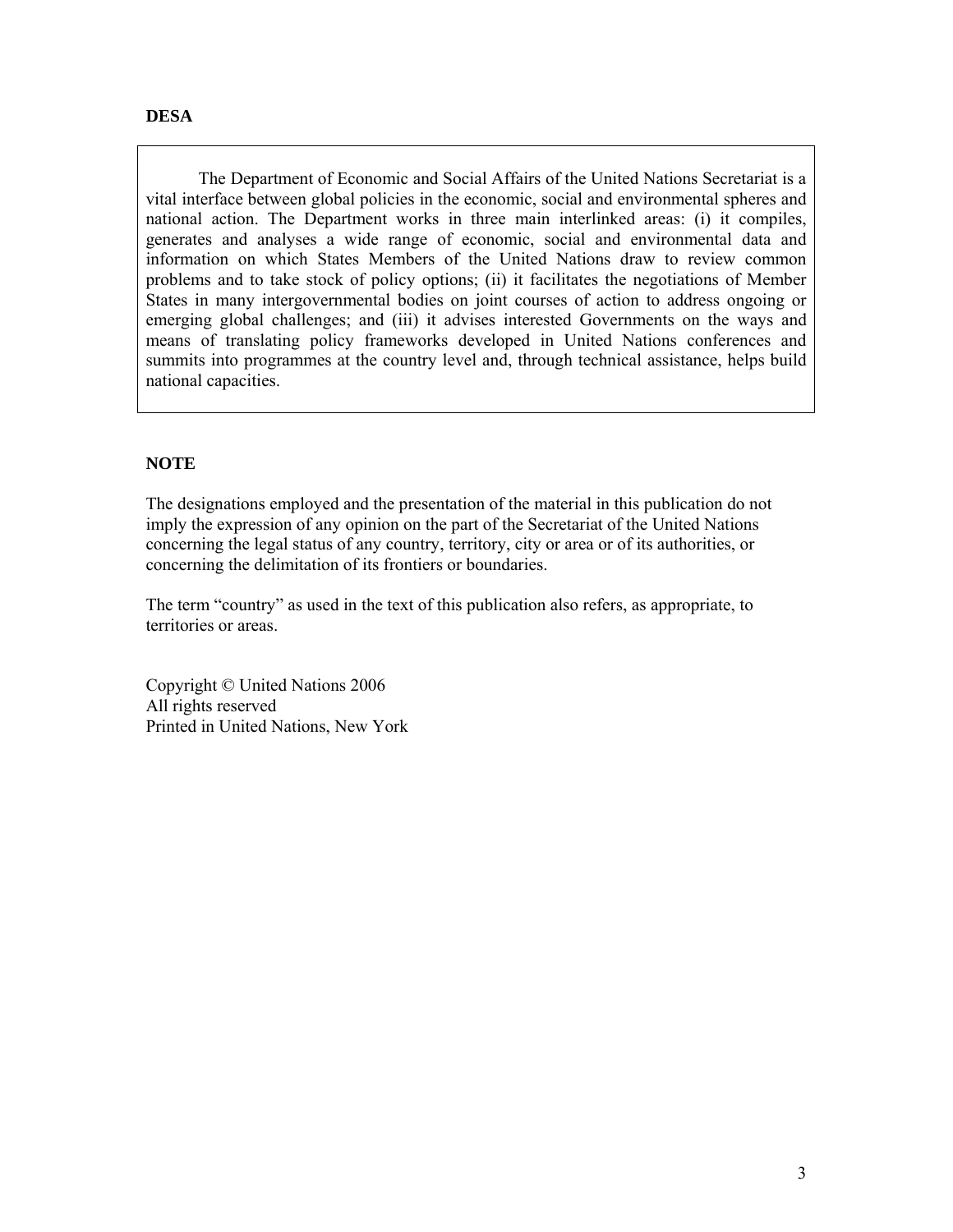**DESA**

The Department of Economic and Social Affairs of the United Nations Secretariat is a vital interface between global policies in the economic, social and environmental spheres and national action. The Department works in three main interlinked areas: (i) it compiles, generates and analyses a wide range of economic, social and environmental data and information on which States Members of the United Nations draw to review common problems and to take stock of policy options; (ii) it facilitates the negotiations of Member States in many intergovernmental bodies on joint courses of action to address ongoing or emerging global challenges; and (iii) it advises interested Governments on the ways and means of translating policy frameworks developed in United Nations conferences and summits into programmes at the country level and, through technical assistance, helps build national capacities.

**NOTE**

The designations employed and the presentation of the material in this publication do not imply the expression of any opinion on the part of the Secretariat of the United Nations concerning the legal status of any country, territory, city or area or of its authorities, or concerning the delimitation of its frontiers or boundaries.

The term "country" as used in the text of this publication also refers, as appropriate, to territories or areas.

Copyright © United Nations 2006
All rights reserved
Printed in United Nations, New York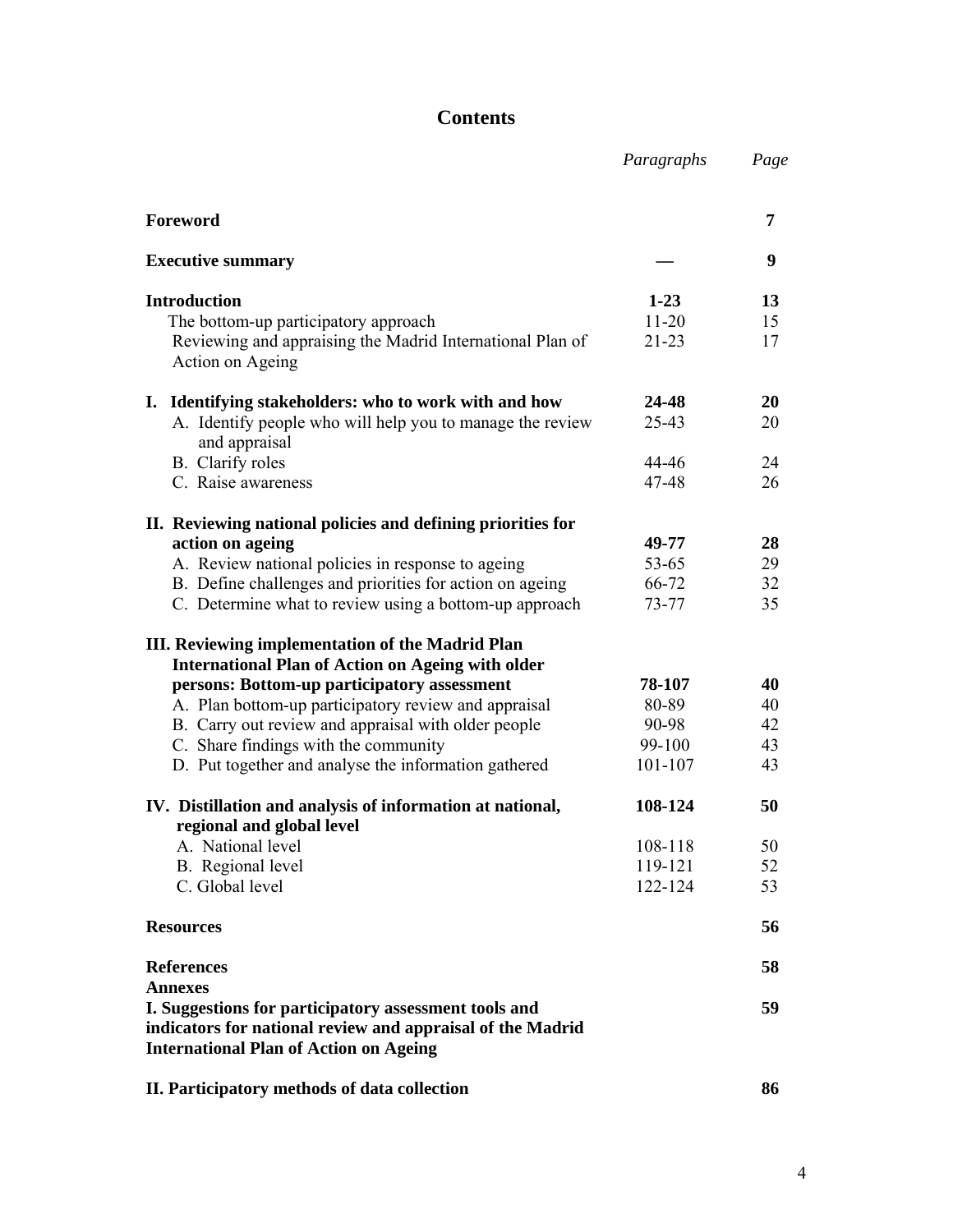# Contents

| | *Paragraphs* | *Page* |
|---|---|---|
| **Foreword** | | **7** |
| **Executive summary** | **—** | **9** |
| **Introduction** | **1-23** | **13** |
| The bottom-up participatory approach | 11-20 | 15 |
| Reviewing and appraising the Madrid International Plan of Action on Ageing | 21-23 | 17 |
| **I. Identifying stakeholders: who to work with and how** | **24-48** | **20** |
| A. Identify people who will help you to manage the review and appraisal | 25-43 | 20 |
| B. Clarify roles | 44-46 | 24 |
| C. Raise awareness | 47-48 | 26 |
| **II. Reviewing national policies and defining priorities for action on ageing** | **49-77** | **28** |
| A. Review national policies in response to ageing | 53-65 | 29 |
| B. Define challenges and priorities for action on ageing | 66-72 | 32 |
| C. Determine what to review using a bottom-up approach | 73-77 | 35 |
| **III. Reviewing implementation of the Madrid Plan International Plan of Action on Ageing with older persons: Bottom-up participatory assessment** | **78-107** | **40** |
| A. Plan bottom-up participatory review and appraisal | 80-89 | 40 |
| B. Carry out review and appraisal with older people | 90-98 | 42 |
| C. Share findings with the community | 99-100 | 43 |
| D. Put together and analyse the information gathered | 101-107 | 43 |
| **IV. Distillation and analysis of information at national, regional and global level** | **108-124** | **50** |
| A. National level | 108-118 | 50 |
| B. Regional level | 119-121 | 52 |
| C. Global level | 122-124 | 53 |
| **Resources** | | **56** |
| **References** | | **58** |
| **Annexes** | | |
| **I. Suggestions for participatory assessment tools and indicators for national review and appraisal of the Madrid International Plan of Action on Ageing** | | **59** |
| **II. Participatory methods of data collection** | | **86** |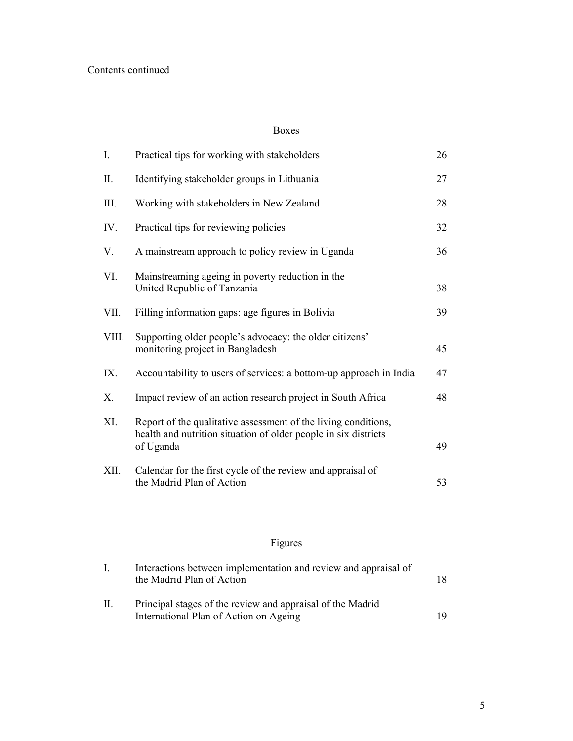Contents continued

## Boxes

| | | |
|---|---|---|
| I. | Practical tips for working with stakeholders | 26 |
| II. | Identifying stakeholder groups in Lithuania | 27 |
| III. | Working with stakeholders in New Zealand | 28 |
| IV. | Practical tips for reviewing policies | 32 |
| V. | A mainstream approach to policy review in Uganda | 36 |
| VI. | Mainstreaming ageing in poverty reduction in the United Republic of Tanzania | 38 |
| VII. | Filling information gaps: age figures in Bolivia | 39 |
| VIII. | Supporting older people's advocacy: the older citizens' monitoring project in Bangladesh | 45 |
| IX. | Accountability to users of services: a bottom-up approach in India | 47 |
| X. | Impact review of an action research project in South Africa | 48 |
| XI. | Report of the qualitative assessment of the living conditions, health and nutrition situation of older people in six districts of Uganda | 49 |
| XII. | Calendar for the first cycle of the review and appraisal of the Madrid Plan of Action | 53 |

## Figures

| | | |
|---|---|---|
| I. | Interactions between implementation and review and appraisal of the Madrid Plan of Action | 18 |
| II. | Principal stages of the review and appraisal of the Madrid International Plan of Action on Ageing | 19 |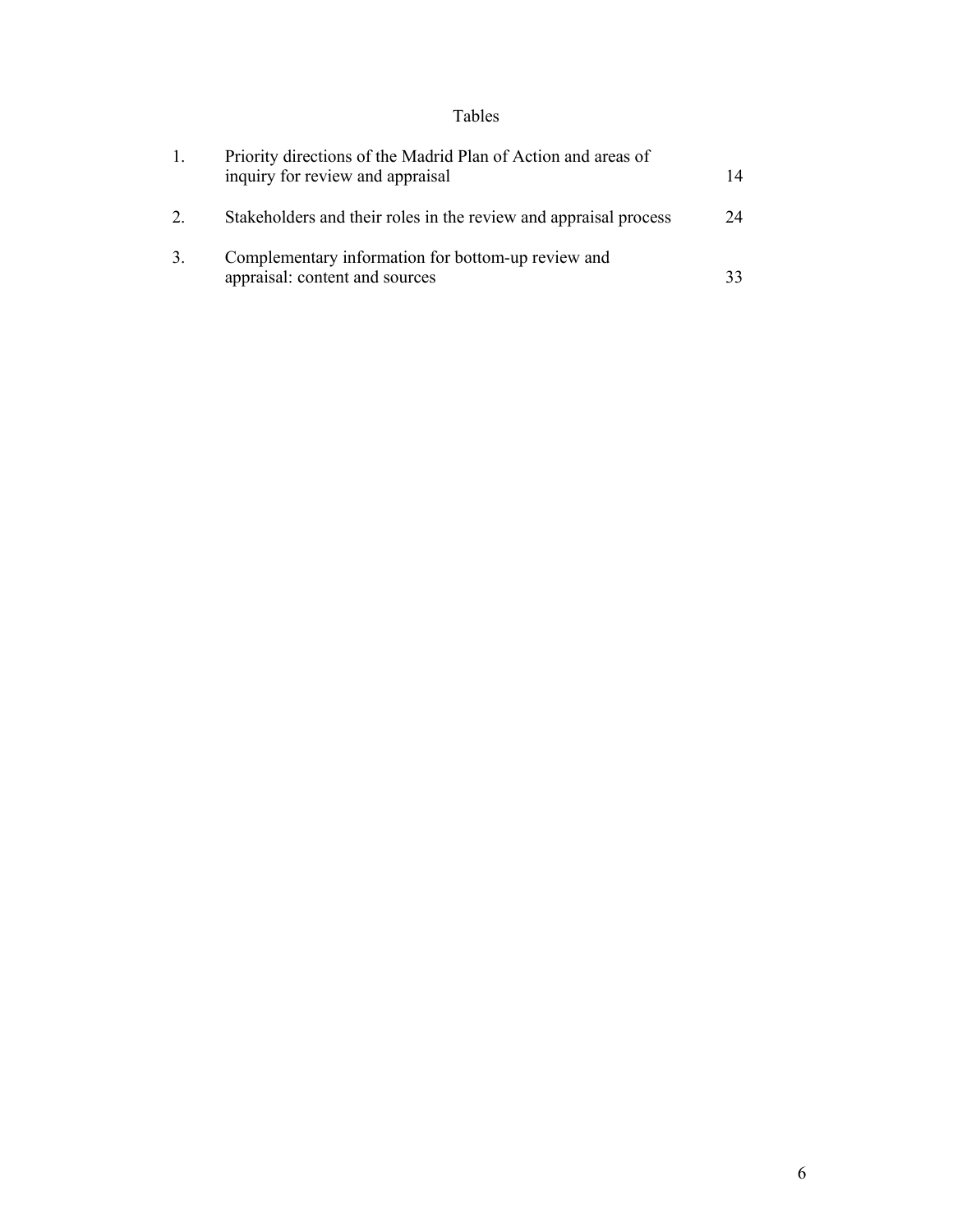# Tables

| | | |
|---|---|---|
| 1. | Priority directions of the Madrid Plan of Action and areas of inquiry for review and appraisal | 14 |
| 2. | Stakeholders and their roles in the review and appraisal process | 24 |
| 3. | Complementary information for bottom-up review and appraisal: content and sources | 33 |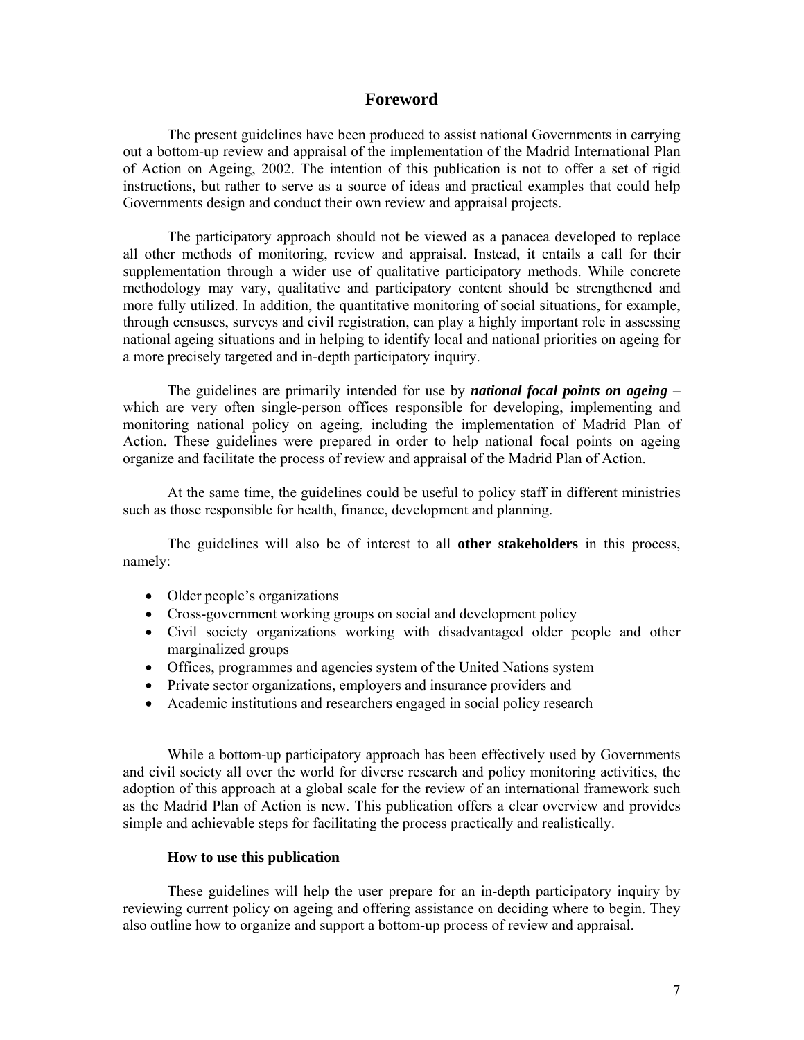# Foreword

The present guidelines have been produced to assist national Governments in carrying out a bottom-up review and appraisal of the implementation of the Madrid International Plan of Action on Ageing, 2002. The intention of this publication is not to offer a set of rigid instructions, but rather to serve as a source of ideas and practical examples that could help Governments design and conduct their own review and appraisal projects.

The participatory approach should not be viewed as a panacea developed to replace all other methods of monitoring, review and appraisal. Instead, it entails a call for their supplementation through a wider use of qualitative participatory methods. While concrete methodology may vary, qualitative and participatory content should be strengthened and more fully utilized. In addition, the quantitative monitoring of social situations, for example, through censuses, surveys and civil registration, can play a highly important role in assessing national ageing situations and in helping to identify local and national priorities on ageing for a more precisely targeted and in-depth participatory inquiry.

The guidelines are primarily intended for use by ***national focal points on ageing*** – which are very often single-person offices responsible for developing, implementing and monitoring national policy on ageing, including the implementation of Madrid Plan of Action. These guidelines were prepared in order to help national focal points on ageing organize and facilitate the process of review and appraisal of the Madrid Plan of Action.

At the same time, the guidelines could be useful to policy staff in different ministries such as those responsible for health, finance, development and planning.

The guidelines will also be of interest to all **other stakeholders** in this process, namely:

- Older people's organizations
- Cross-government working groups on social and development policy
- Civil society organizations working with disadvantaged older people and other marginalized groups
- Offices, programmes and agencies system of the United Nations system
- Private sector organizations, employers and insurance providers and
- Academic institutions and researchers engaged in social policy research

While a bottom-up participatory approach has been effectively used by Governments and civil society all over the world for diverse research and policy monitoring activities, the adoption of this approach at a global scale for the review of an international framework such as the Madrid Plan of Action is new. This publication offers a clear overview and provides simple and achievable steps for facilitating the process practically and realistically.

**How to use this publication**

These guidelines will help the user prepare for an in-depth participatory inquiry by reviewing current policy on ageing and offering assistance on deciding where to begin. They also outline how to organize and support a bottom-up process of review and appraisal.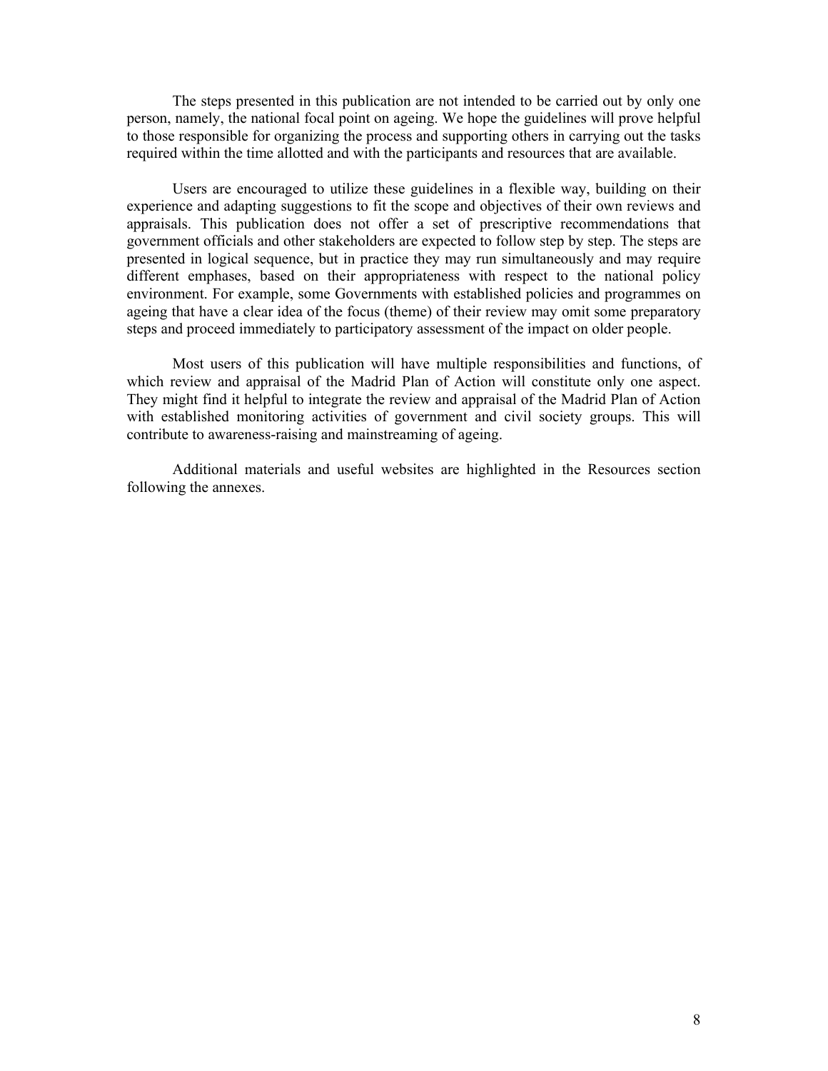The steps presented in this publication are not intended to be carried out by only one person, namely, the national focal point on ageing. We hope the guidelines will prove helpful to those responsible for organizing the process and supporting others in carrying out the tasks required within the time allotted and with the participants and resources that are available.

Users are encouraged to utilize these guidelines in a flexible way, building on their experience and adapting suggestions to fit the scope and objectives of their own reviews and appraisals. This publication does not offer a set of prescriptive recommendations that government officials and other stakeholders are expected to follow step by step. The steps are presented in logical sequence, but in practice they may run simultaneously and may require different emphases, based on their appropriateness with respect to the national policy environment. For example, some Governments with established policies and programmes on ageing that have a clear idea of the focus (theme) of their review may omit some preparatory steps and proceed immediately to participatory assessment of the impact on older people.

Most users of this publication will have multiple responsibilities and functions, of which review and appraisal of the Madrid Plan of Action will constitute only one aspect. They might find it helpful to integrate the review and appraisal of the Madrid Plan of Action with established monitoring activities of government and civil society groups. This will contribute to awareness-raising and mainstreaming of ageing.

Additional materials and useful websites are highlighted in the Resources section following the annexes.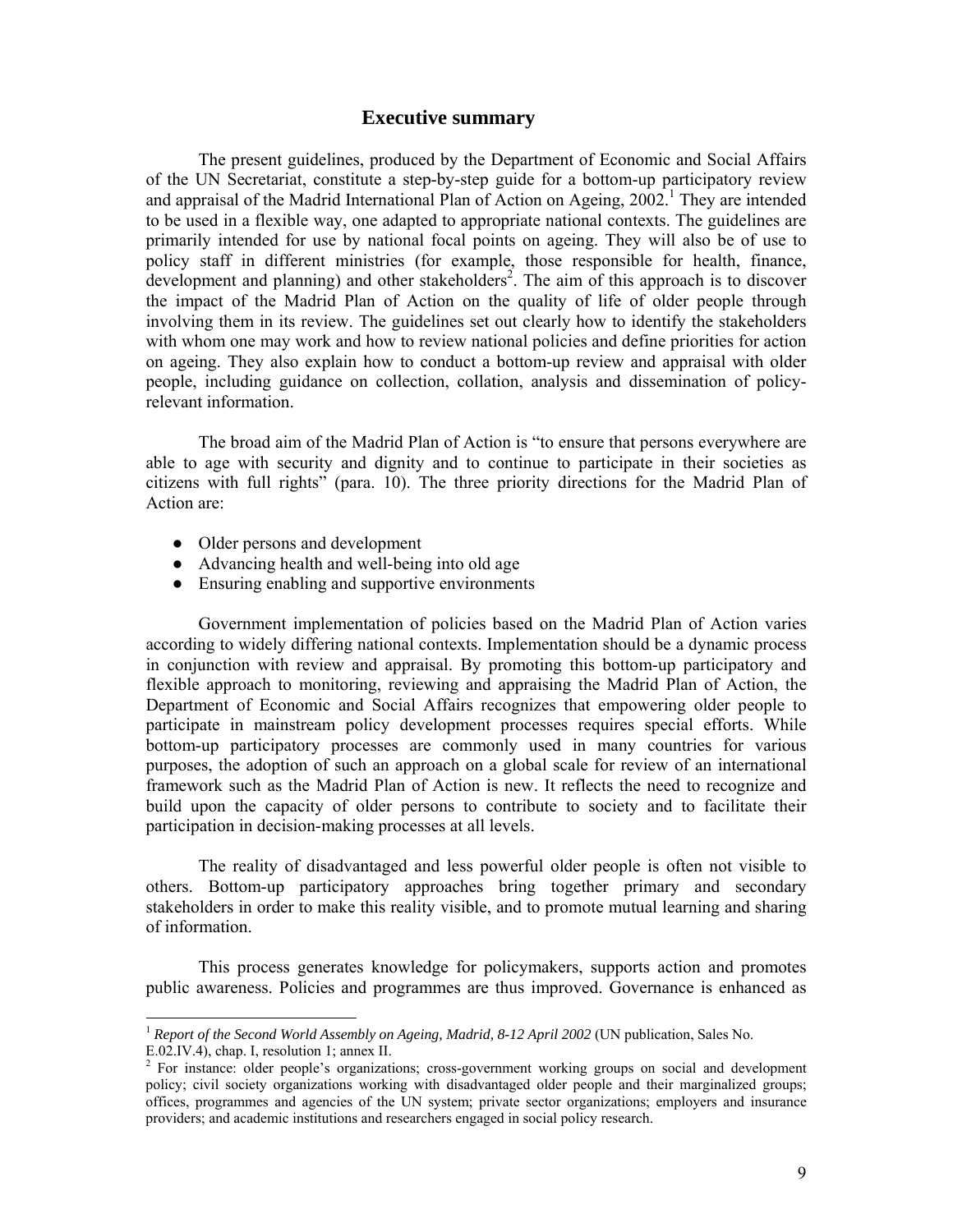# Executive summary

The present guidelines, produced by the Department of Economic and Social Affairs of the UN Secretariat, constitute a step-by-step guide for a bottom-up participatory review and appraisal of the Madrid International Plan of Action on Ageing, 2002.[1] They are intended to be used in a flexible way, one adapted to appropriate national contexts. The guidelines are primarily intended for use by national focal points on ageing. They will also be of use to policy staff in different ministries (for example, those responsible for health, finance, development and planning) and other stakeholders[2]. The aim of this approach is to discover the impact of the Madrid Plan of Action on the quality of life of older people through involving them in its review. The guidelines set out clearly how to identify the stakeholders with whom one may work and how to review national policies and define priorities for action on ageing. They also explain how to conduct a bottom-up review and appraisal with older people, including guidance on collection, collation, analysis and dissemination of policy-relevant information.

The broad aim of the Madrid Plan of Action is "to ensure that persons everywhere are able to age with security and dignity and to continue to participate in their societies as citizens with full rights" (para. 10). The three priority directions for the Madrid Plan of Action are:

- Older persons and development
- Advancing health and well-being into old age
- Ensuring enabling and supportive environments

Government implementation of policies based on the Madrid Plan of Action varies according to widely differing national contexts. Implementation should be a dynamic process in conjunction with review and appraisal. By promoting this bottom-up participatory and flexible approach to monitoring, reviewing and appraising the Madrid Plan of Action, the Department of Economic and Social Affairs recognizes that empowering older people to participate in mainstream policy development processes requires special efforts. While bottom-up participatory processes are commonly used in many countries for various purposes, the adoption of such an approach on a global scale for review of an international framework such as the Madrid Plan of Action is new. It reflects the need to recognize and build upon the capacity of older persons to contribute to society and to facilitate their participation in decision-making processes at all levels.

The reality of disadvantaged and less powerful older people is often not visible to others. Bottom-up participatory approaches bring together primary and secondary stakeholders in order to make this reality visible, and to promote mutual learning and sharing of information.

This process generates knowledge for policymakers, supports action and promotes public awareness. Policies and programmes are thus improved. Governance is enhanced as

---

[1] *Report of the Second World Assembly on Ageing, Madrid, 8-12 April 2002* (UN publication, Sales No. E.02.IV.4), chap. I, resolution 1; annex II.

[2] For instance: older people's organizations; cross-government working groups on social and development policy; civil society organizations working with disadvantaged older people and their marginalized groups; offices, programmes and agencies of the UN system; private sector organizations; employers and insurance providers; and academic institutions and researchers engaged in social policy research.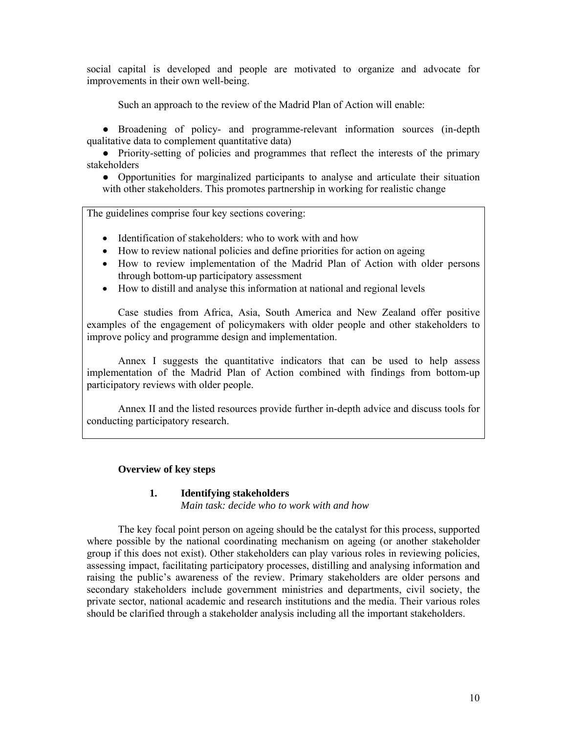social capital is developed and people are motivated to organize and advocate for improvements in their own well-being.

Such an approach to the review of the Madrid Plan of Action will enable:

- Broadening of policy- and programme-relevant information sources (in-depth qualitative data to complement quantitative data)
- Priority-setting of policies and programmes that reflect the interests of the primary stakeholders
- Opportunities for marginalized participants to analyse and articulate their situation with other stakeholders. This promotes partnership in working for realistic change

The guidelines comprise four key sections covering:

- Identification of stakeholders: who to work with and how
- How to review national policies and define priorities for action on ageing
- How to review implementation of the Madrid Plan of Action with older persons through bottom-up participatory assessment
- How to distill and analyse this information at national and regional levels

Case studies from Africa, Asia, South America and New Zealand offer positive examples of the engagement of policymakers with older people and other stakeholders to improve policy and programme design and implementation.

Annex I suggests the quantitative indicators that can be used to help assess implementation of the Madrid Plan of Action combined with findings from bottom-up participatory reviews with older people.

Annex II and the listed resources provide further in-depth advice and discuss tools for conducting participatory research.

**Overview of key steps**

**1. Identifying stakeholders**
*Main task: decide who to work with and how*

The key focal point person on ageing should be the catalyst for this process, supported where possible by the national coordinating mechanism on ageing (or another stakeholder group if this does not exist). Other stakeholders can play various roles in reviewing policies, assessing impact, facilitating participatory processes, distilling and analysing information and raising the public's awareness of the review. Primary stakeholders are older persons and secondary stakeholders include government ministries and departments, civil society, the private sector, national academic and research institutions and the media. Their various roles should be clarified through a stakeholder analysis including all the important stakeholders.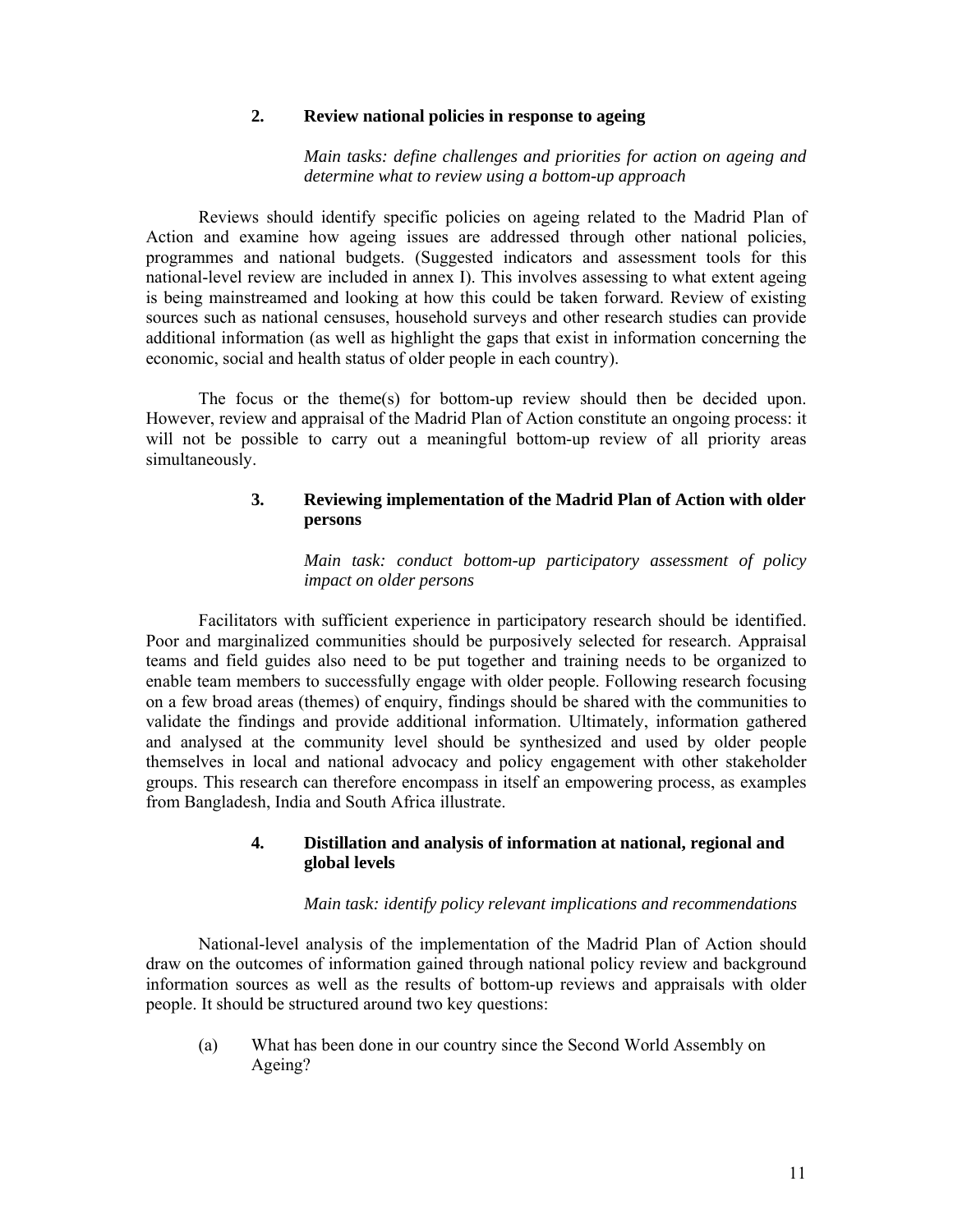### 2. Review national policies in response to ageing

*Main tasks: define challenges and priorities for action on ageing and determine what to review using a bottom-up approach*

Reviews should identify specific policies on ageing related to the Madrid Plan of Action and examine how ageing issues are addressed through other national policies, programmes and national budgets. (Suggested indicators and assessment tools for this national-level review are included in annex I). This involves assessing to what extent ageing is being mainstreamed and looking at how this could be taken forward. Review of existing sources such as national censuses, household surveys and other research studies can provide additional information (as well as highlight the gaps that exist in information concerning the economic, social and health status of older people in each country).

The focus or the theme(s) for bottom-up review should then be decided upon. However, review and appraisal of the Madrid Plan of Action constitute an ongoing process: it will not be possible to carry out a meaningful bottom-up review of all priority areas simultaneously.

### 3. Reviewing implementation of the Madrid Plan of Action with older persons

*Main task: conduct bottom-up participatory assessment of policy impact on older persons*

Facilitators with sufficient experience in participatory research should be identified. Poor and marginalized communities should be purposively selected for research. Appraisal teams and field guides also need to be put together and training needs to be organized to enable team members to successfully engage with older people. Following research focusing on a few broad areas (themes) of enquiry, findings should be shared with the communities to validate the findings and provide additional information. Ultimately, information gathered and analysed at the community level should be synthesized and used by older people themselves in local and national advocacy and policy engagement with other stakeholder groups. This research can therefore encompass in itself an empowering process, as examples from Bangladesh, India and South Africa illustrate.

### 4. Distillation and analysis of information at national, regional and global levels

*Main task: identify policy relevant implications and recommendations*

National-level analysis of the implementation of the Madrid Plan of Action should draw on the outcomes of information gained through national policy review and background information sources as well as the results of bottom-up reviews and appraisals with older people. It should be structured around two key questions:

(a) What has been done in our country since the Second World Assembly on Ageing?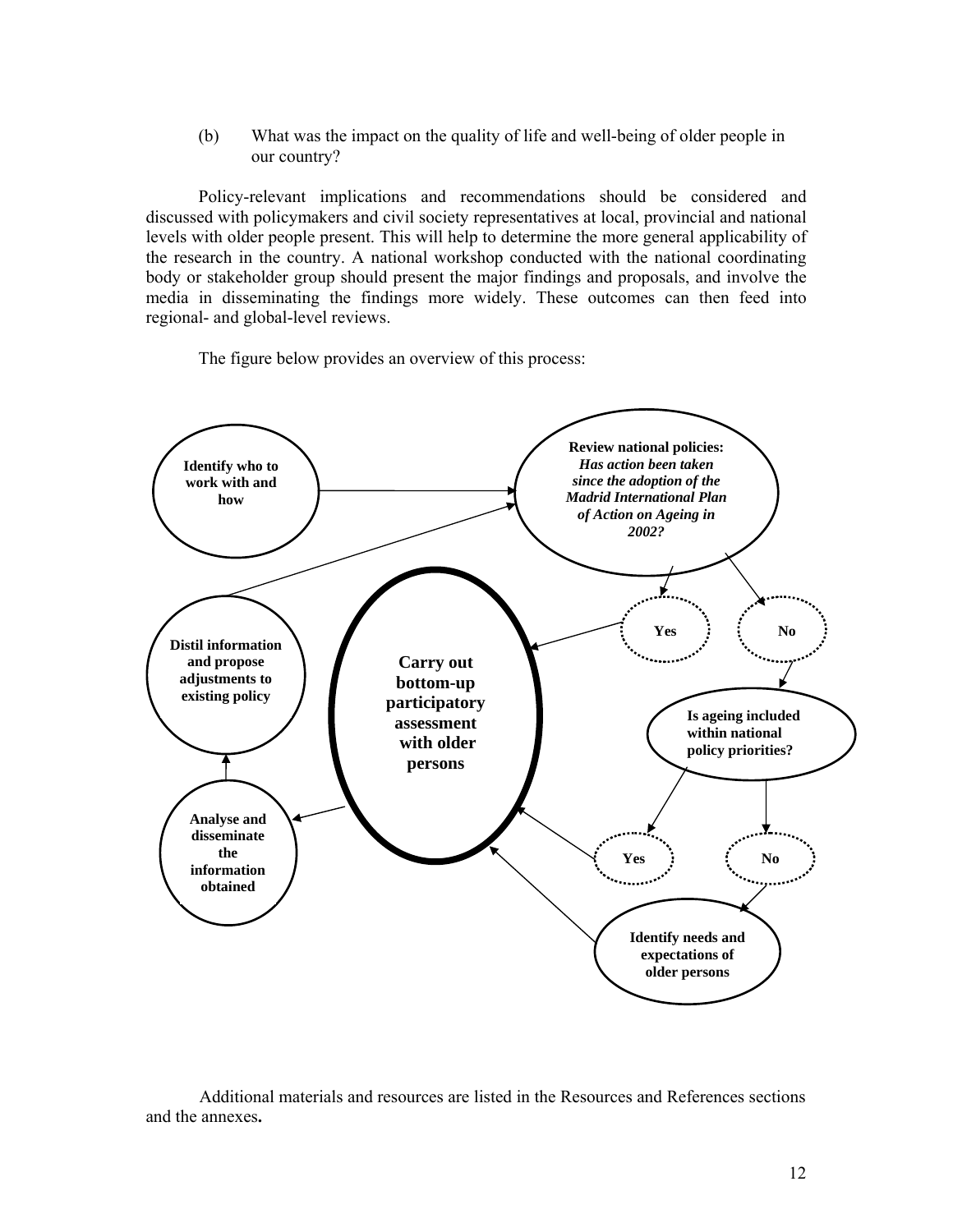(b) What was the impact on the quality of life and well-being of older people in our country?

Policy-relevant implications and recommendations should be considered and discussed with policymakers and civil society representatives at local, provincial and national levels with older people present. This will help to determine the more general applicability of the research in the country. A national workshop conducted with the national coordinating body or stakeholder group should present the major findings and proposals, and involve the media in disseminating the findings more widely. These outcomes can then feed into regional- and global-level reviews.

The figure below provides an overview of this process:

**Identify who to work with and how**

**Review national policies:** ***Has action been taken since the adoption of the Madrid International Plan of Action on Ageing in 2002?***

**Yes** **No**

**Carry out bottom-up participatory assessment with older persons**

**Is ageing included within national policy priorities?**

**Yes** **No**

**Identify needs and expectations of older persons**

**Analyse and disseminate the information obtained**

**Distil information and propose adjustments to existing policy**

Additional materials and resources are listed in the Resources and References sections and the annexes**.**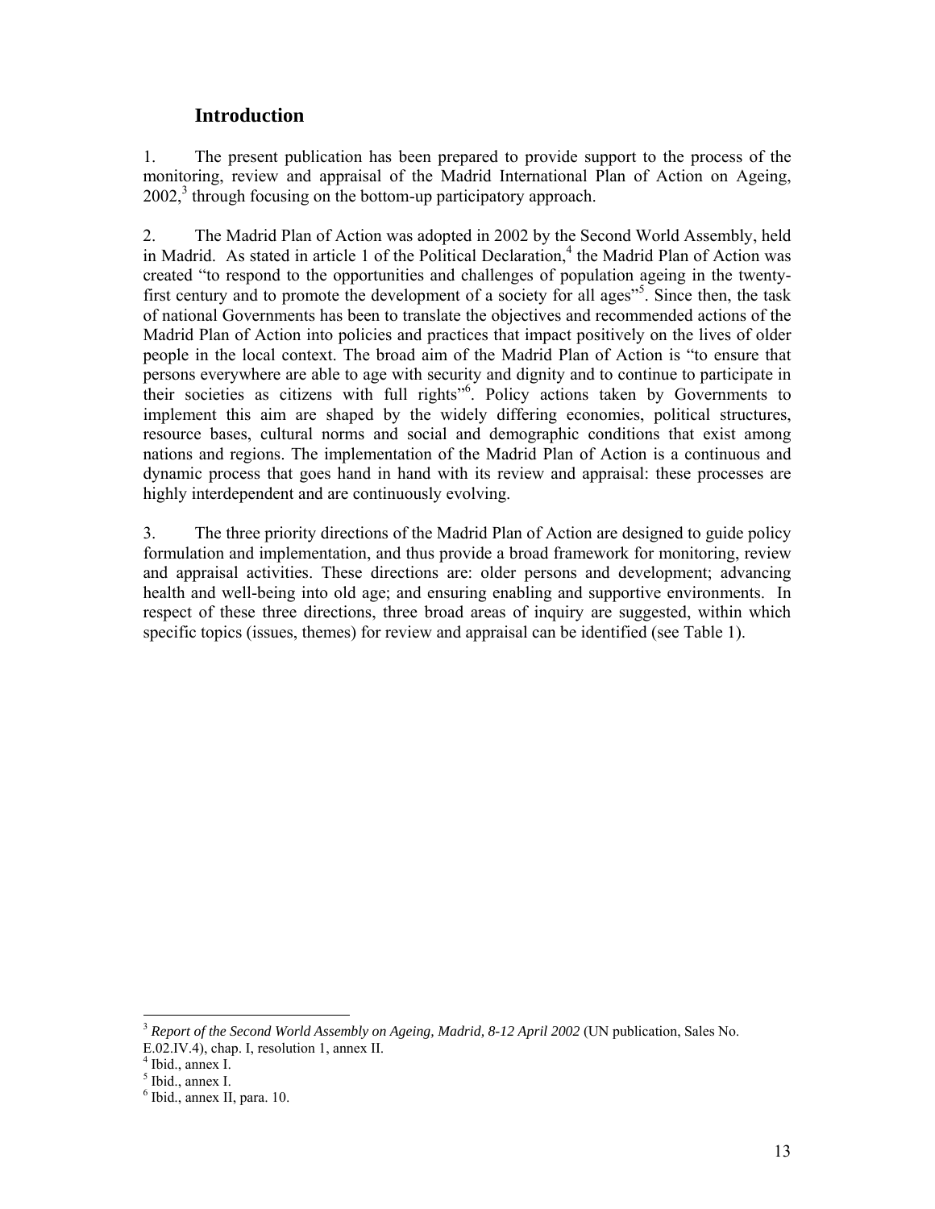## Introduction

1. The present publication has been prepared to provide support to the process of the monitoring, review and appraisal of the Madrid International Plan of Action on Ageing, 2002,[3] through focusing on the bottom-up participatory approach.

2. The Madrid Plan of Action was adopted in 2002 by the Second World Assembly, held in Madrid. As stated in article 1 of the Political Declaration,[4] the Madrid Plan of Action was created "to respond to the opportunities and challenges of population ageing in the twenty-first century and to promote the development of a society for all ages"[5]. Since then, the task of national Governments has been to translate the objectives and recommended actions of the Madrid Plan of Action into policies and practices that impact positively on the lives of older people in the local context. The broad aim of the Madrid Plan of Action is "to ensure that persons everywhere are able to age with security and dignity and to continue to participate in their societies as citizens with full rights"[6]. Policy actions taken by Governments to implement this aim are shaped by the widely differing economies, political structures, resource bases, cultural norms and social and demographic conditions that exist among nations and regions. The implementation of the Madrid Plan of Action is a continuous and dynamic process that goes hand in hand with its review and appraisal: these processes are highly interdependent and are continuously evolving.

3. The three priority directions of the Madrid Plan of Action are designed to guide policy formulation and implementation, and thus provide a broad framework for monitoring, review and appraisal activities. These directions are: older persons and development; advancing health and well-being into old age; and ensuring enabling and supportive environments. In respect of these three directions, three broad areas of inquiry are suggested, within which specific topics (issues, themes) for review and appraisal can be identified (see Table 1).

---

[3] *Report of the Second World Assembly on Ageing, Madrid, 8-12 April 2002* (UN publication, Sales No. E.02.IV.4), chap. I, resolution 1, annex II.

[4] Ibid., annex I.

[5] Ibid., annex I.

[6] Ibid., annex II, para. 10.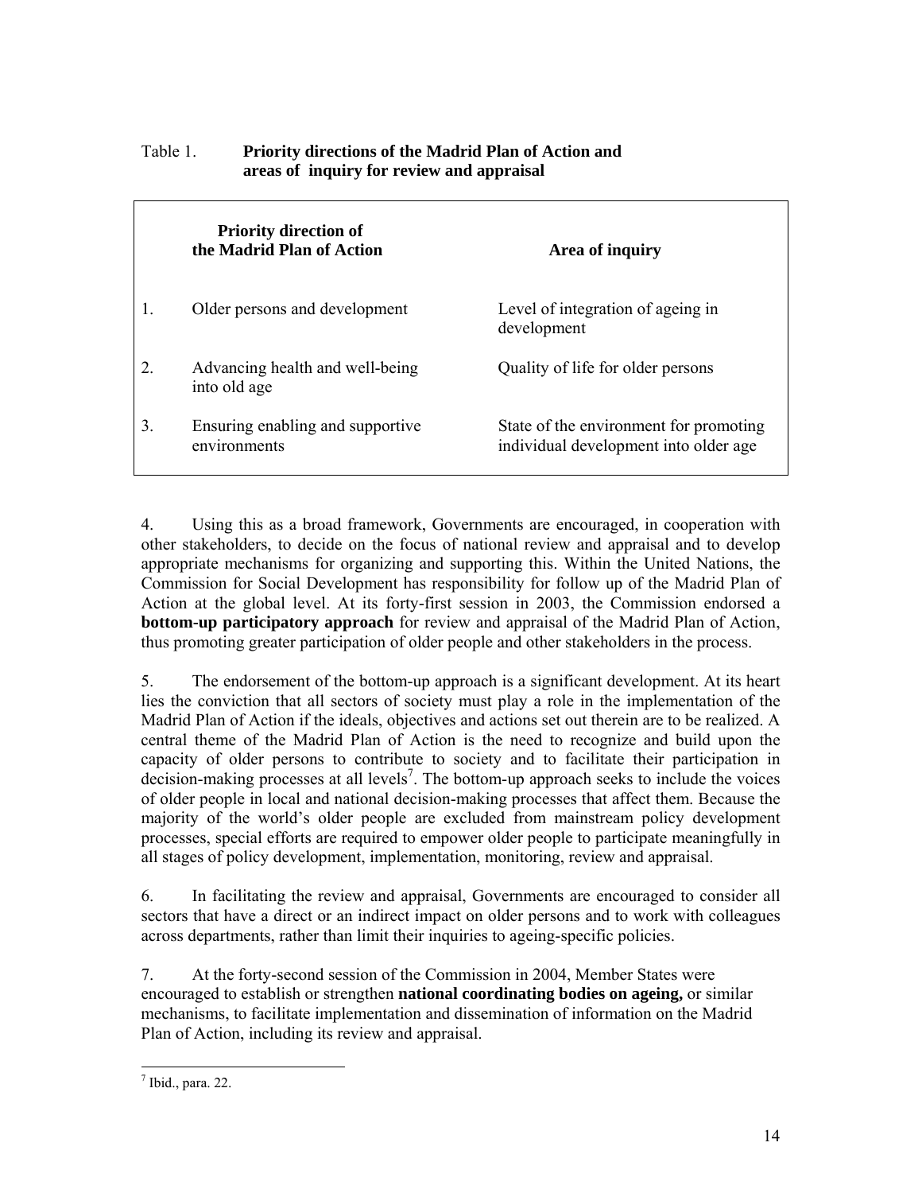Table 1. **Priority directions of the Madrid Plan of Action and areas of inquiry for review and appraisal**

| | Priority direction of the Madrid Plan of Action | Area of inquiry |
|---|---|---|
| 1. | Older persons and development | Level of integration of ageing in development |
| 2. | Advancing health and well-being into old age | Quality of life for older persons |
| 3. | Ensuring enabling and supportive environments | State of the environment for promoting individual development into older age |

4. Using this as a broad framework, Governments are encouraged, in cooperation with other stakeholders, to decide on the focus of national review and appraisal and to develop appropriate mechanisms for organizing and supporting this. Within the United Nations, the Commission for Social Development has responsibility for follow up of the Madrid Plan of Action at the global level. At its forty-first session in 2003, the Commission endorsed a **bottom-up participatory approach** for review and appraisal of the Madrid Plan of Action, thus promoting greater participation of older people and other stakeholders in the process.

5. The endorsement of the bottom-up approach is a significant development. At its heart lies the conviction that all sectors of society must play a role in the implementation of the Madrid Plan of Action if the ideals, objectives and actions set out therein are to be realized. A central theme of the Madrid Plan of Action is the need to recognize and build upon the capacity of older persons to contribute to society and to facilitate their participation in decision-making processes at all levels[7]. The bottom-up approach seeks to include the voices of older people in local and national decision-making processes that affect them. Because the majority of the world's older people are excluded from mainstream policy development processes, special efforts are required to empower older people to participate meaningfully in all stages of policy development, implementation, monitoring, review and appraisal.

6. In facilitating the review and appraisal, Governments are encouraged to consider all sectors that have a direct or an indirect impact on older persons and to work with colleagues across departments, rather than limit their inquiries to ageing-specific policies.

7. At the forty-second session of the Commission in 2004, Member States were encouraged to establish or strengthen **national coordinating bodies on ageing,** or similar mechanisms, to facilitate implementation and dissemination of information on the Madrid Plan of Action, including its review and appraisal.

[7] Ibid., para. 22.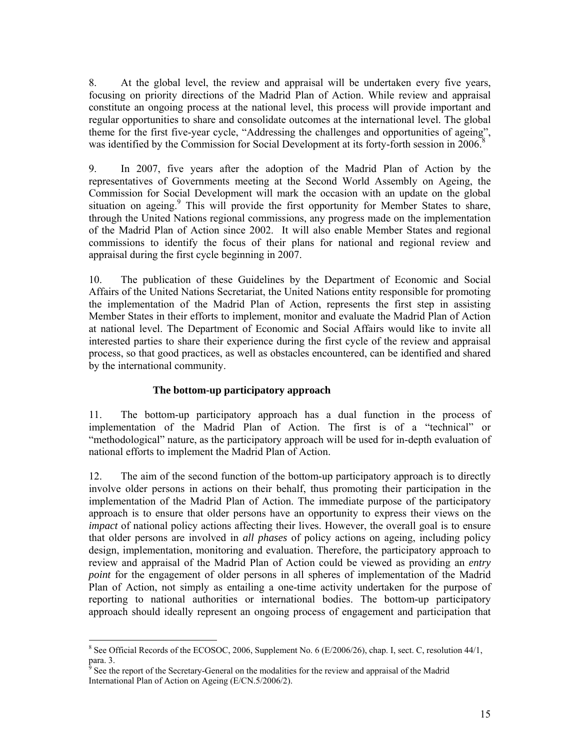8. At the global level, the review and appraisal will be undertaken every five years, focusing on priority directions of the Madrid Plan of Action. While review and appraisal constitute an ongoing process at the national level, this process will provide important and regular opportunities to share and consolidate outcomes at the international level. The global theme for the first five-year cycle, "Addressing the challenges and opportunities of ageing", was identified by the Commission for Social Development at its forty-forth session in 2006.[8]

9. In 2007, five years after the adoption of the Madrid Plan of Action by the representatives of Governments meeting at the Second World Assembly on Ageing, the Commission for Social Development will mark the occasion with an update on the global situation on ageing.[9] This will provide the first opportunity for Member States to share, through the United Nations regional commissions, any progress made on the implementation of the Madrid Plan of Action since 2002. It will also enable Member States and regional commissions to identify the focus of their plans for national and regional review and appraisal during the first cycle beginning in 2007.

10. The publication of these Guidelines by the Department of Economic and Social Affairs of the United Nations Secretariat, the United Nations entity responsible for promoting the implementation of the Madrid Plan of Action, represents the first step in assisting Member States in their efforts to implement, monitor and evaluate the Madrid Plan of Action at national level. The Department of Economic and Social Affairs would like to invite all interested parties to share their experience during the first cycle of the review and appraisal process, so that good practices, as well as obstacles encountered, can be identified and shared by the international community.

### The bottom-up participatory approach

11. The bottom-up participatory approach has a dual function in the process of implementation of the Madrid Plan of Action. The first is of a "technical" or "methodological" nature, as the participatory approach will be used for in-depth evaluation of national efforts to implement the Madrid Plan of Action.

12. The aim of the second function of the bottom-up participatory approach is to directly involve older persons in actions on their behalf, thus promoting their participation in the implementation of the Madrid Plan of Action. The immediate purpose of the participatory approach is to ensure that older persons have an opportunity to express their views on the *impact* of national policy actions affecting their lives. However, the overall goal is to ensure that older persons are involved in *all phases* of policy actions on ageing, including policy design, implementation, monitoring and evaluation. Therefore, the participatory approach to review and appraisal of the Madrid Plan of Action could be viewed as providing an *entry point* for the engagement of older persons in all spheres of implementation of the Madrid Plan of Action, not simply as entailing a one-time activity undertaken for the purpose of reporting to national authorities or international bodies. The bottom-up participatory approach should ideally represent an ongoing process of engagement and participation that

---

[8] See Official Records of the ECOSOC, 2006, Supplement No. 6 (E/2006/26), chap. I, sect. C, resolution 44/1, para. 3.

[9] See the report of the Secretary-General on the modalities for the review and appraisal of the Madrid International Plan of Action on Ageing (E/CN.5/2006/2).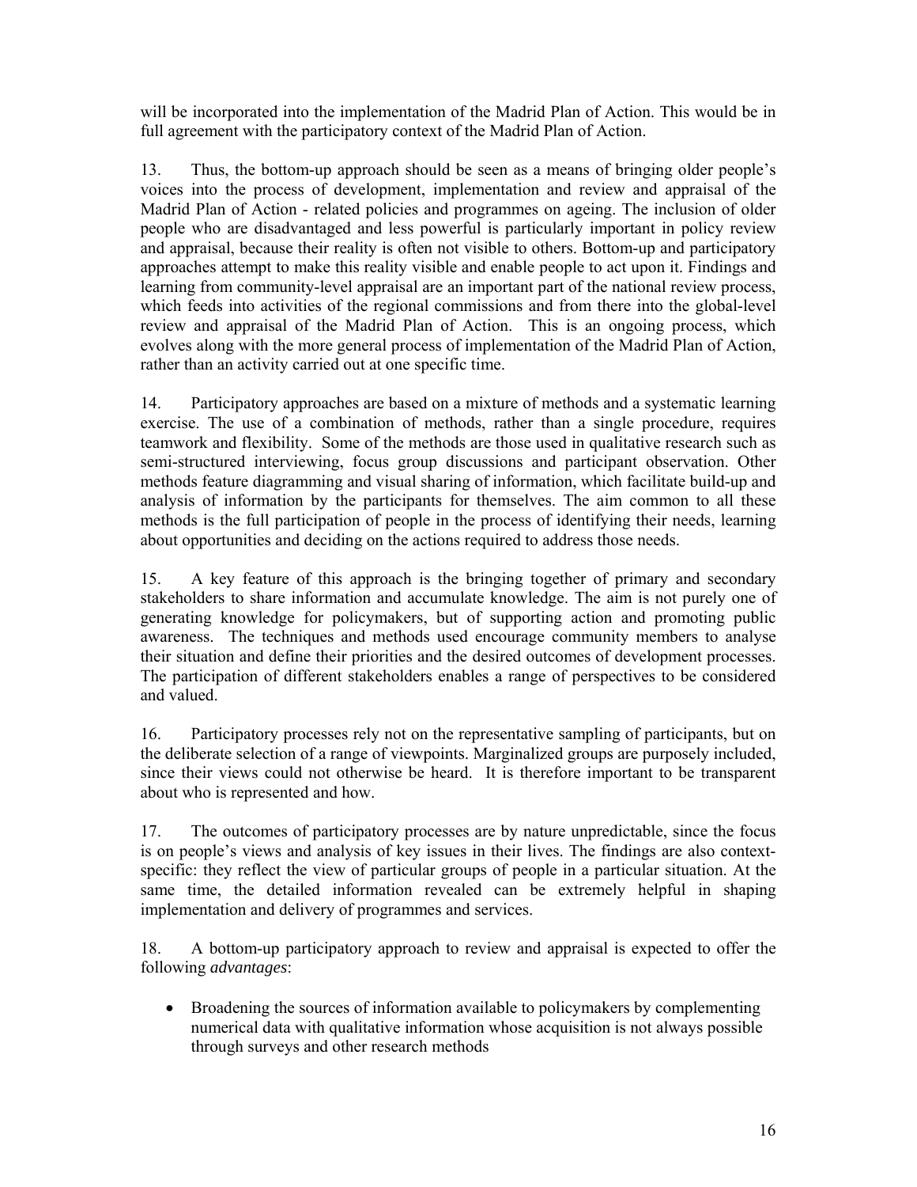will be incorporated into the implementation of the Madrid Plan of Action. This would be in full agreement with the participatory context of the Madrid Plan of Action.

13. Thus, the bottom-up approach should be seen as a means of bringing older people's voices into the process of development, implementation and review and appraisal of the Madrid Plan of Action - related policies and programmes on ageing. The inclusion of older people who are disadvantaged and less powerful is particularly important in policy review and appraisal, because their reality is often not visible to others. Bottom-up and participatory approaches attempt to make this reality visible and enable people to act upon it. Findings and learning from community-level appraisal are an important part of the national review process, which feeds into activities of the regional commissions and from there into the global-level review and appraisal of the Madrid Plan of Action. This is an ongoing process, which evolves along with the more general process of implementation of the Madrid Plan of Action, rather than an activity carried out at one specific time.

14. Participatory approaches are based on a mixture of methods and a systematic learning exercise. The use of a combination of methods, rather than a single procedure, requires teamwork and flexibility. Some of the methods are those used in qualitative research such as semi-structured interviewing, focus group discussions and participant observation. Other methods feature diagramming and visual sharing of information, which facilitate build-up and analysis of information by the participants for themselves. The aim common to all these methods is the full participation of people in the process of identifying their needs, learning about opportunities and deciding on the actions required to address those needs.

15. A key feature of this approach is the bringing together of primary and secondary stakeholders to share information and accumulate knowledge. The aim is not purely one of generating knowledge for policymakers, but of supporting action and promoting public awareness. The techniques and methods used encourage community members to analyse their situation and define their priorities and the desired outcomes of development processes. The participation of different stakeholders enables a range of perspectives to be considered and valued.

16. Participatory processes rely not on the representative sampling of participants, but on the deliberate selection of a range of viewpoints. Marginalized groups are purposely included, since their views could not otherwise be heard. It is therefore important to be transparent about who is represented and how.

17. The outcomes of participatory processes are by nature unpredictable, since the focus is on people's views and analysis of key issues in their lives. The findings are also context-specific: they reflect the view of particular groups of people in a particular situation. At the same time, the detailed information revealed can be extremely helpful in shaping implementation and delivery of programmes and services.

18. A bottom-up participatory approach to review and appraisal is expected to offer the following *advantages*:

- Broadening the sources of information available to policymakers by complementing numerical data with qualitative information whose acquisition is not always possible through surveys and other research methods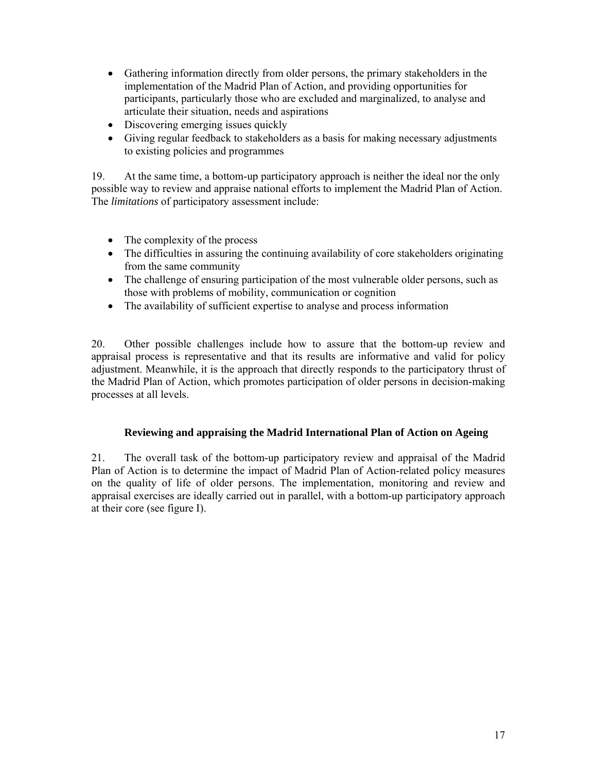- Gathering information directly from older persons, the primary stakeholders in the implementation of the Madrid Plan of Action, and providing opportunities for participants, particularly those who are excluded and marginalized, to analyse and articulate their situation, needs and aspirations
- Discovering emerging issues quickly
- Giving regular feedback to stakeholders as a basis for making necessary adjustments to existing policies and programmes

19. At the same time, a bottom-up participatory approach is neither the ideal nor the only possible way to review and appraise national efforts to implement the Madrid Plan of Action. The *limitations* of participatory assessment include:

- The complexity of the process
- The difficulties in assuring the continuing availability of core stakeholders originating from the same community
- The challenge of ensuring participation of the most vulnerable older persons, such as those with problems of mobility, communication or cognition
- The availability of sufficient expertise to analyse and process information

20. Other possible challenges include how to assure that the bottom-up review and appraisal process is representative and that its results are informative and valid for policy adjustment. Meanwhile, it is the approach that directly responds to the participatory thrust of the Madrid Plan of Action, which promotes participation of older persons in decision-making processes at all levels.

### Reviewing and appraising the Madrid International Plan of Action on Ageing

21. The overall task of the bottom-up participatory review and appraisal of the Madrid Plan of Action is to determine the impact of Madrid Plan of Action-related policy measures on the quality of life of older persons. The implementation, monitoring and review and appraisal exercises are ideally carried out in parallel, with a bottom-up participatory approach at their core (see figure I).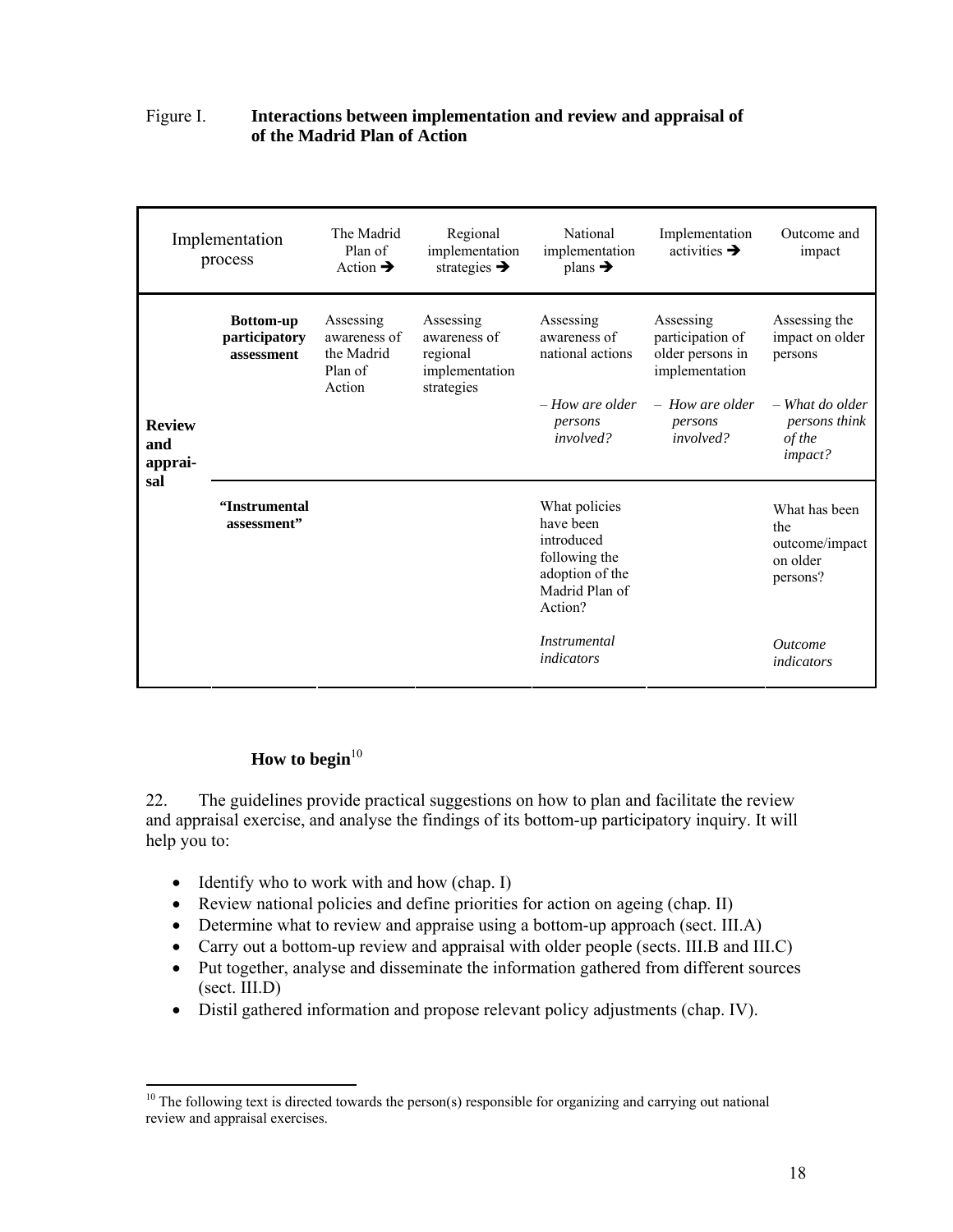Figure I. **Interactions between implementation and review and appraisal of of the Madrid Plan of Action**

| Implementation process | | The Madrid Plan of Action ➔ | Regional implementation strategies ➔ | National implementation plans ➔ | Implementation activities ➔ | Outcome and impact |
|---|---|---|---|---|---|---|
| **Review and apprai-sal** | **Bottom-up participatory assessment** | Assessing awareness of the Madrid Plan of Action | Assessing awareness of regional implementation strategies | Assessing awareness of national actions<br><br>*– How are older persons involved?* | Assessing participation of older persons in implementation<br><br>*– How are older persons involved?* | Assessing the impact on older persons<br><br>*– What do older persons think of the impact?* |
| | **"Instrumental assessment"** | | | What policies have been introduced following the adoption of the Madrid Plan of Action?<br><br>*Instrumental indicators* | | What has been the outcome/impact on older persons?<br><br>*Outcome indicators* |

### How to begin[10]

22. The guidelines provide practical suggestions on how to plan and facilitate the review and appraisal exercise, and analyse the findings of its bottom-up participatory inquiry. It will help you to:

- Identify who to work with and how (chap. I)
- Review national policies and define priorities for action on ageing (chap. II)
- Determine what to review and appraise using a bottom-up approach (sect. III.A)
- Carry out a bottom-up review and appraisal with older people (sects. III.B and III.C)
- Put together, analyse and disseminate the information gathered from different sources (sect. III.D)
- Distil gathered information and propose relevant policy adjustments (chap. IV).

[10] The following text is directed towards the person(s) responsible for organizing and carrying out national review and appraisal exercises.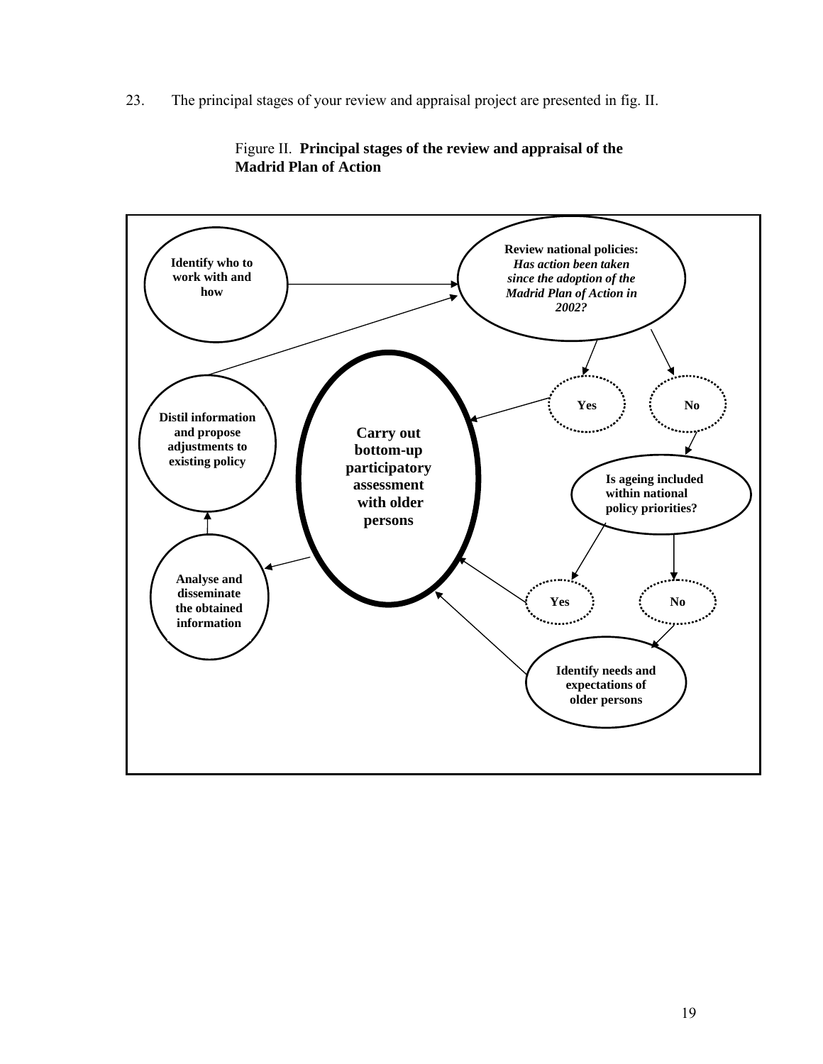23. The principal stages of your review and appraisal project are presented in fig. II.

Figure II. **Principal stages of the review and appraisal of the Madrid Plan of Action**

**Identify who to work with and how**

**Review national policies:** ***Has action been taken since the adoption of the Madrid Plan of Action in 2002?***

**Yes** | **No**

**Is ageing included within national policy priorities?**

**Yes** | **No**

**Identify needs and expectations of older persons**

**Carry out bottom-up participatory assessment with older persons**

**Analyse and disseminate the obtained information**

**Distil information and propose adjustments to existing policy**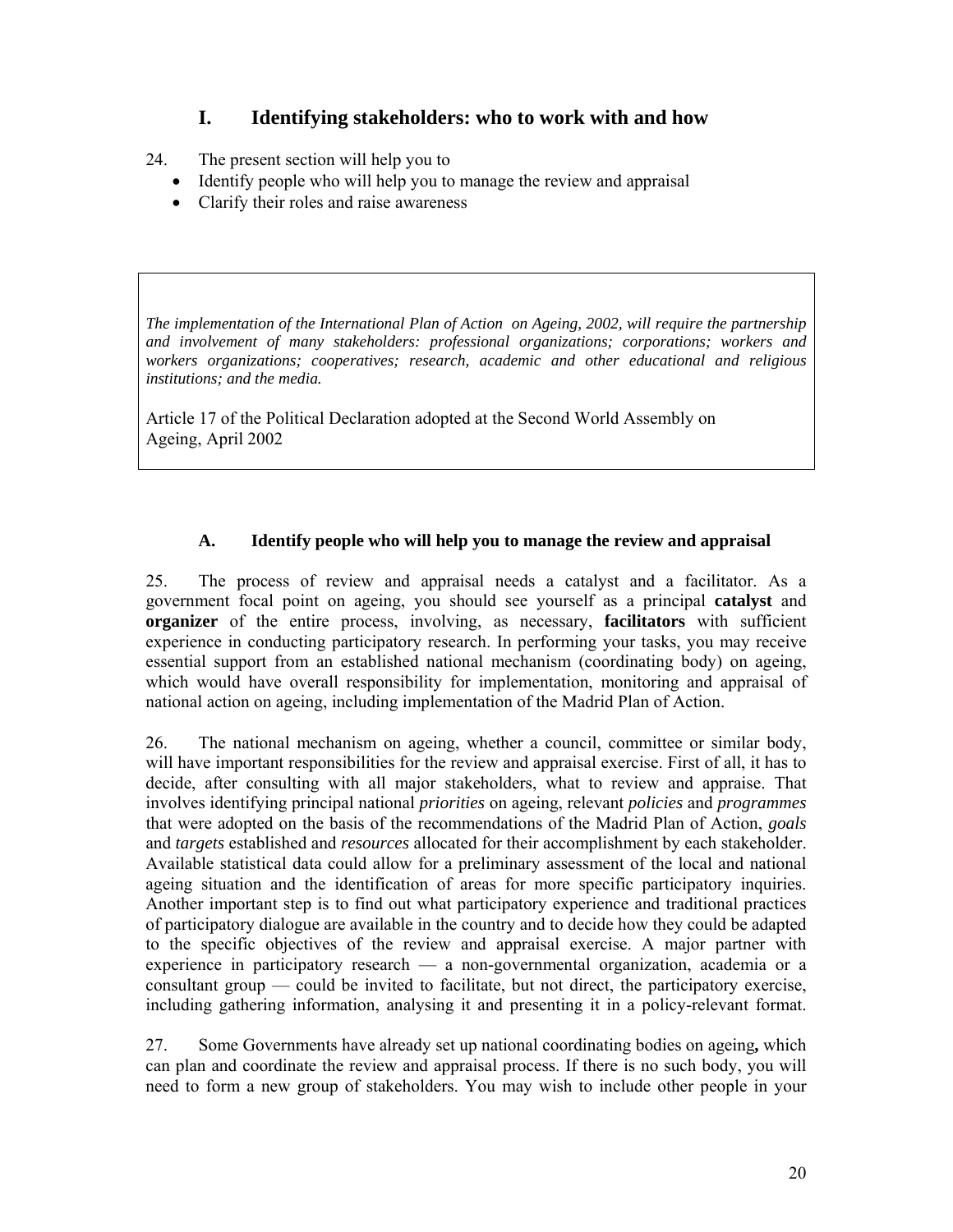# I. Identifying stakeholders: who to work with and how

24. The present section will help you to

- Identify people who will help you to manage the review and appraisal
- Clarify their roles and raise awareness

> *The implementation of the International Plan of Action on Ageing, 2002, will require the partnership and involvement of many stakeholders: professional organizations; corporations; workers and workers organizations; cooperatives; research, academic and other educational and religious institutions; and the media.*
>
> Article 17 of the Political Declaration adopted at the Second World Assembly on Ageing, April 2002

## A. Identify people who will help you to manage the review and appraisal

25. The process of review and appraisal needs a catalyst and a facilitator. As a government focal point on ageing, you should see yourself as a principal **catalyst** and **organizer** of the entire process, involving, as necessary, **facilitators** with sufficient experience in conducting participatory research. In performing your tasks, you may receive essential support from an established national mechanism (coordinating body) on ageing, which would have overall responsibility for implementation, monitoring and appraisal of national action on ageing, including implementation of the Madrid Plan of Action.

26. The national mechanism on ageing, whether a council, committee or similar body, will have important responsibilities for the review and appraisal exercise. First of all, it has to decide, after consulting with all major stakeholders, what to review and appraise. That involves identifying principal national *priorities* on ageing, relevant *policies* and *programmes* that were adopted on the basis of the recommendations of the Madrid Plan of Action, *goals* and *targets* established and *resources* allocated for their accomplishment by each stakeholder. Available statistical data could allow for a preliminary assessment of the local and national ageing situation and the identification of areas for more specific participatory inquiries. Another important step is to find out what participatory experience and traditional practices of participatory dialogue are available in the country and to decide how they could be adapted to the specific objectives of the review and appraisal exercise. A major partner with experience in participatory research — a non-governmental organization, academia or a consultant group — could be invited to facilitate, but not direct, the participatory exercise, including gathering information, analysing it and presenting it in a policy-relevant format.

27. Some Governments have already set up national coordinating bodies on ageing**,** which can plan and coordinate the review and appraisal process. If there is no such body, you will need to form a new group of stakeholders. You may wish to include other people in your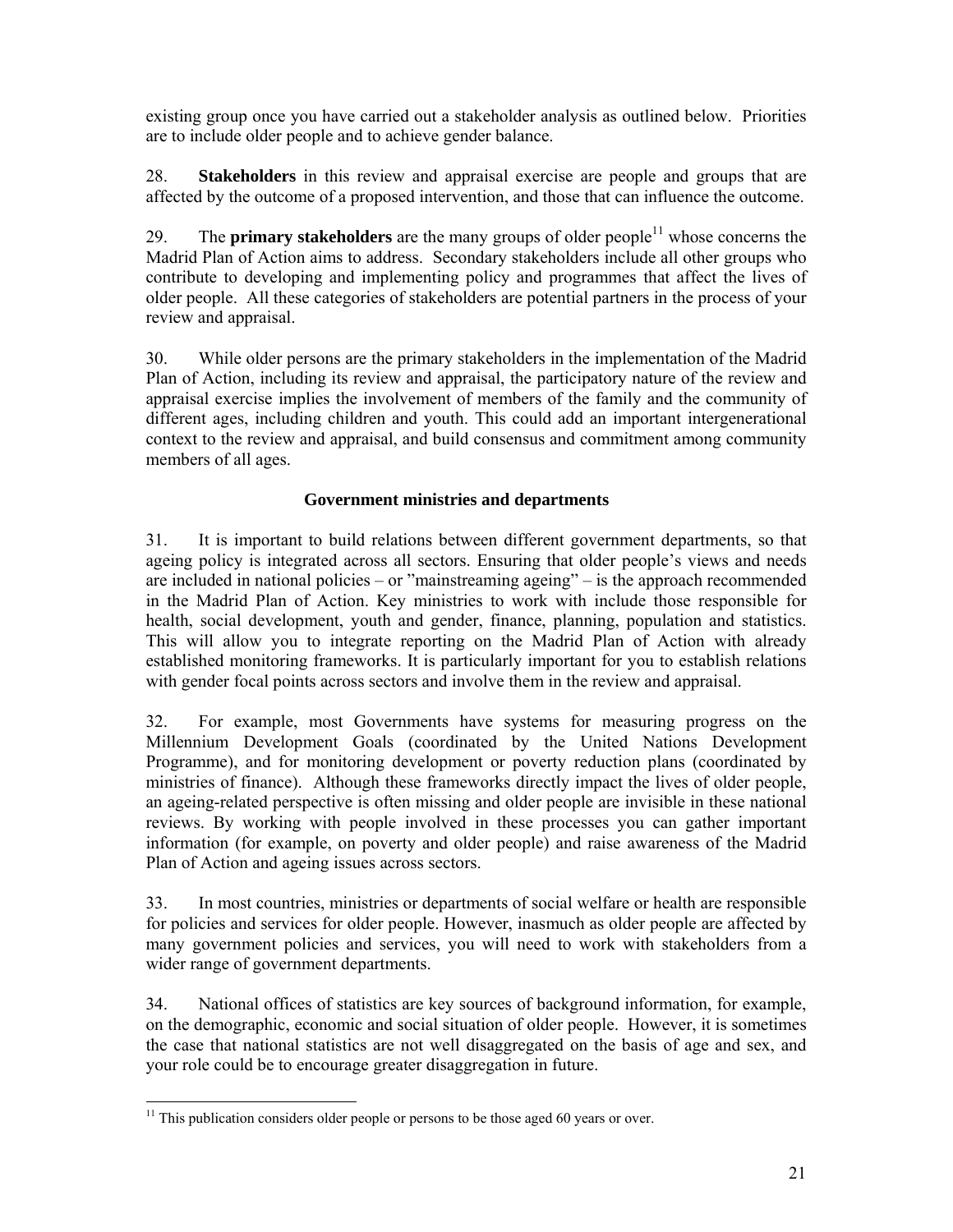existing group once you have carried out a stakeholder analysis as outlined below. Priorities are to include older people and to achieve gender balance.

28. **Stakeholders** in this review and appraisal exercise are people and groups that are affected by the outcome of a proposed intervention, and those that can influence the outcome.

29. The **primary stakeholders** are the many groups of older people[11] whose concerns the Madrid Plan of Action aims to address. Secondary stakeholders include all other groups who contribute to developing and implementing policy and programmes that affect the lives of older people. All these categories of stakeholders are potential partners in the process of your review and appraisal.

30. While older persons are the primary stakeholders in the implementation of the Madrid Plan of Action, including its review and appraisal, the participatory nature of the review and appraisal exercise implies the involvement of members of the family and the community of different ages, including children and youth. This could add an important intergenerational context to the review and appraisal, and build consensus and commitment among community members of all ages.

### Government ministries and departments

31. It is important to build relations between different government departments, so that ageing policy is integrated across all sectors. Ensuring that older people's views and needs are included in national policies – or "mainstreaming ageing" – is the approach recommended in the Madrid Plan of Action. Key ministries to work with include those responsible for health, social development, youth and gender, finance, planning, population and statistics. This will allow you to integrate reporting on the Madrid Plan of Action with already established monitoring frameworks. It is particularly important for you to establish relations with gender focal points across sectors and involve them in the review and appraisal.

32. For example, most Governments have systems for measuring progress on the Millennium Development Goals (coordinated by the United Nations Development Programme), and for monitoring development or poverty reduction plans (coordinated by ministries of finance). Although these frameworks directly impact the lives of older people, an ageing-related perspective is often missing and older people are invisible in these national reviews. By working with people involved in these processes you can gather important information (for example, on poverty and older people) and raise awareness of the Madrid Plan of Action and ageing issues across sectors.

33. In most countries, ministries or departments of social welfare or health are responsible for policies and services for older people. However, inasmuch as older people are affected by many government policies and services, you will need to work with stakeholders from a wider range of government departments.

34. National offices of statistics are key sources of background information, for example, on the demographic, economic and social situation of older people. However, it is sometimes the case that national statistics are not well disaggregated on the basis of age and sex, and your role could be to encourage greater disaggregation in future.

[11] This publication considers older people or persons to be those aged 60 years or over.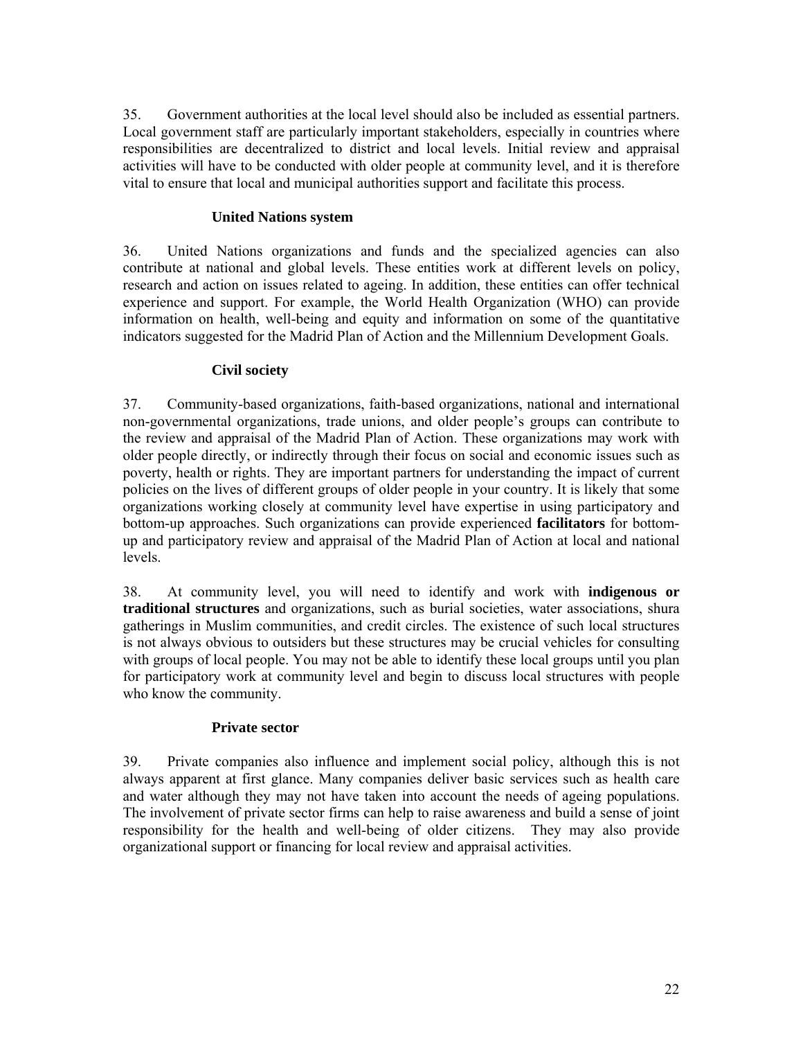35. Government authorities at the local level should also be included as essential partners. Local government staff are particularly important stakeholders, especially in countries where responsibilities are decentralized to district and local levels. Initial review and appraisal activities will have to be conducted with older people at community level, and it is therefore vital to ensure that local and municipal authorities support and facilitate this process.

### United Nations system

36. United Nations organizations and funds and the specialized agencies can also contribute at national and global levels. These entities work at different levels on policy, research and action on issues related to ageing. In addition, these entities can offer technical experience and support. For example, the World Health Organization (WHO) can provide information on health, well-being and equity and information on some of the quantitative indicators suggested for the Madrid Plan of Action and the Millennium Development Goals.

### Civil society

37. Community-based organizations, faith-based organizations, national and international non-governmental organizations, trade unions, and older people's groups can contribute to the review and appraisal of the Madrid Plan of Action. These organizations may work with older people directly, or indirectly through their focus on social and economic issues such as poverty, health or rights. They are important partners for understanding the impact of current policies on the lives of different groups of older people in your country. It is likely that some organizations working closely at community level have expertise in using participatory and bottom-up approaches. Such organizations can provide experienced **facilitators** for bottom-up and participatory review and appraisal of the Madrid Plan of Action at local and national levels.

38. At community level, you will need to identify and work with **indigenous or traditional structures** and organizations, such as burial societies, water associations, shura gatherings in Muslim communities, and credit circles. The existence of such local structures is not always obvious to outsiders but these structures may be crucial vehicles for consulting with groups of local people. You may not be able to identify these local groups until you plan for participatory work at community level and begin to discuss local structures with people who know the community.

### Private sector

39. Private companies also influence and implement social policy, although this is not always apparent at first glance. Many companies deliver basic services such as health care and water although they may not have taken into account the needs of ageing populations. The involvement of private sector firms can help to raise awareness and build a sense of joint responsibility for the health and well-being of older citizens. They may also provide organizational support or financing for local review and appraisal activities.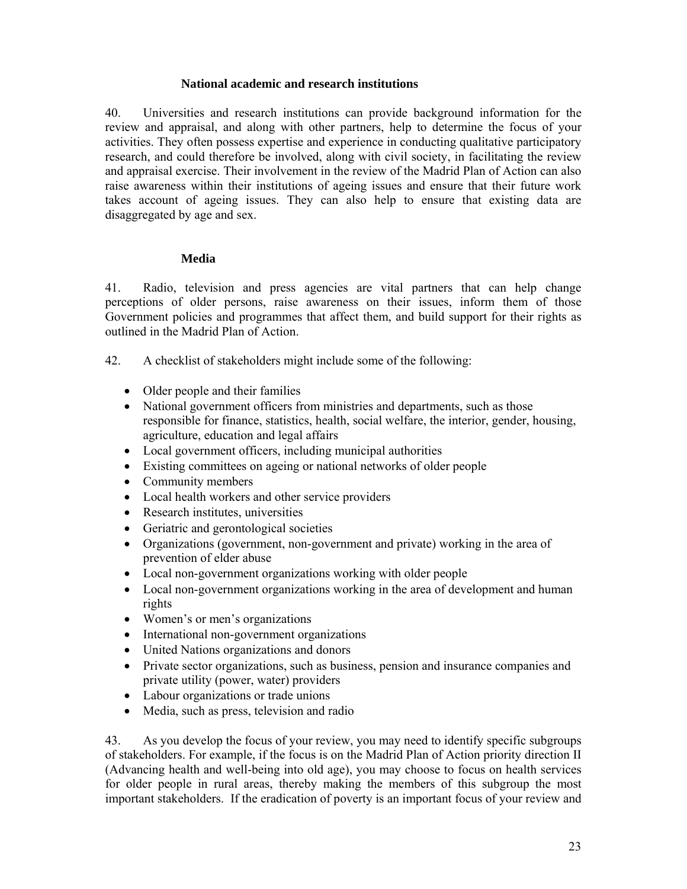### National academic and research institutions

40. Universities and research institutions can provide background information for the review and appraisal, and along with other partners, help to determine the focus of your activities. They often possess expertise and experience in conducting qualitative participatory research, and could therefore be involved, along with civil society, in facilitating the review and appraisal exercise. Their involvement in the review of the Madrid Plan of Action can also raise awareness within their institutions of ageing issues and ensure that their future work takes account of ageing issues. They can also help to ensure that existing data are disaggregated by age and sex.

### Media

41. Radio, television and press agencies are vital partners that can help change perceptions of older persons, raise awareness on their issues, inform them of those Government policies and programmes that affect them, and build support for their rights as outlined in the Madrid Plan of Action.

42. A checklist of stakeholders might include some of the following:

- Older people and their families
- National government officers from ministries and departments, such as those responsible for finance, statistics, health, social welfare, the interior, gender, housing, agriculture, education and legal affairs
- Local government officers, including municipal authorities
- Existing committees on ageing or national networks of older people
- Community members
- Local health workers and other service providers
- Research institutes, universities
- Geriatric and gerontological societies
- Organizations (government, non-government and private) working in the area of prevention of elder abuse
- Local non-government organizations working with older people
- Local non-government organizations working in the area of development and human rights
- Women's or men's organizations
- International non-government organizations
- United Nations organizations and donors
- Private sector organizations, such as business, pension and insurance companies and private utility (power, water) providers
- Labour organizations or trade unions
- Media, such as press, television and radio

43. As you develop the focus of your review, you may need to identify specific subgroups of stakeholders. For example, if the focus is on the Madrid Plan of Action priority direction II (Advancing health and well-being into old age), you may choose to focus on health services for older people in rural areas, thereby making the members of this subgroup the most important stakeholders. If the eradication of poverty is an important focus of your review and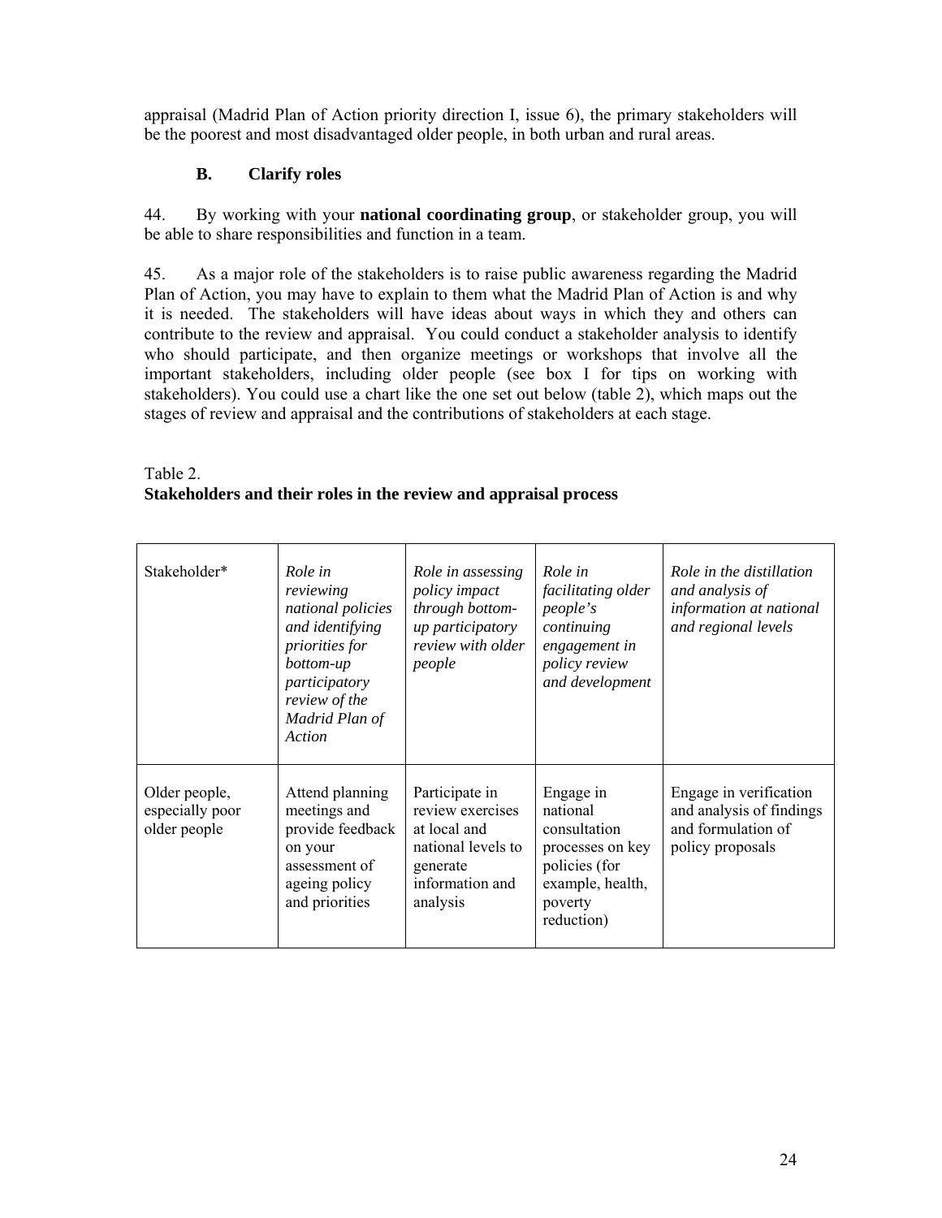appraisal (Madrid Plan of Action priority direction I, issue 6), the primary stakeholders will be the poorest and most disadvantaged older people, in both urban and rural areas.

### B. Clarify roles

44. By working with your **national coordinating group**, or stakeholder group, you will be able to share responsibilities and function in a team.

45. As a major role of the stakeholders is to raise public awareness regarding the Madrid Plan of Action, you may have to explain to them what the Madrid Plan of Action is and why it is needed. The stakeholders will have ideas about ways in which they and others can contribute to the review and appraisal. You could conduct a stakeholder analysis to identify who should participate, and then organize meetings or workshops that involve all the important stakeholders, including older people (see box I for tips on working with stakeholders). You could use a chart like the one set out below (table 2), which maps out the stages of review and appraisal and the contributions of stakeholders at each stage.

Table 2.
**Stakeholders and their roles in the review and appraisal process**

| Stakeholder* | *Role in reviewing national policies and identifying priorities for bottom-up participatory review of the Madrid Plan of Action* | *Role in assessing policy impact through bottom-up participatory review with older people* | *Role in facilitating older people's continuing engagement in policy review and development* | *Role in the distillation and analysis of information at national and regional levels* |
|---|---|---|---|---|
| Older people, especially poor older people | Attend planning meetings and provide feedback on your assessment of ageing policy and priorities | Participate in review exercises at local and national levels to generate information and analysis | Engage in national consultation processes on key policies (for example, health, poverty reduction) | Engage in verification and analysis of findings and formulation of policy proposals |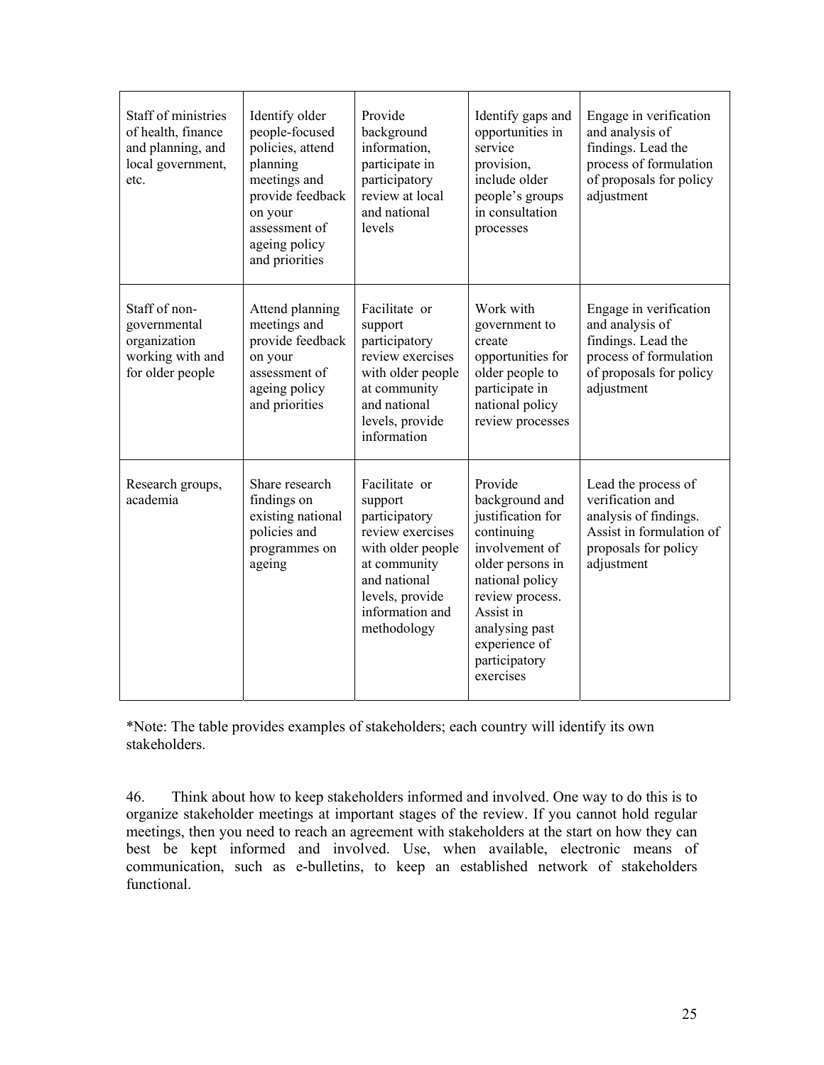| | | | | |
|---|---|---|---|---|
| Staff of ministries of health, finance and planning, and local government, etc. | Identify older people-focused policies, attend planning meetings and provide feedback on your assessment of ageing policy and priorities | Provide background information, participate in participatory review at local and national levels | Identify gaps and opportunities in service provision, include older people's groups in consultation processes | Engage in verification and analysis of findings. Lead the process of formulation of proposals for policy adjustment |
| Staff of non-governmental organization working with and for older people | Attend planning meetings and provide feedback on your assessment of ageing policy and priorities | Facilitate or support participatory review exercises with older people at community and national levels, provide information | Work with government to create opportunities for older people to participate in national policy review processes | Engage in verification and analysis of findings. Lead the process of formulation of proposals for policy adjustment |
| Research groups, academia | Share research findings on existing national policies and programmes on ageing | Facilitate or support participatory review exercises with older people at community and national levels, provide information and methodology | Provide background and justification for continuing involvement of older persons in national policy review process. Assist in analysing past experience of participatory exercises | Lead the process of verification and analysis of findings. Assist in formulation of proposals for policy adjustment |

*Note: The table provides examples of stakeholders; each country will identify its own stakeholders.

46. Think about how to keep stakeholders informed and involved. One way to do this is to organize stakeholder meetings at important stages of the review. If you cannot hold regular meetings, then you need to reach an agreement with stakeholders at the start on how they can best be kept informed and involved. Use, when available, electronic means of communication, such as e-bulletins, to keep an established network of stakeholders functional.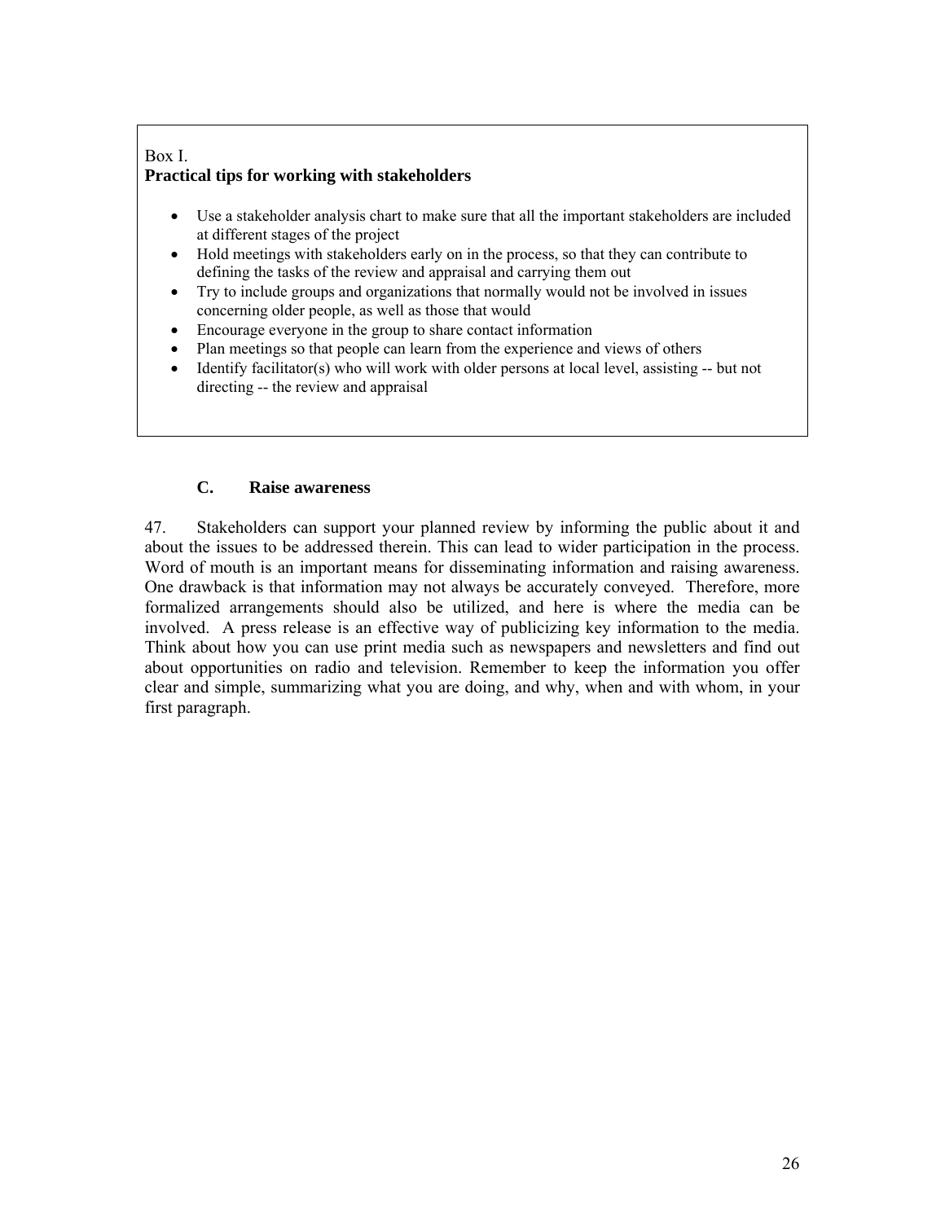Box I.
**Practical tips for working with stakeholders**

- Use a stakeholder analysis chart to make sure that all the important stakeholders are included at different stages of the project
- Hold meetings with stakeholders early on in the process, so that they can contribute to defining the tasks of the review and appraisal and carrying them out
- Try to include groups and organizations that normally would not be involved in issues concerning older people, as well as those that would
- Encourage everyone in the group to share contact information
- Plan meetings so that people can learn from the experience and views of others
- Identify facilitator(s) who will work with older persons at local level, assisting -- but not directing -- the review and appraisal

### C. Raise awareness

47. Stakeholders can support your planned review by informing the public about it and about the issues to be addressed therein. This can lead to wider participation in the process. Word of mouth is an important means for disseminating information and raising awareness. One drawback is that information may not always be accurately conveyed. Therefore, more formalized arrangements should also be utilized, and here is where the media can be involved. A press release is an effective way of publicizing key information to the media. Think about how you can use print media such as newspapers and newsletters and find out about opportunities on radio and television. Remember to keep the information you offer clear and simple, summarizing what you are doing, and why, when and with whom, in your first paragraph.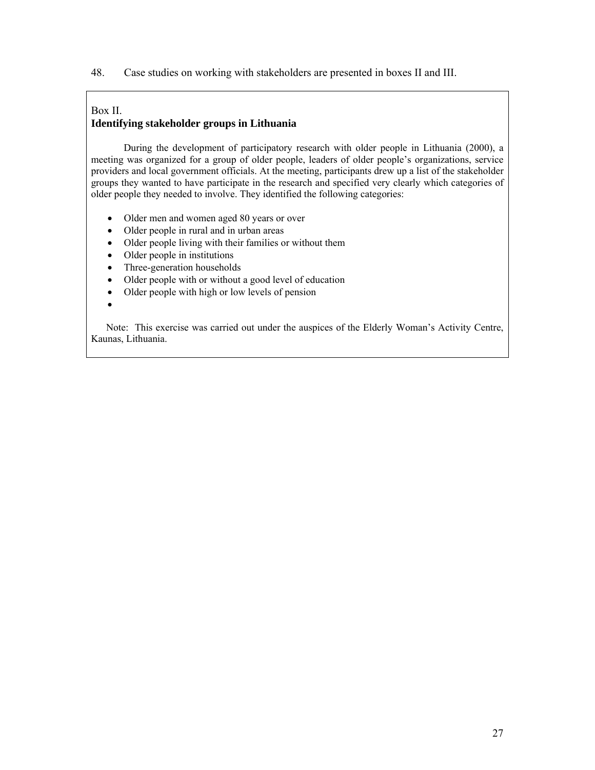48. Case studies on working with stakeholders are presented in boxes II and III.

Box II.

**Identifying stakeholder groups in Lithuania**

During the development of participatory research with older people in Lithuania (2000), a meeting was organized for a group of older people, leaders of older people's organizations, service providers and local government officials. At the meeting, participants drew up a list of the stakeholder groups they wanted to have participate in the research and specified very clearly which categories of older people they needed to involve. They identified the following categories:

- Older men and women aged 80 years or over
- Older people in rural and in urban areas
- Older people living with their families or without them
- Older people in institutions
- Three-generation households
- Older people with or without a good level of education
- Older people with high or low levels of pension
-

Note: This exercise was carried out under the auspices of the Elderly Woman's Activity Centre, Kaunas, Lithuania.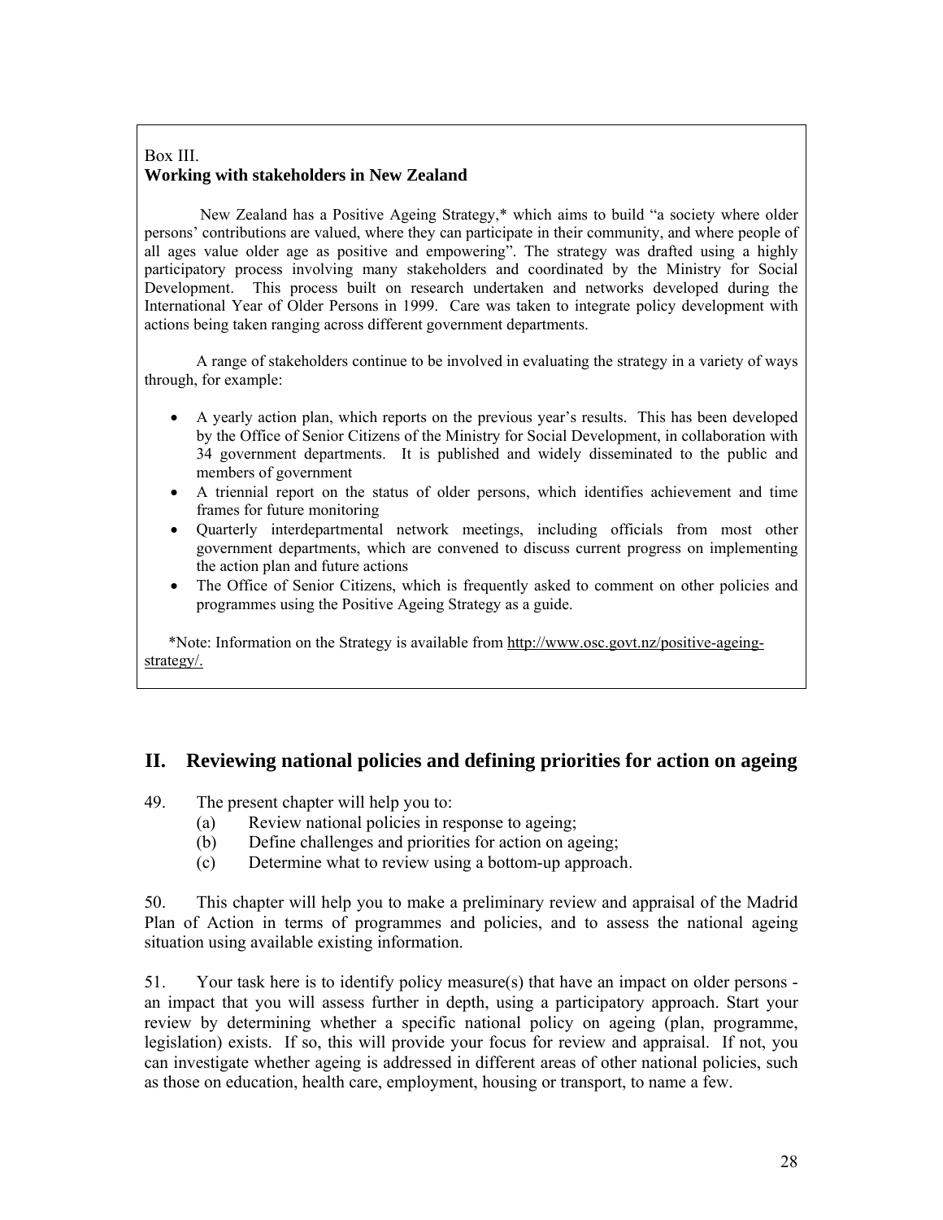Box III.
**Working with stakeholders in New Zealand**

New Zealand has a Positive Ageing Strategy,* which aims to build "a society where older persons' contributions are valued, where they can participate in their community, and where people of all ages value older age as positive and empowering". The strategy was drafted using a highly participatory process involving many stakeholders and coordinated by the Ministry for Social Development. This process built on research undertaken and networks developed during the International Year of Older Persons in 1999. Care was taken to integrate policy development with actions being taken ranging across different government departments.

A range of stakeholders continue to be involved in evaluating the strategy in a variety of ways through, for example:

- A yearly action plan, which reports on the previous year's results. This has been developed by the Office of Senior Citizens of the Ministry for Social Development, in collaboration with 34 government departments. It is published and widely disseminated to the public and members of government
- A triennial report on the status of older persons, which identifies achievement and time frames for future monitoring
- Quarterly interdepartmental network meetings, including officials from most other government departments, which are convened to discuss current progress on implementing the action plan and future actions
- The Office of Senior Citizens, which is frequently asked to comment on other policies and programmes using the Positive Ageing Strategy as a guide.

*Note: Information on the Strategy is available from http://www.osc.govt.nz/positive-ageing-strategy/.

## II. Reviewing national policies and defining priorities for action on ageing

49. The present chapter will help you to:
    (a) Review national policies in response to ageing;
    (b) Define challenges and priorities for action on ageing;
    (c) Determine what to review using a bottom-up approach.

50. This chapter will help you to make a preliminary review and appraisal of the Madrid Plan of Action in terms of programmes and policies, and to assess the national ageing situation using available existing information.

51. Your task here is to identify policy measure(s) that have an impact on older persons - an impact that you will assess further in depth, using a participatory approach. Start your review by determining whether a specific national policy on ageing (plan, programme, legislation) exists. If so, this will provide your focus for review and appraisal. If not, you can investigate whether ageing is addressed in different areas of other national policies, such as those on education, health care, employment, housing or transport, to name a few.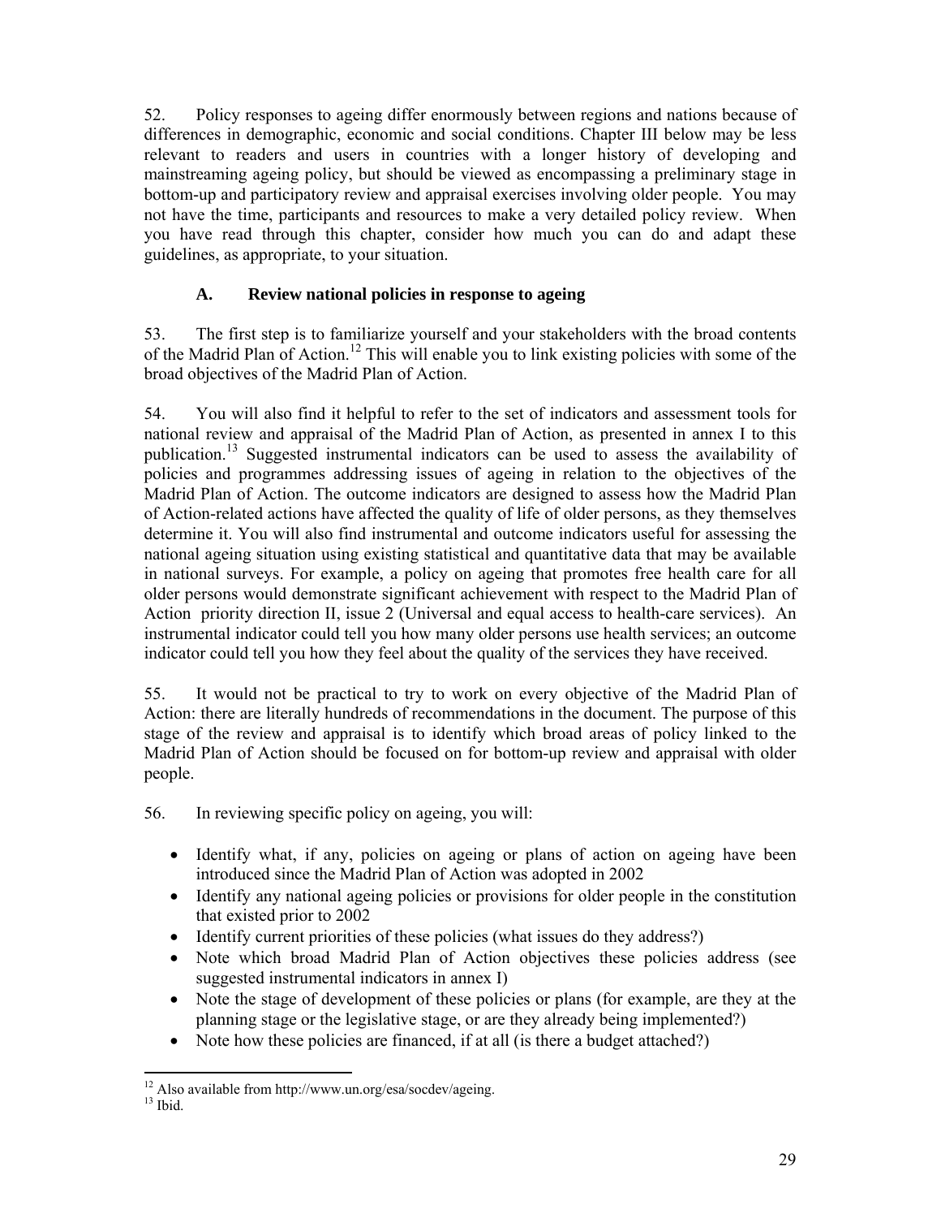52. Policy responses to ageing differ enormously between regions and nations because of differences in demographic, economic and social conditions. Chapter III below may be less relevant to readers and users in countries with a longer history of developing and mainstreaming ageing policy, but should be viewed as encompassing a preliminary stage in bottom-up and participatory review and appraisal exercises involving older people. You may not have the time, participants and resources to make a very detailed policy review. When you have read through this chapter, consider how much you can do and adapt these guidelines, as appropriate, to your situation.

### A. Review national policies in response to ageing

53. The first step is to familiarize yourself and your stakeholders with the broad contents of the Madrid Plan of Action.[12] This will enable you to link existing policies with some of the broad objectives of the Madrid Plan of Action.

54. You will also find it helpful to refer to the set of indicators and assessment tools for national review and appraisal of the Madrid Plan of Action, as presented in annex I to this publication.[13] Suggested instrumental indicators can be used to assess the availability of policies and programmes addressing issues of ageing in relation to the objectives of the Madrid Plan of Action. The outcome indicators are designed to assess how the Madrid Plan of Action-related actions have affected the quality of life of older persons, as they themselves determine it. You will also find instrumental and outcome indicators useful for assessing the national ageing situation using existing statistical and quantitative data that may be available in national surveys. For example, a policy on ageing that promotes free health care for all older persons would demonstrate significant achievement with respect to the Madrid Plan of Action priority direction II, issue 2 (Universal and equal access to health-care services). An instrumental indicator could tell you how many older persons use health services; an outcome indicator could tell you how they feel about the quality of the services they have received.

55. It would not be practical to try to work on every objective of the Madrid Plan of Action: there are literally hundreds of recommendations in the document. The purpose of this stage of the review and appraisal is to identify which broad areas of policy linked to the Madrid Plan of Action should be focused on for bottom-up review and appraisal with older people.

56. In reviewing specific policy on ageing, you will:

- Identify what, if any, policies on ageing or plans of action on ageing have been introduced since the Madrid Plan of Action was adopted in 2002
- Identify any national ageing policies or provisions for older people in the constitution that existed prior to 2002
- Identify current priorities of these policies (what issues do they address?)
- Note which broad Madrid Plan of Action objectives these policies address (see suggested instrumental indicators in annex I)
- Note the stage of development of these policies or plans (for example, are they at the planning stage or the legislative stage, or are they already being implemented?)
- Note how these policies are financed, if at all (is there a budget attached?)

---

[12] Also available from http://www.un.org/esa/socdev/ageing.

[13] Ibid.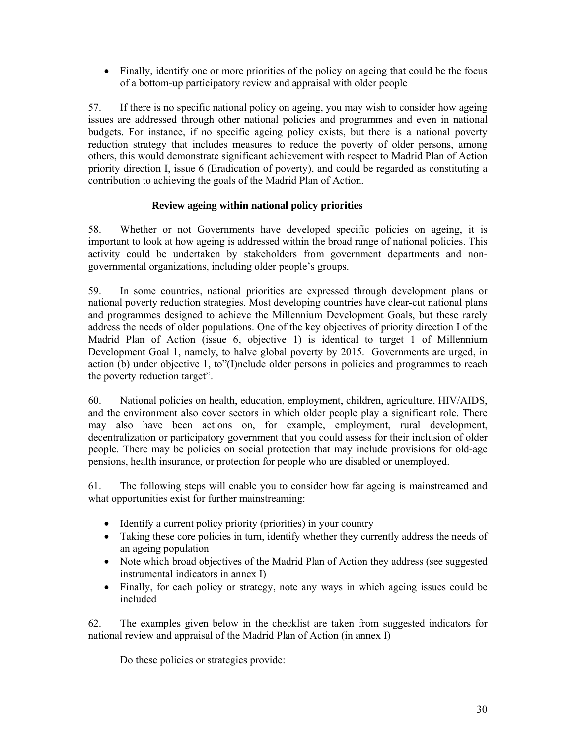- Finally, identify one or more priorities of the policy on ageing that could be the focus of a bottom-up participatory review and appraisal with older people

57. If there is no specific national policy on ageing, you may wish to consider how ageing issues are addressed through other national policies and programmes and even in national budgets. For instance, if no specific ageing policy exists, but there is a national poverty reduction strategy that includes measures to reduce the poverty of older persons, among others, this would demonstrate significant achievement with respect to Madrid Plan of Action priority direction I, issue 6 (Eradication of poverty), and could be regarded as constituting a contribution to achieving the goals of the Madrid Plan of Action.

### Review ageing within national policy priorities

58. Whether or not Governments have developed specific policies on ageing, it is important to look at how ageing is addressed within the broad range of national policies. This activity could be undertaken by stakeholders from government departments and non-governmental organizations, including older people's groups.

59. In some countries, national priorities are expressed through development plans or national poverty reduction strategies. Most developing countries have clear-cut national plans and programmes designed to achieve the Millennium Development Goals, but these rarely address the needs of older populations. One of the key objectives of priority direction I of the Madrid Plan of Action (issue 6, objective 1) is identical to target 1 of Millennium Development Goal 1, namely, to halve global poverty by 2015. Governments are urged, in action (b) under objective 1, to"(I)nclude older persons in policies and programmes to reach the poverty reduction target".

60. National policies on health, education, employment, children, agriculture, HIV/AIDS, and the environment also cover sectors in which older people play a significant role. There may also have been actions on, for example, employment, rural development, decentralization or participatory government that you could assess for their inclusion of older people. There may be policies on social protection that may include provisions for old-age pensions, health insurance, or protection for people who are disabled or unemployed.

61. The following steps will enable you to consider how far ageing is mainstreamed and what opportunities exist for further mainstreaming:

- Identify a current policy priority (priorities) in your country
- Taking these core policies in turn, identify whether they currently address the needs of an ageing population
- Note which broad objectives of the Madrid Plan of Action they address (see suggested instrumental indicators in annex I)
- Finally, for each policy or strategy, note any ways in which ageing issues could be included

62. The examples given below in the checklist are taken from suggested indicators for national review and appraisal of the Madrid Plan of Action (in annex I)

Do these policies or strategies provide: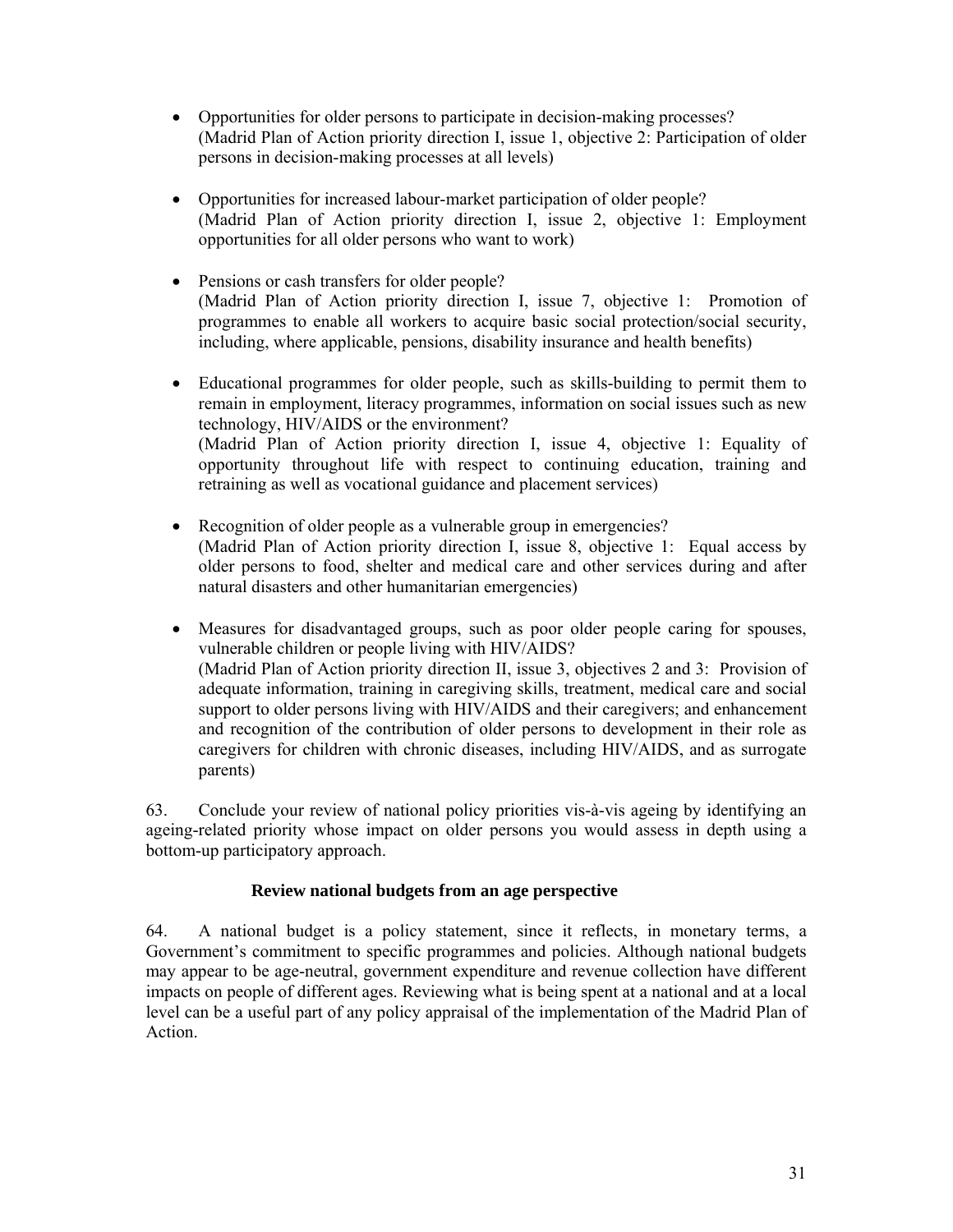- Opportunities for older persons to participate in decision-making processes? (Madrid Plan of Action priority direction I, issue 1, objective 2: Participation of older persons in decision-making processes at all levels)

- Opportunities for increased labour-market participation of older people? (Madrid Plan of Action priority direction I, issue 2, objective 1: Employment opportunities for all older persons who want to work)

- Pensions or cash transfers for older people? (Madrid Plan of Action priority direction I, issue 7, objective 1: Promotion of programmes to enable all workers to acquire basic social protection/social security, including, where applicable, pensions, disability insurance and health benefits)

- Educational programmes for older people, such as skills-building to permit them to remain in employment, literacy programmes, information on social issues such as new technology, HIV/AIDS or the environment? (Madrid Plan of Action priority direction I, issue 4, objective 1: Equality of opportunity throughout life with respect to continuing education, training and retraining as well as vocational guidance and placement services)

- Recognition of older people as a vulnerable group in emergencies? (Madrid Plan of Action priority direction I, issue 8, objective 1: Equal access by older persons to food, shelter and medical care and other services during and after natural disasters and other humanitarian emergencies)

- Measures for disadvantaged groups, such as poor older people caring for spouses, vulnerable children or people living with HIV/AIDS? (Madrid Plan of Action priority direction II, issue 3, objectives 2 and 3: Provision of adequate information, training in caregiving skills, treatment, medical care and social support to older persons living with HIV/AIDS and their caregivers; and enhancement and recognition of the contribution of older persons to development in their role as caregivers for children with chronic diseases, including HIV/AIDS, and as surrogate parents)

63. Conclude your review of national policy priorities vis-à-vis ageing by identifying an ageing-related priority whose impact on older persons you would assess in depth using a bottom-up participatory approach.

### Review national budgets from an age perspective

64. A national budget is a policy statement, since it reflects, in monetary terms, a Government's commitment to specific programmes and policies. Although national budgets may appear to be age-neutral, government expenditure and revenue collection have different impacts on people of different ages. Reviewing what is being spent at a national and at a local level can be a useful part of any policy appraisal of the implementation of the Madrid Plan of Action.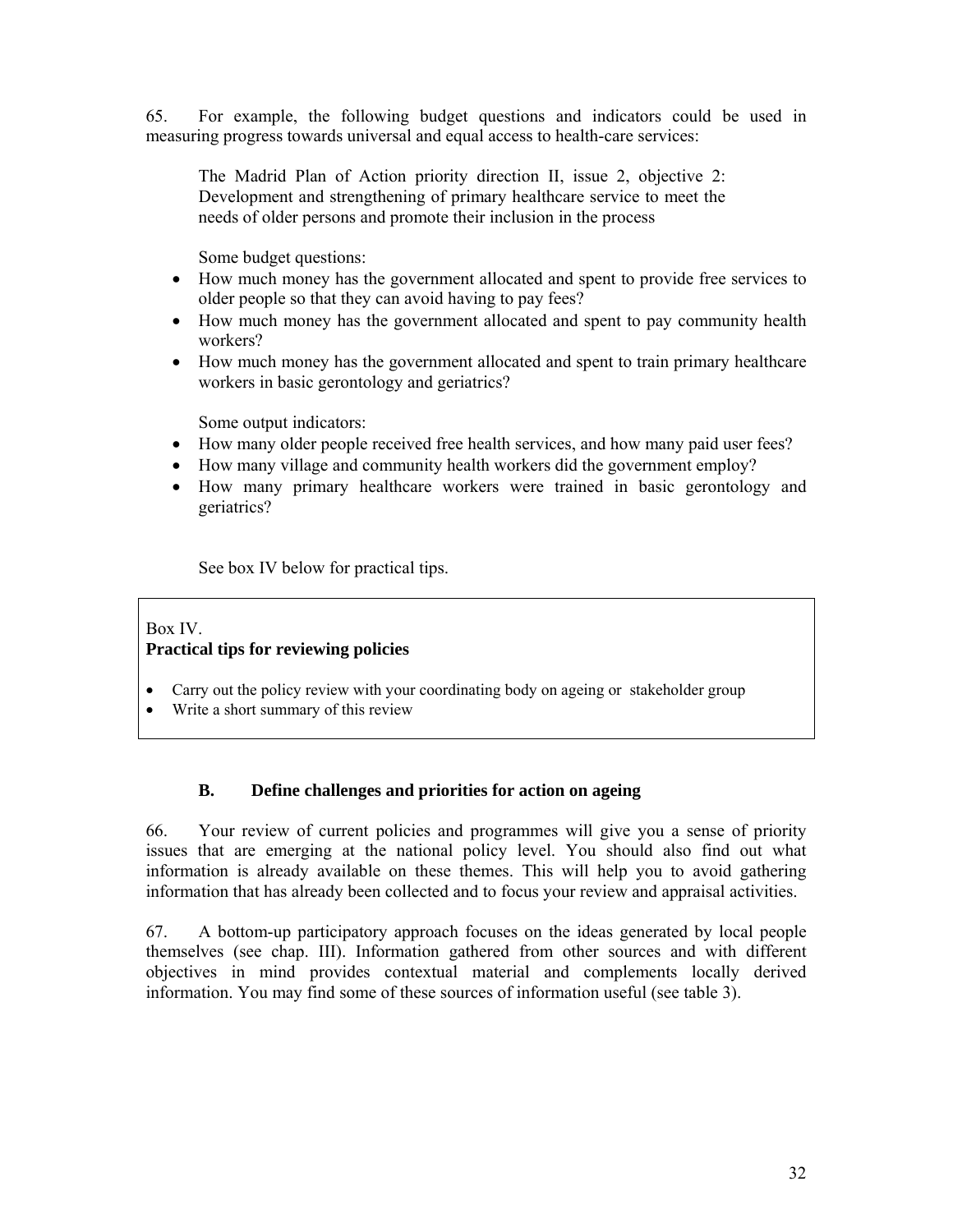65. For example, the following budget questions and indicators could be used in measuring progress towards universal and equal access to health-care services:

The Madrid Plan of Action priority direction II, issue 2, objective 2: Development and strengthening of primary healthcare service to meet the needs of older persons and promote their inclusion in the process

Some budget questions:

- How much money has the government allocated and spent to provide free services to older people so that they can avoid having to pay fees?
- How much money has the government allocated and spent to pay community health workers?
- How much money has the government allocated and spent to train primary healthcare workers in basic gerontology and geriatrics?

Some output indicators:

- How many older people received free health services, and how many paid user fees?
- How many village and community health workers did the government employ?
- How many primary healthcare workers were trained in basic gerontology and geriatrics?

See box IV below for practical tips.

> Box IV.
> **Practical tips for reviewing policies**
>
> - Carry out the policy review with your coordinating body on ageing or stakeholder group
> - Write a short summary of this review

### B. Define challenges and priorities for action on ageing

66. Your review of current policies and programmes will give you a sense of priority issues that are emerging at the national policy level. You should also find out what information is already available on these themes. This will help you to avoid gathering information that has already been collected and to focus your review and appraisal activities.

67. A bottom-up participatory approach focuses on the ideas generated by local people themselves (see chap. III). Information gathered from other sources and with different objectives in mind provides contextual material and complements locally derived information. You may find some of these sources of information useful (see table 3).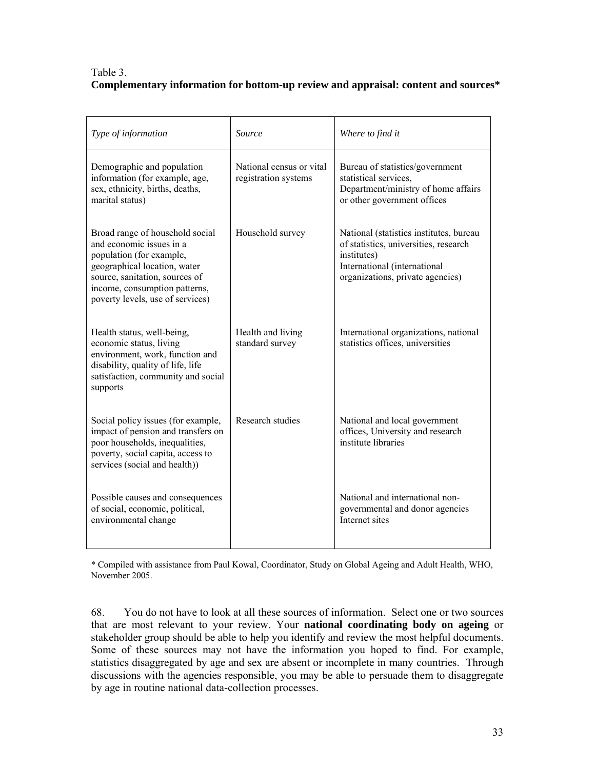Table 3.
**Complementary information for bottom-up review and appraisal: content and sources***

| *Type of information* | *Source* | *Where to find it* |
|---|---|---|
| Demographic and population information (for example, age, sex, ethnicity, births, deaths, marital status) | National census or vital registration systems | Bureau of statistics/government statistical services, Department/ministry of home affairs or other government offices |
| Broad range of household social and economic issues in a population (for example, geographical location, water source, sanitation, sources of income, consumption patterns, poverty levels, use of services) | Household survey | National (statistics institutes, bureau of statistics, universities, research institutes) International (international organizations, private agencies) |
| Health status, well-being, economic status, living environment, work, function and disability, quality of life, life satisfaction, community and social supports | Health and living standard survey | International organizations, national statistics offices, universities |
| Social policy issues (for example, impact of pension and transfers on poor households, inequalities, poverty, social capital, access to services (social and health)) | Research studies | National and local government offices, University and research institute libraries |
| Possible causes and consequences of social, economic, political, environmental change | | National and international non-governmental and donor agencies Internet sites |

* Compiled with assistance from Paul Kowal, Coordinator, Study on Global Ageing and Adult Health, WHO, November 2005.

68. You do not have to look at all these sources of information. Select one or two sources that are most relevant to your review. Your **national coordinating body on ageing** or stakeholder group should be able to help you identify and review the most helpful documents. Some of these sources may not have the information you hoped to find. For example, statistics disaggregated by age and sex are absent or incomplete in many countries. Through discussions with the agencies responsible, you may be able to persuade them to disaggregate by age in routine national data-collection processes.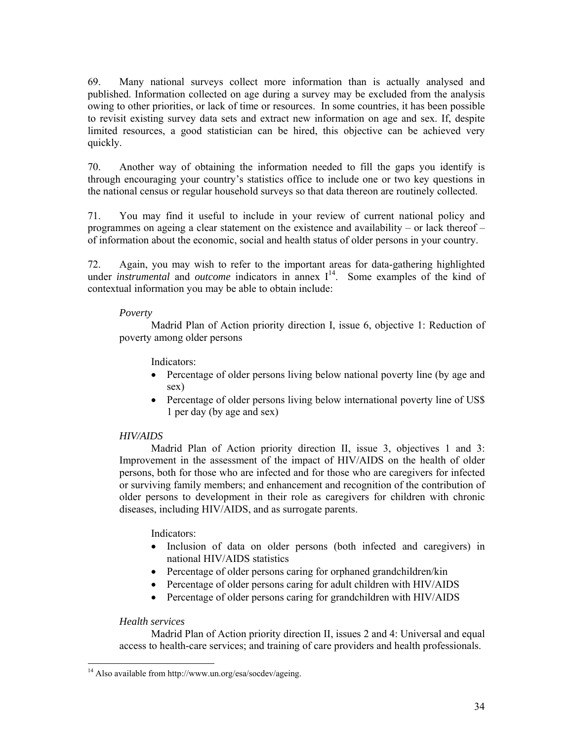69. Many national surveys collect more information than is actually analysed and published. Information collected on age during a survey may be excluded from the analysis owing to other priorities, or lack of time or resources. In some countries, it has been possible to revisit existing survey data sets and extract new information on age and sex. If, despite limited resources, a good statistician can be hired, this objective can be achieved very quickly.

70. Another way of obtaining the information needed to fill the gaps you identify is through encouraging your country's statistics office to include one or two key questions in the national census or regular household surveys so that data thereon are routinely collected.

71. You may find it useful to include in your review of current national policy and programmes on ageing a clear statement on the existence and availability – or lack thereof – of information about the economic, social and health status of older persons in your country.

72. Again, you may wish to refer to the important areas for data-gathering highlighted under *instrumental* and *outcome* indicators in annex I[14]. Some examples of the kind of contextual information you may be able to obtain include:

*Poverty*

Madrid Plan of Action priority direction I, issue 6, objective 1: Reduction of poverty among older persons

Indicators:

- Percentage of older persons living below national poverty line (by age and sex)
- Percentage of older persons living below international poverty line of US$ 1 per day (by age and sex)

*HIV/AIDS*

Madrid Plan of Action priority direction II, issue 3, objectives 1 and 3: Improvement in the assessment of the impact of HIV/AIDS on the health of older persons, both for those who are infected and for those who are caregivers for infected or surviving family members; and enhancement and recognition of the contribution of older persons to development in their role as caregivers for children with chronic diseases, including HIV/AIDS, and as surrogate parents.

Indicators:

- Inclusion of data on older persons (both infected and caregivers) in national HIV/AIDS statistics
- Percentage of older persons caring for orphaned grandchildren/kin
- Percentage of older persons caring for adult children with HIV/AIDS
- Percentage of older persons caring for grandchildren with HIV/AIDS

*Health services*

Madrid Plan of Action priority direction II, issues 2 and 4: Universal and equal access to health-care services; and training of care providers and health professionals.

---

[14] Also available from http://www.un.org/esa/socdev/ageing.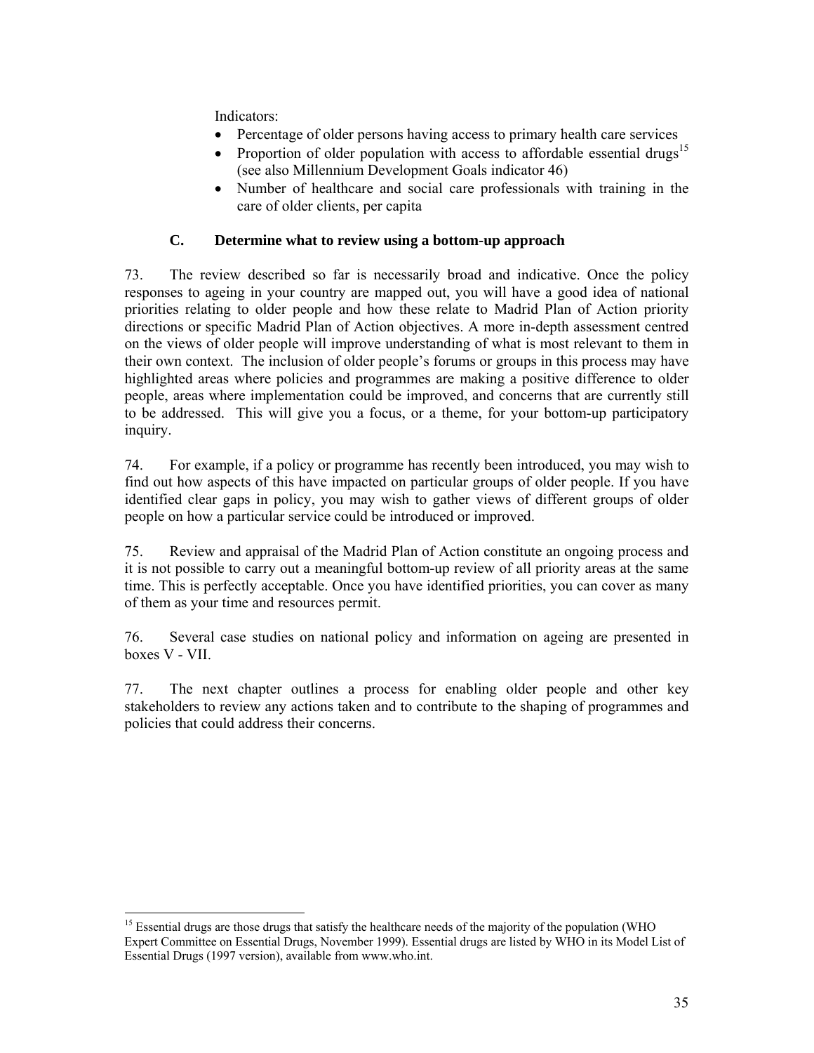Indicators:

- Percentage of older persons having access to primary health care services
- Proportion of older population with access to affordable essential drugs[15] (see also Millennium Development Goals indicator 46)
- Number of healthcare and social care professionals with training in the care of older clients, per capita

### C. Determine what to review using a bottom-up approach

73. The review described so far is necessarily broad and indicative. Once the policy responses to ageing in your country are mapped out, you will have a good idea of national priorities relating to older people and how these relate to Madrid Plan of Action priority directions or specific Madrid Plan of Action objectives. A more in-depth assessment centred on the views of older people will improve understanding of what is most relevant to them in their own context. The inclusion of older people's forums or groups in this process may have highlighted areas where policies and programmes are making a positive difference to older people, areas where implementation could be improved, and concerns that are currently still to be addressed. This will give you a focus, or a theme, for your bottom-up participatory inquiry.

74. For example, if a policy or programme has recently been introduced, you may wish to find out how aspects of this have impacted on particular groups of older people. If you have identified clear gaps in policy, you may wish to gather views of different groups of older people on how a particular service could be introduced or improved.

75. Review and appraisal of the Madrid Plan of Action constitute an ongoing process and it is not possible to carry out a meaningful bottom-up review of all priority areas at the same time. This is perfectly acceptable. Once you have identified priorities, you can cover as many of them as your time and resources permit.

76. Several case studies on national policy and information on ageing are presented in boxes V - VII.

77. The next chapter outlines a process for enabling older people and other key stakeholders to review any actions taken and to contribute to the shaping of programmes and policies that could address their concerns.

---

[15] Essential drugs are those drugs that satisfy the healthcare needs of the majority of the population (WHO Expert Committee on Essential Drugs, November 1999). Essential drugs are listed by WHO in its Model List of Essential Drugs (1997 version), available from www.who.int.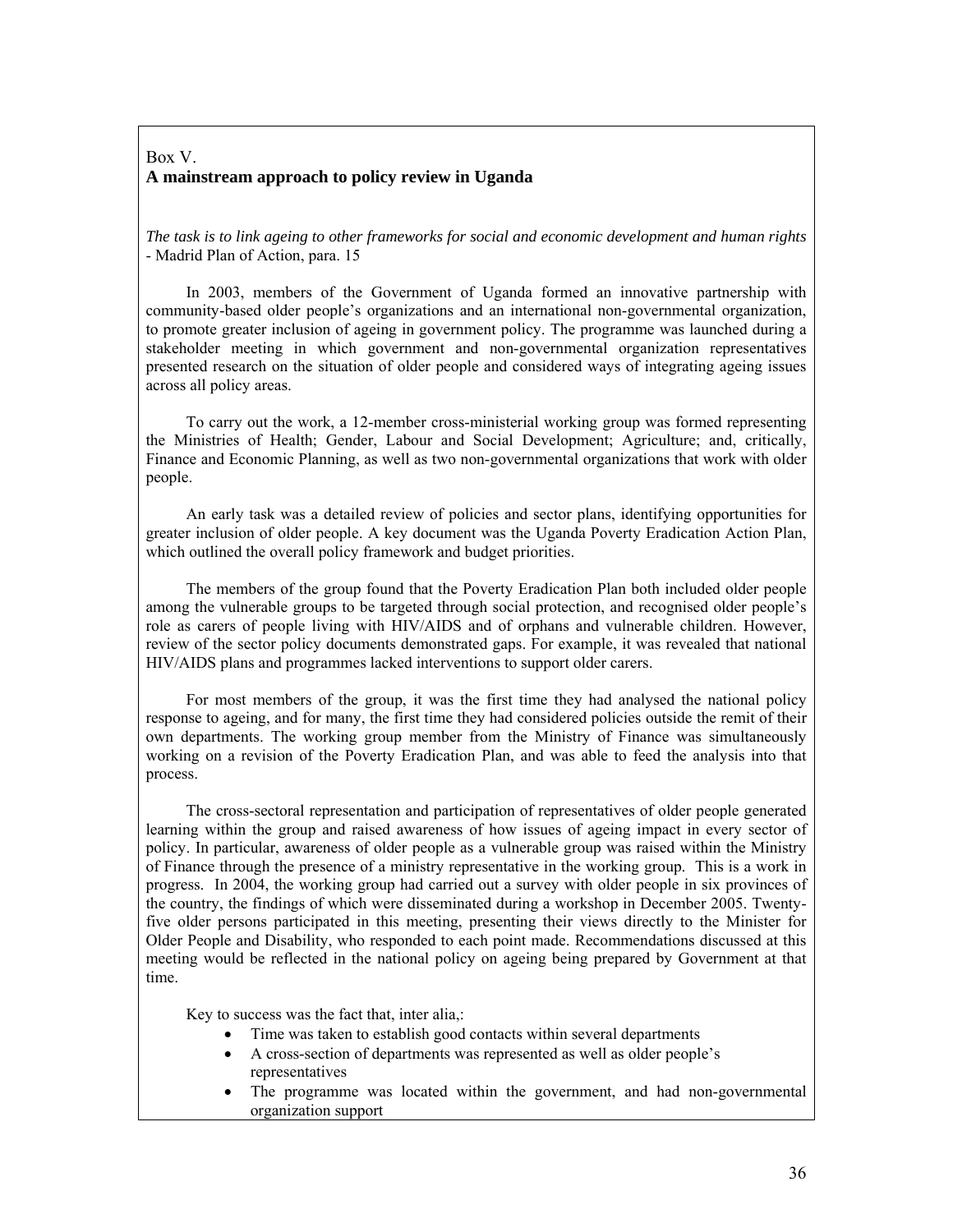Box V.

**A mainstream approach to policy review in Uganda**

*The task is to link ageing to other frameworks for social and economic development and human rights* - Madrid Plan of Action, para. 15

In 2003, members of the Government of Uganda formed an innovative partnership with community-based older people's organizations and an international non-governmental organization, to promote greater inclusion of ageing in government policy. The programme was launched during a stakeholder meeting in which government and non-governmental organization representatives presented research on the situation of older people and considered ways of integrating ageing issues across all policy areas.

To carry out the work, a 12-member cross-ministerial working group was formed representing the Ministries of Health; Gender, Labour and Social Development; Agriculture; and, critically, Finance and Economic Planning, as well as two non-governmental organizations that work with older people.

An early task was a detailed review of policies and sector plans, identifying opportunities for greater inclusion of older people. A key document was the Uganda Poverty Eradication Action Plan, which outlined the overall policy framework and budget priorities.

The members of the group found that the Poverty Eradication Plan both included older people among the vulnerable groups to be targeted through social protection, and recognised older people's role as carers of people living with HIV/AIDS and of orphans and vulnerable children. However, review of the sector policy documents demonstrated gaps. For example, it was revealed that national HIV/AIDS plans and programmes lacked interventions to support older carers.

For most members of the group, it was the first time they had analysed the national policy response to ageing, and for many, the first time they had considered policies outside the remit of their own departments. The working group member from the Ministry of Finance was simultaneously working on a revision of the Poverty Eradication Plan, and was able to feed the analysis into that process.

The cross-sectoral representation and participation of representatives of older people generated learning within the group and raised awareness of how issues of ageing impact in every sector of policy. In particular, awareness of older people as a vulnerable group was raised within the Ministry of Finance through the presence of a ministry representative in the working group. This is a work in progress. In 2004, the working group had carried out a survey with older people in six provinces of the country, the findings of which were disseminated during a workshop in December 2005. Twenty-five older persons participated in this meeting, presenting their views directly to the Minister for Older People and Disability, who responded to each point made. Recommendations discussed at this meeting would be reflected in the national policy on ageing being prepared by Government at that time.

Key to success was the fact that, inter alia,:

- Time was taken to establish good contacts within several departments
- A cross-section of departments was represented as well as older people's representatives
- The programme was located within the government, and had non-governmental organization support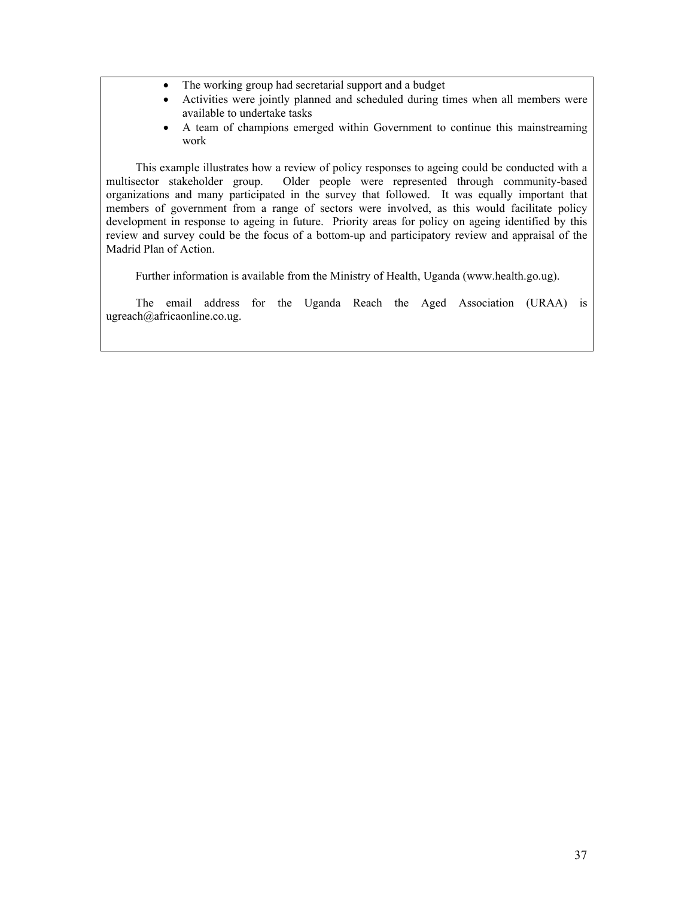- The working group had secretarial support and a budget
- Activities were jointly planned and scheduled during times when all members were available to undertake tasks
- A team of champions emerged within Government to continue this mainstreaming work

This example illustrates how a review of policy responses to ageing could be conducted with a multisector stakeholder group. Older people were represented through community-based organizations and many participated in the survey that followed. It was equally important that members of government from a range of sectors were involved, as this would facilitate policy development in response to ageing in future. Priority areas for policy on ageing identified by this review and survey could be the focus of a bottom-up and participatory review and appraisal of the Madrid Plan of Action.

Further information is available from the Ministry of Health, Uganda (www.health.go.ug).

The email address for the Uganda Reach the Aged Association (URAA) is ugreach@africaonline.co.ug.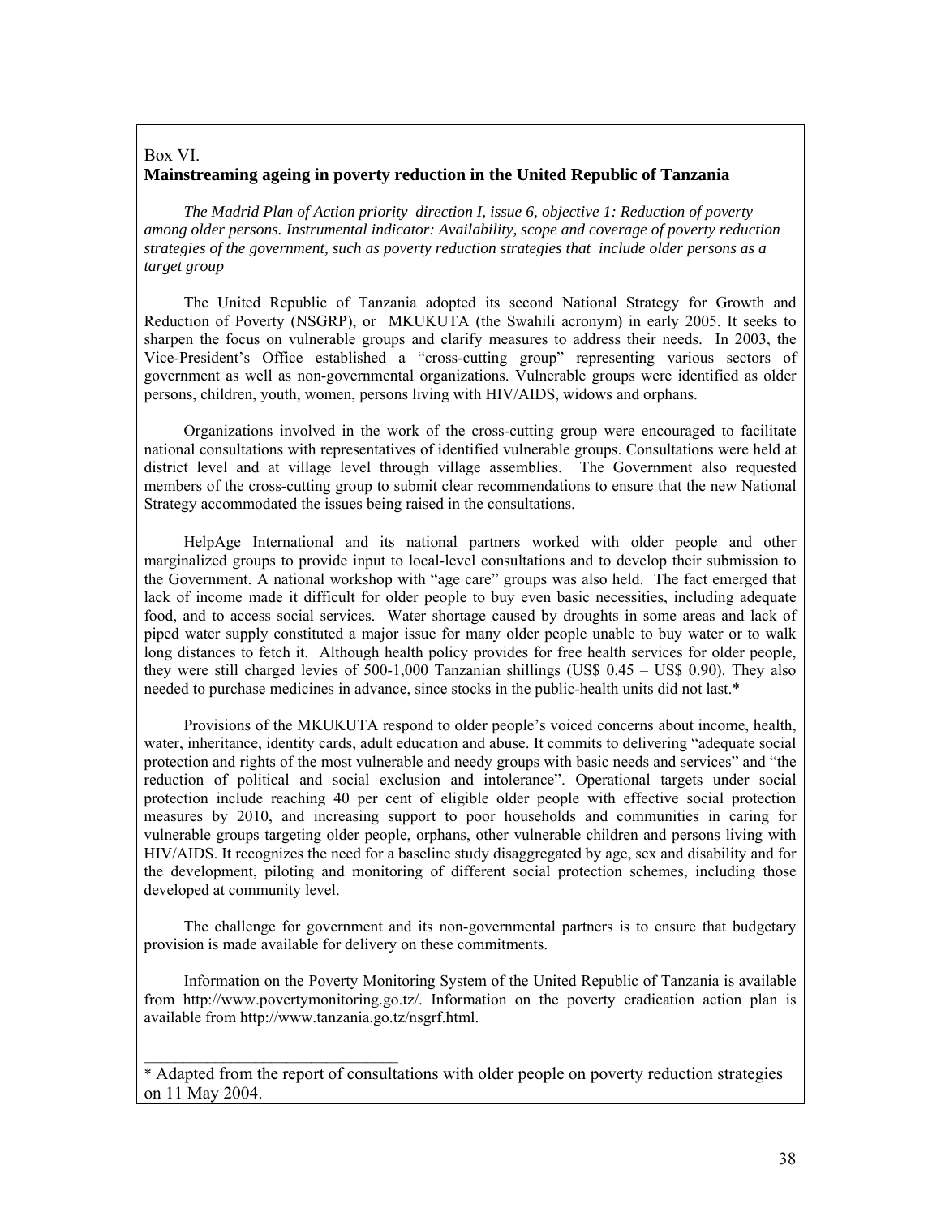Box VI.

**Mainstreaming ageing in poverty reduction in the United Republic of Tanzania**

*The Madrid Plan of Action priority direction I, issue 6, objective 1: Reduction of poverty among older persons. Instrumental indicator: Availability, scope and coverage of poverty reduction strategies of the government, such as poverty reduction strategies that include older persons as a target group*

The United Republic of Tanzania adopted its second National Strategy for Growth and Reduction of Poverty (NSGRP), or MKUKUTA (the Swahili acronym) in early 2005. It seeks to sharpen the focus on vulnerable groups and clarify measures to address their needs. In 2003, the Vice-President's Office established a "cross-cutting group" representing various sectors of government as well as non-governmental organizations. Vulnerable groups were identified as older persons, children, youth, women, persons living with HIV/AIDS, widows and orphans.

Organizations involved in the work of the cross-cutting group were encouraged to facilitate national consultations with representatives of identified vulnerable groups. Consultations were held at district level and at village level through village assemblies. The Government also requested members of the cross-cutting group to submit clear recommendations to ensure that the new National Strategy accommodated the issues being raised in the consultations.

HelpAge International and its national partners worked with older people and other marginalized groups to provide input to local-level consultations and to develop their submission to the Government. A national workshop with "age care" groups was also held. The fact emerged that lack of income made it difficult for older people to buy even basic necessities, including adequate food, and to access social services. Water shortage caused by droughts in some areas and lack of piped water supply constituted a major issue for many older people unable to buy water or to walk long distances to fetch it. Although health policy provides for free health services for older people, they were still charged levies of 500-1,000 Tanzanian shillings (US$ 0.45 – US$ 0.90). They also needed to purchase medicines in advance, since stocks in the public-health units did not last.*

Provisions of the MKUKUTA respond to older people's voiced concerns about income, health, water, inheritance, identity cards, adult education and abuse. It commits to delivering "adequate social protection and rights of the most vulnerable and needy groups with basic needs and services" and "the reduction of political and social exclusion and intolerance". Operational targets under social protection include reaching 40 per cent of eligible older people with effective social protection measures by 2010, and increasing support to poor households and communities in caring for vulnerable groups targeting older people, orphans, other vulnerable children and persons living with HIV/AIDS. It recognizes the need for a baseline study disaggregated by age, sex and disability and for the development, piloting and monitoring of different social protection schemes, including those developed at community level.

The challenge for government and its non-governmental partners is to ensure that budgetary provision is made available for delivery on these commitments.

Information on the Poverty Monitoring System of the United Republic of Tanzania is available from http://www.povertymonitoring.go.tz/. Information on the poverty eradication action plan is available from http://www.tanzania.go.tz/nsgrf.html.

______________________________

* Adapted from the report of consultations with older people on poverty reduction strategies on 11 May 2004.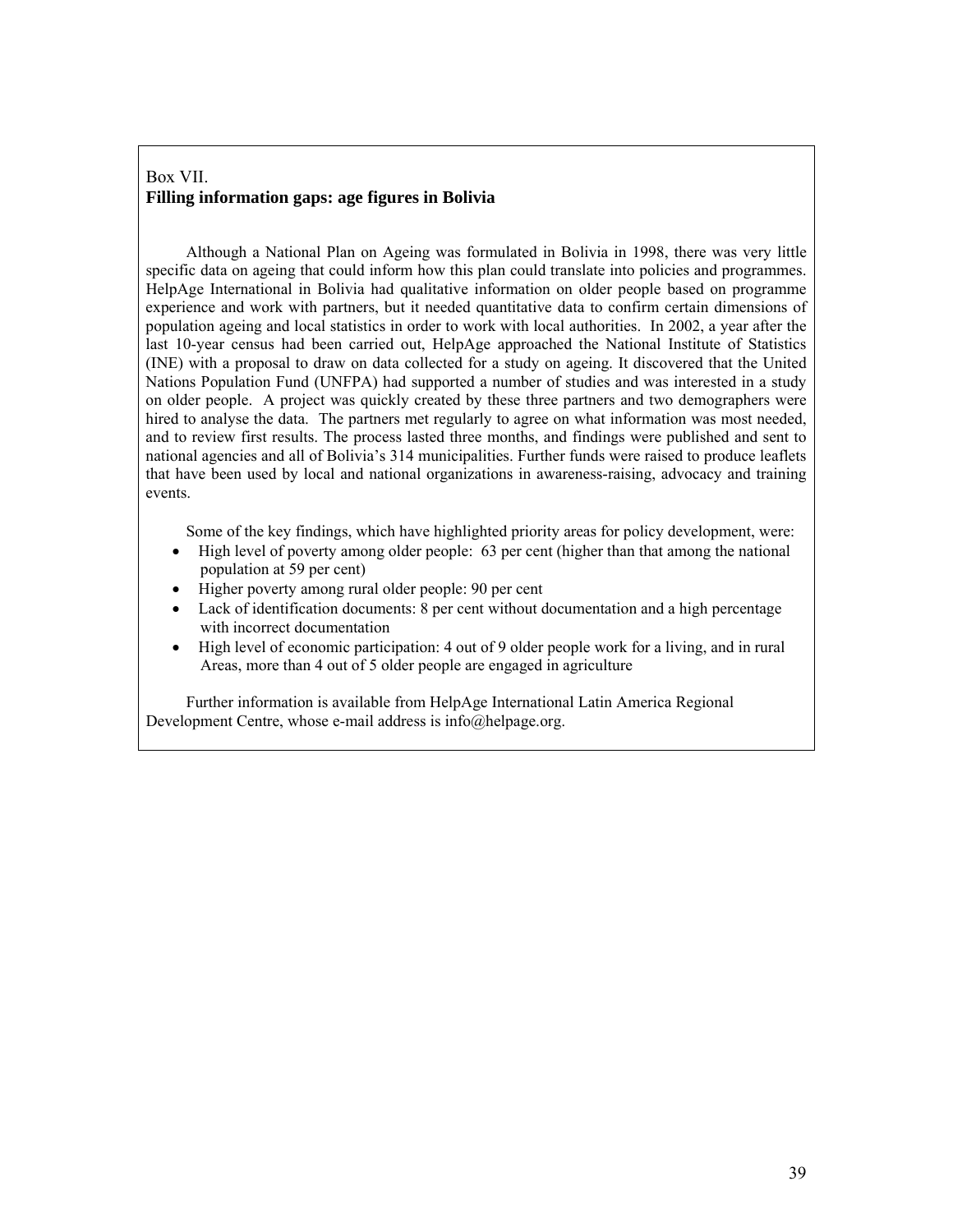Box VII.
**Filling information gaps: age figures in Bolivia**

Although a National Plan on Ageing was formulated in Bolivia in 1998, there was very little specific data on ageing that could inform how this plan could translate into policies and programmes. HelpAge International in Bolivia had qualitative information on older people based on programme experience and work with partners, but it needed quantitative data to confirm certain dimensions of population ageing and local statistics in order to work with local authorities. In 2002, a year after the last 10-year census had been carried out, HelpAge approached the National Institute of Statistics (INE) with a proposal to draw on data collected for a study on ageing. It discovered that the United Nations Population Fund (UNFPA) had supported a number of studies and was interested in a study on older people. A project was quickly created by these three partners and two demographers were hired to analyse the data. The partners met regularly to agree on what information was most needed, and to review first results. The process lasted three months, and findings were published and sent to national agencies and all of Bolivia's 314 municipalities. Further funds were raised to produce leaflets that have been used by local and national organizations in awareness-raising, advocacy and training events.

Some of the key findings, which have highlighted priority areas for policy development, were:

- High level of poverty among older people: 63 per cent (higher than that among the national population at 59 per cent)
- Higher poverty among rural older people: 90 per cent
- Lack of identification documents: 8 per cent without documentation and a high percentage with incorrect documentation
- High level of economic participation: 4 out of 9 older people work for a living, and in rural Areas, more than 4 out of 5 older people are engaged in agriculture

Further information is available from HelpAge International Latin America Regional Development Centre, whose e-mail address is info@helpage.org.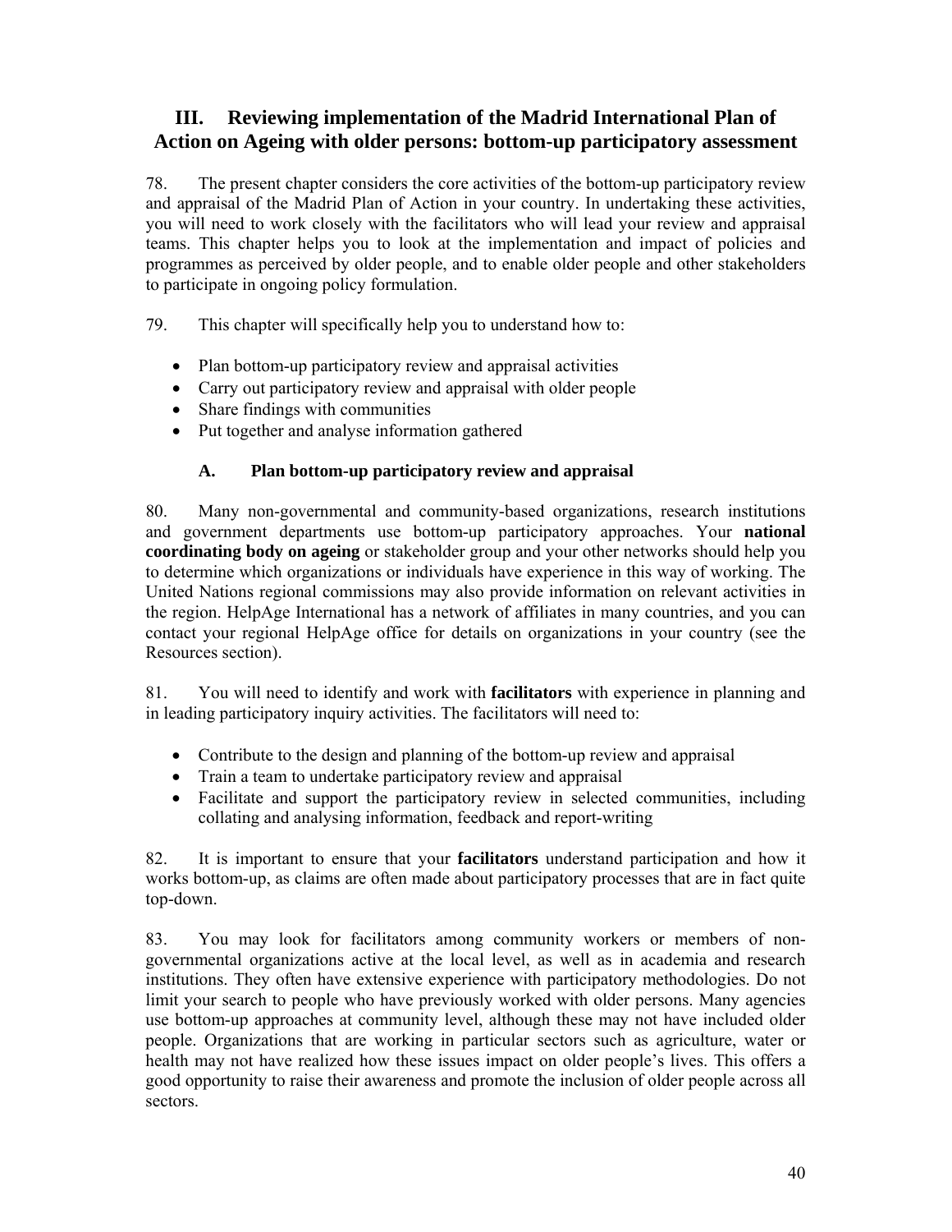## III. Reviewing implementation of the Madrid International Plan of Action on Ageing with older persons: bottom-up participatory assessment

78. The present chapter considers the core activities of the bottom-up participatory review and appraisal of the Madrid Plan of Action in your country. In undertaking these activities, you will need to work closely with the facilitators who will lead your review and appraisal teams. This chapter helps you to look at the implementation and impact of policies and programmes as perceived by older people, and to enable older people and other stakeholders to participate in ongoing policy formulation.

79. This chapter will specifically help you to understand how to:

- Plan bottom-up participatory review and appraisal activities
- Carry out participatory review and appraisal with older people
- Share findings with communities
- Put together and analyse information gathered

### A. Plan bottom-up participatory review and appraisal

80. Many non-governmental and community-based organizations, research institutions and government departments use bottom-up participatory approaches. Your **national coordinating body on ageing** or stakeholder group and your other networks should help you to determine which organizations or individuals have experience in this way of working. The United Nations regional commissions may also provide information on relevant activities in the region. HelpAge International has a network of affiliates in many countries, and you can contact your regional HelpAge office for details on organizations in your country (see the Resources section).

81. You will need to identify and work with **facilitators** with experience in planning and in leading participatory inquiry activities. The facilitators will need to:

- Contribute to the design and planning of the bottom-up review and appraisal
- Train a team to undertake participatory review and appraisal
- Facilitate and support the participatory review in selected communities, including collating and analysing information, feedback and report-writing

82. It is important to ensure that your **facilitators** understand participation and how it works bottom-up, as claims are often made about participatory processes that are in fact quite top-down.

83. You may look for facilitators among community workers or members of non-governmental organizations active at the local level, as well as in academia and research institutions. They often have extensive experience with participatory methodologies. Do not limit your search to people who have previously worked with older persons. Many agencies use bottom-up approaches at community level, although these may not have included older people. Organizations that are working in particular sectors such as agriculture, water or health may not have realized how these issues impact on older people's lives. This offers a good opportunity to raise their awareness and promote the inclusion of older people across all sectors.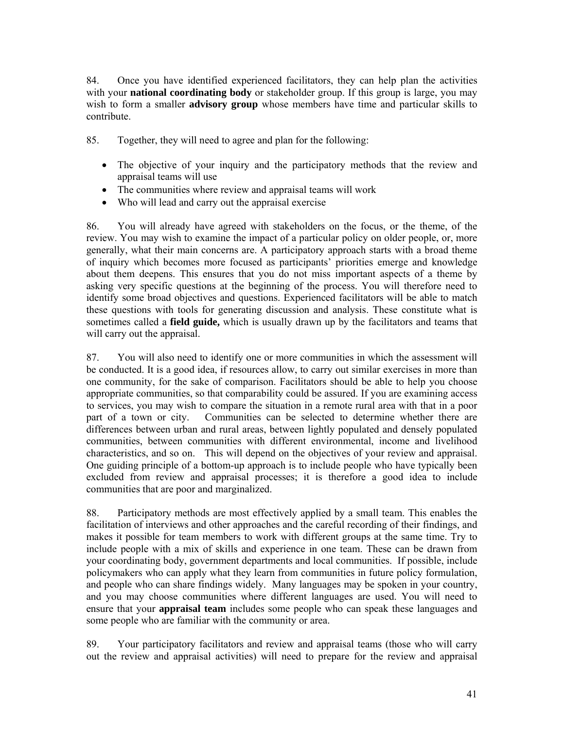84. Once you have identified experienced facilitators, they can help plan the activities with your **national coordinating body** or stakeholder group. If this group is large, you may wish to form a smaller **advisory group** whose members have time and particular skills to contribute.

85. Together, they will need to agree and plan for the following:

- The objective of your inquiry and the participatory methods that the review and appraisal teams will use
- The communities where review and appraisal teams will work
- Who will lead and carry out the appraisal exercise

86. You will already have agreed with stakeholders on the focus, or the theme, of the review. You may wish to examine the impact of a particular policy on older people, or, more generally, what their main concerns are. A participatory approach starts with a broad theme of inquiry which becomes more focused as participants' priorities emerge and knowledge about them deepens. This ensures that you do not miss important aspects of a theme by asking very specific questions at the beginning of the process. You will therefore need to identify some broad objectives and questions. Experienced facilitators will be able to match these questions with tools for generating discussion and analysis. These constitute what is sometimes called a **field guide,** which is usually drawn up by the facilitators and teams that will carry out the appraisal.

87. You will also need to identify one or more communities in which the assessment will be conducted. It is a good idea, if resources allow, to carry out similar exercises in more than one community, for the sake of comparison. Facilitators should be able to help you choose appropriate communities, so that comparability could be assured. If you are examining access to services, you may wish to compare the situation in a remote rural area with that in a poor part of a town or city. Communities can be selected to determine whether there are differences between urban and rural areas, between lightly populated and densely populated communities, between communities with different environmental, income and livelihood characteristics, and so on. This will depend on the objectives of your review and appraisal. One guiding principle of a bottom-up approach is to include people who have typically been excluded from review and appraisal processes; it is therefore a good idea to include communities that are poor and marginalized.

88. Participatory methods are most effectively applied by a small team. This enables the facilitation of interviews and other approaches and the careful recording of their findings, and makes it possible for team members to work with different groups at the same time. Try to include people with a mix of skills and experience in one team. These can be drawn from your coordinating body, government departments and local communities. If possible, include policymakers who can apply what they learn from communities in future policy formulation, and people who can share findings widely. Many languages may be spoken in your country, and you may choose communities where different languages are used. You will need to ensure that your **appraisal team** includes some people who can speak these languages and some people who are familiar with the community or area.

89. Your participatory facilitators and review and appraisal teams (those who will carry out the review and appraisal activities) will need to prepare for the review and appraisal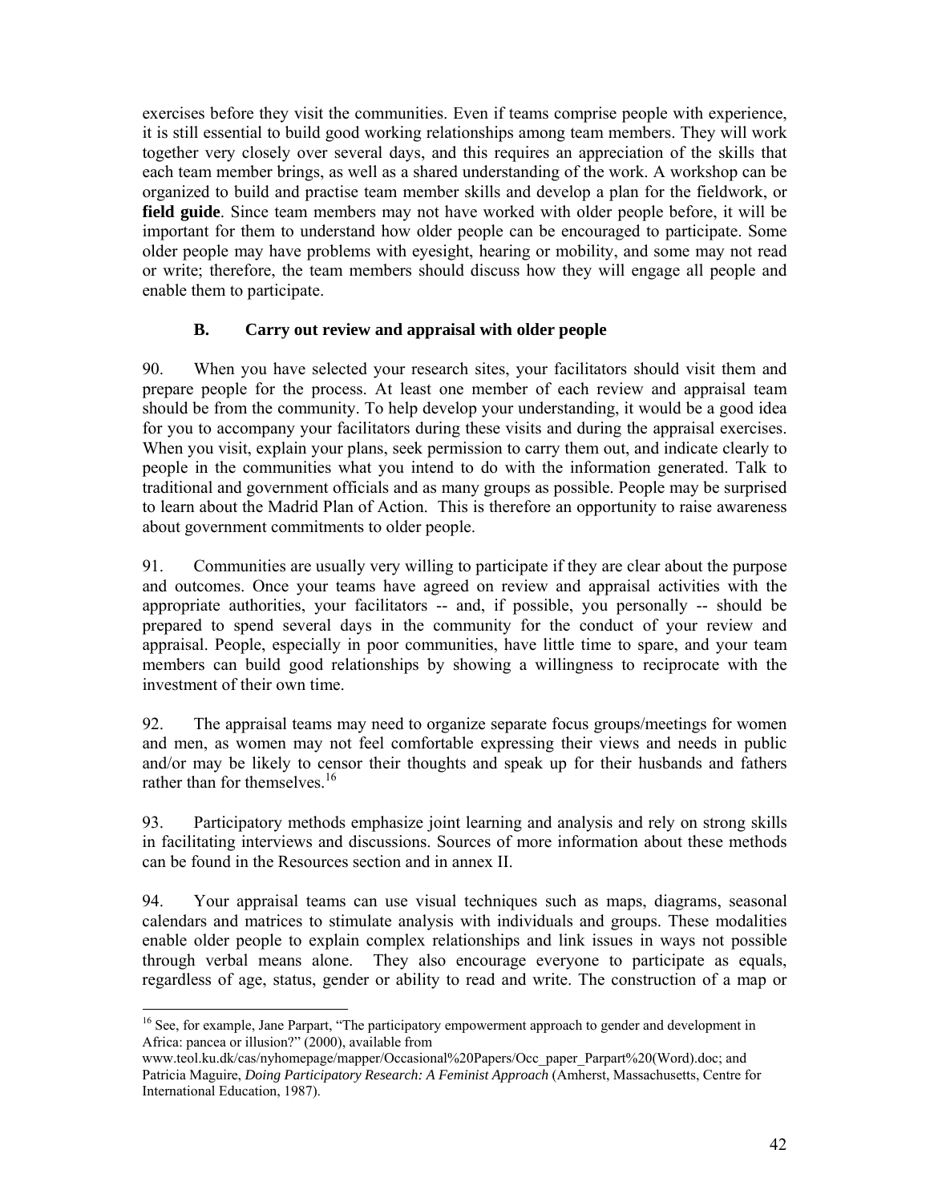exercises before they visit the communities. Even if teams comprise people with experience, it is still essential to build good working relationships among team members. They will work together very closely over several days, and this requires an appreciation of the skills that each team member brings, as well as a shared understanding of the work. A workshop can be organized to build and practise team member skills and develop a plan for the fieldwork, or **field guide**. Since team members may not have worked with older people before, it will be important for them to understand how older people can be encouraged to participate. Some older people may have problems with eyesight, hearing or mobility, and some may not read or write; therefore, the team members should discuss how they will engage all people and enable them to participate.

### B. Carry out review and appraisal with older people

90. When you have selected your research sites, your facilitators should visit them and prepare people for the process. At least one member of each review and appraisal team should be from the community. To help develop your understanding, it would be a good idea for you to accompany your facilitators during these visits and during the appraisal exercises. When you visit, explain your plans, seek permission to carry them out, and indicate clearly to people in the communities what you intend to do with the information generated. Talk to traditional and government officials and as many groups as possible. People may be surprised to learn about the Madrid Plan of Action. This is therefore an opportunity to raise awareness about government commitments to older people.

91. Communities are usually very willing to participate if they are clear about the purpose and outcomes. Once your teams have agreed on review and appraisal activities with the appropriate authorities, your facilitators -- and, if possible, you personally -- should be prepared to spend several days in the community for the conduct of your review and appraisal. People, especially in poor communities, have little time to spare, and your team members can build good relationships by showing a willingness to reciprocate with the investment of their own time.

92. The appraisal teams may need to organize separate focus groups/meetings for women and men, as women may not feel comfortable expressing their views and needs in public and/or may be likely to censor their thoughts and speak up for their husbands and fathers rather than for themselves.[16]

93. Participatory methods emphasize joint learning and analysis and rely on strong skills in facilitating interviews and discussions. Sources of more information about these methods can be found in the Resources section and in annex II.

94. Your appraisal teams can use visual techniques such as maps, diagrams, seasonal calendars and matrices to stimulate analysis with individuals and groups. These modalities enable older people to explain complex relationships and link issues in ways not possible through verbal means alone. They also encourage everyone to participate as equals, regardless of age, status, gender or ability to read and write. The construction of a map or

---

[16] See, for example, Jane Parpart, "The participatory empowerment approach to gender and development in Africa: pancea or illusion?" (2000), available from www.teol.ku.dk/cas/nyhomepage/mapper/Occasional%20Papers/Occ_paper_Parpart%20(Word).doc; and Patricia Maguire, *Doing Participatory Research: A Feminist Approach* (Amherst, Massachusetts, Centre for International Education, 1987).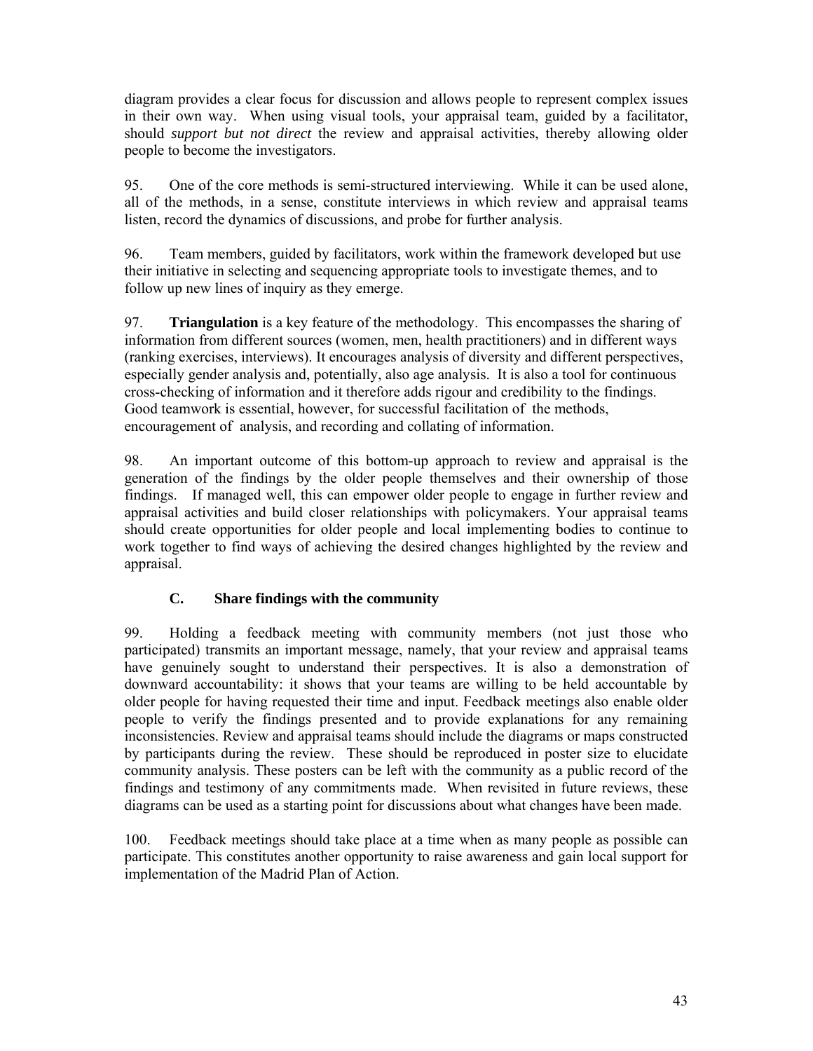diagram provides a clear focus for discussion and allows people to represent complex issues in their own way. When using visual tools, your appraisal team, guided by a facilitator, should *support but not direct* the review and appraisal activities, thereby allowing older people to become the investigators.

95. One of the core methods is semi-structured interviewing. While it can be used alone, all of the methods, in a sense, constitute interviews in which review and appraisal teams listen, record the dynamics of discussions, and probe for further analysis.

96. Team members, guided by facilitators, work within the framework developed but use their initiative in selecting and sequencing appropriate tools to investigate themes, and to follow up new lines of inquiry as they emerge.

97. **Triangulation** is a key feature of the methodology. This encompasses the sharing of information from different sources (women, men, health practitioners) and in different ways (ranking exercises, interviews). It encourages analysis of diversity and different perspectives, especially gender analysis and, potentially, also age analysis. It is also a tool for continuous cross-checking of information and it therefore adds rigour and credibility to the findings. Good teamwork is essential, however, for successful facilitation of the methods, encouragement of analysis, and recording and collating of information.

98. An important outcome of this bottom-up approach to review and appraisal is the generation of the findings by the older people themselves and their ownership of those findings. If managed well, this can empower older people to engage in further review and appraisal activities and build closer relationships with policymakers. Your appraisal teams should create opportunities for older people and local implementing bodies to continue to work together to find ways of achieving the desired changes highlighted by the review and appraisal.

### C. Share findings with the community

99. Holding a feedback meeting with community members (not just those who participated) transmits an important message, namely, that your review and appraisal teams have genuinely sought to understand their perspectives. It is also a demonstration of downward accountability: it shows that your teams are willing to be held accountable by older people for having requested their time and input. Feedback meetings also enable older people to verify the findings presented and to provide explanations for any remaining inconsistencies. Review and appraisal teams should include the diagrams or maps constructed by participants during the review. These should be reproduced in poster size to elucidate community analysis. These posters can be left with the community as a public record of the findings and testimony of any commitments made. When revisited in future reviews, these diagrams can be used as a starting point for discussions about what changes have been made.

100. Feedback meetings should take place at a time when as many people as possible can participate. This constitutes another opportunity to raise awareness and gain local support for implementation of the Madrid Plan of Action.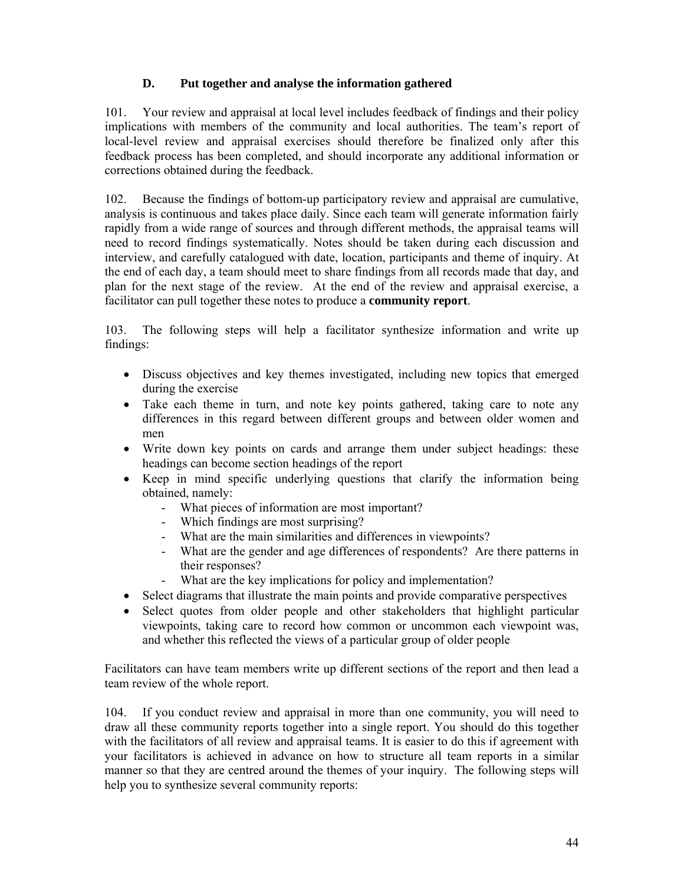### D. Put together and analyse the information gathered

101. Your review and appraisal at local level includes feedback of findings and their policy implications with members of the community and local authorities. The team's report of local-level review and appraisal exercises should therefore be finalized only after this feedback process has been completed, and should incorporate any additional information or corrections obtained during the feedback.

102. Because the findings of bottom-up participatory review and appraisal are cumulative, analysis is continuous and takes place daily. Since each team will generate information fairly rapidly from a wide range of sources and through different methods, the appraisal teams will need to record findings systematically. Notes should be taken during each discussion and interview, and carefully catalogued with date, location, participants and theme of inquiry. At the end of each day, a team should meet to share findings from all records made that day, and plan for the next stage of the review. At the end of the review and appraisal exercise, a facilitator can pull together these notes to produce a **community report**.

103. The following steps will help a facilitator synthesize information and write up findings:

- Discuss objectives and key themes investigated, including new topics that emerged during the exercise
- Take each theme in turn, and note key points gathered, taking care to note any differences in this regard between different groups and between older women and men
- Write down key points on cards and arrange them under subject headings: these headings can become section headings of the report
- Keep in mind specific underlying questions that clarify the information being obtained, namely:
  - What pieces of information are most important?
  - Which findings are most surprising?
  - What are the main similarities and differences in viewpoints?
  - What are the gender and age differences of respondents? Are there patterns in their responses?
  - What are the key implications for policy and implementation?
- Select diagrams that illustrate the main points and provide comparative perspectives
- Select quotes from older people and other stakeholders that highlight particular viewpoints, taking care to record how common or uncommon each viewpoint was, and whether this reflected the views of a particular group of older people

Facilitators can have team members write up different sections of the report and then lead a team review of the whole report.

104. If you conduct review and appraisal in more than one community, you will need to draw all these community reports together into a single report. You should do this together with the facilitators of all review and appraisal teams. It is easier to do this if agreement with your facilitators is achieved in advance on how to structure all team reports in a similar manner so that they are centred around the themes of your inquiry. The following steps will help you to synthesize several community reports: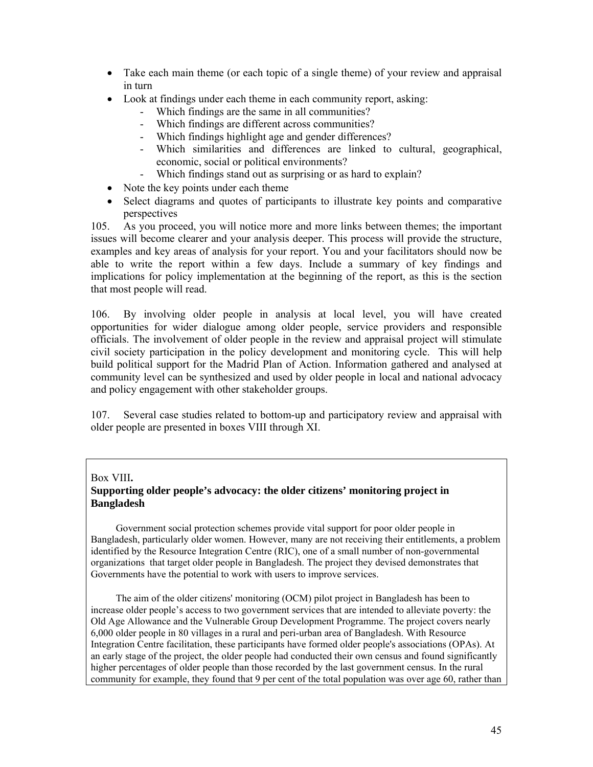- Take each main theme (or each topic of a single theme) of your review and appraisal in turn
- Look at findings under each theme in each community report, asking:
    - Which findings are the same in all communities?
    - Which findings are different across communities?
    - Which findings highlight age and gender differences?
    - Which similarities and differences are linked to cultural, geographical, economic, social or political environments?
    - Which findings stand out as surprising or as hard to explain?
- Note the key points under each theme
- Select diagrams and quotes of participants to illustrate key points and comparative perspectives

105. As you proceed, you will notice more and more links between themes; the important issues will become clearer and your analysis deeper. This process will provide the structure, examples and key areas of analysis for your report. You and your facilitators should now be able to write the report within a few days. Include a summary of key findings and implications for policy implementation at the beginning of the report, as this is the section that most people will read.

106. By involving older people in analysis at local level, you will have created opportunities for wider dialogue among older people, service providers and responsible officials. The involvement of older people in the review and appraisal project will stimulate civil society participation in the policy development and monitoring cycle. This will help build political support for the Madrid Plan of Action. Information gathered and analysed at community level can be synthesized and used by older people in local and national advocacy and policy engagement with other stakeholder groups.

107. Several case studies related to bottom-up and participatory review and appraisal with older people are presented in boxes VIII through XI.

Box VIII**.**

**Supporting older people's advocacy: the older citizens' monitoring project in Bangladesh**

Government social protection schemes provide vital support for poor older people in Bangladesh, particularly older women. However, many are not receiving their entitlements, a problem identified by the Resource Integration Centre (RIC), one of a small number of non-governmental organizations that target older people in Bangladesh. The project they devised demonstrates that Governments have the potential to work with users to improve services.

The aim of the older citizens' monitoring (OCM) pilot project in Bangladesh has been to increase older people's access to two government services that are intended to alleviate poverty: the Old Age Allowance and the Vulnerable Group Development Programme. The project covers nearly 6,000 older people in 80 villages in a rural and peri-urban area of Bangladesh. With Resource Integration Centre facilitation, these participants have formed older people's associations (OPAs). At an early stage of the project, the older people had conducted their own census and found significantly higher percentages of older people than those recorded by the last government census. In the rural community for example, they found that 9 per cent of the total population was over age 60, rather than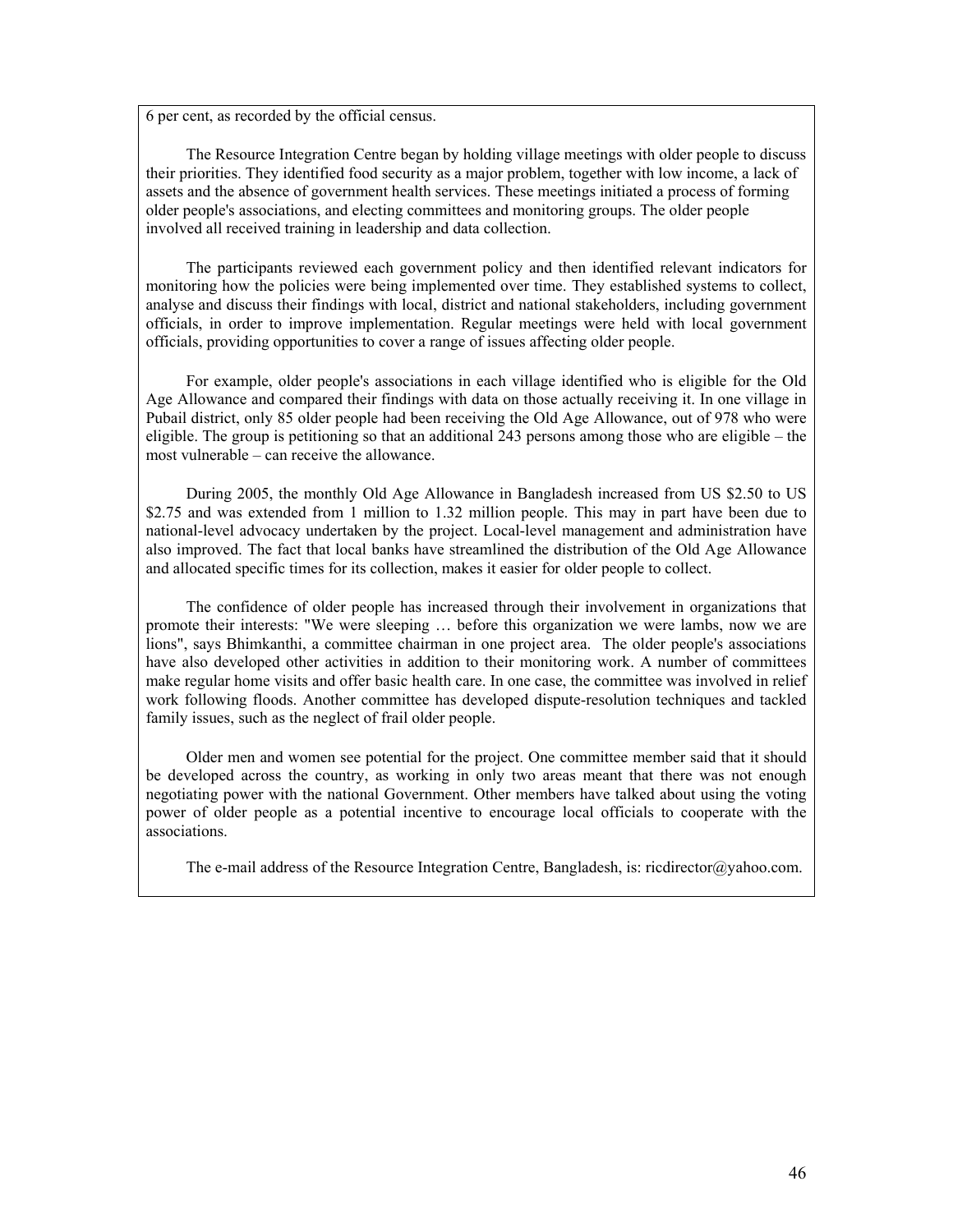6 per cent, as recorded by the official census.

The Resource Integration Centre began by holding village meetings with older people to discuss their priorities. They identified food security as a major problem, together with low income, a lack of assets and the absence of government health services. These meetings initiated a process of forming older people's associations, and electing committees and monitoring groups. The older people involved all received training in leadership and data collection.

The participants reviewed each government policy and then identified relevant indicators for monitoring how the policies were being implemented over time. They established systems to collect, analyse and discuss their findings with local, district and national stakeholders, including government officials, in order to improve implementation. Regular meetings were held with local government officials, providing opportunities to cover a range of issues affecting older people.

For example, older people's associations in each village identified who is eligible for the Old Age Allowance and compared their findings with data on those actually receiving it. In one village in Pubail district, only 85 older people had been receiving the Old Age Allowance, out of 978 who were eligible. The group is petitioning so that an additional 243 persons among those who are eligible – the most vulnerable – can receive the allowance.

During 2005, the monthly Old Age Allowance in Bangladesh increased from US $2.50 to US $2.75 and was extended from 1 million to 1.32 million people. This may in part have been due to national-level advocacy undertaken by the project. Local-level management and administration have also improved. The fact that local banks have streamlined the distribution of the Old Age Allowance and allocated specific times for its collection, makes it easier for older people to collect.

The confidence of older people has increased through their involvement in organizations that promote their interests: "We were sleeping … before this organization we were lambs, now we are lions", says Bhimkanthi, a committee chairman in one project area. The older people's associations have also developed other activities in addition to their monitoring work. A number of committees make regular home visits and offer basic health care. In one case, the committee was involved in relief work following floods. Another committee has developed dispute-resolution techniques and tackled family issues, such as the neglect of frail older people.

Older men and women see potential for the project. One committee member said that it should be developed across the country, as working in only two areas meant that there was not enough negotiating power with the national Government. Other members have talked about using the voting power of older people as a potential incentive to encourage local officials to cooperate with the associations.

The e-mail address of the Resource Integration Centre, Bangladesh, is: ricdirector@yahoo.com.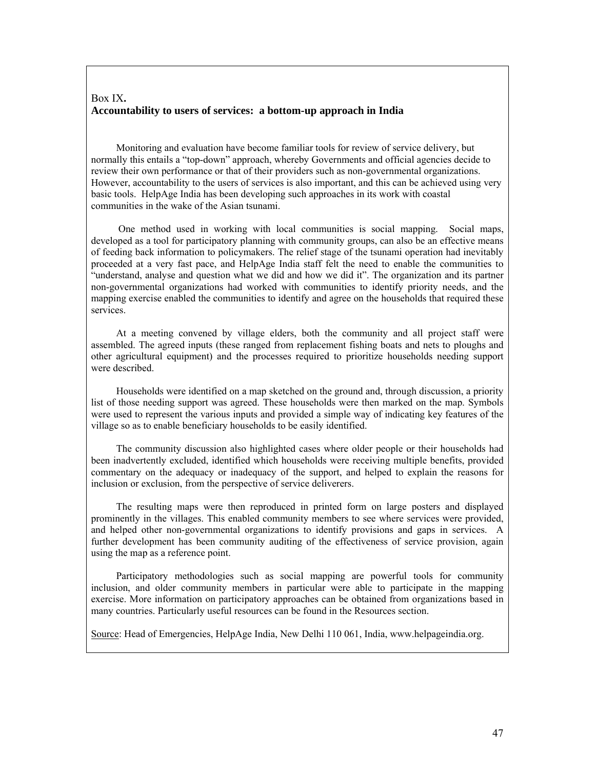Box IX.

**Accountability to users of services: a bottom-up approach in India**

Monitoring and evaluation have become familiar tools for review of service delivery, but normally this entails a "top-down" approach, whereby Governments and official agencies decide to review their own performance or that of their providers such as non-governmental organizations. However, accountability to the users of services is also important, and this can be achieved using very basic tools. HelpAge India has been developing such approaches in its work with coastal communities in the wake of the Asian tsunami.

One method used in working with local communities is social mapping. Social maps, developed as a tool for participatory planning with community groups, can also be an effective means of feeding back information to policymakers. The relief stage of the tsunami operation had inevitably proceeded at a very fast pace, and HelpAge India staff felt the need to enable the communities to "understand, analyse and question what we did and how we did it". The organization and its partner non-governmental organizations had worked with communities to identify priority needs, and the mapping exercise enabled the communities to identify and agree on the households that required these services.

At a meeting convened by village elders, both the community and all project staff were assembled. The agreed inputs (these ranged from replacement fishing boats and nets to ploughs and other agricultural equipment) and the processes required to prioritize households needing support were described.

Households were identified on a map sketched on the ground and, through discussion, a priority list of those needing support was agreed. These households were then marked on the map. Symbols were used to represent the various inputs and provided a simple way of indicating key features of the village so as to enable beneficiary households to be easily identified.

The community discussion also highlighted cases where older people or their households had been inadvertently excluded, identified which households were receiving multiple benefits, provided commentary on the adequacy or inadequacy of the support, and helped to explain the reasons for inclusion or exclusion, from the perspective of service deliverers.

The resulting maps were then reproduced in printed form on large posters and displayed prominently in the villages. This enabled community members to see where services were provided, and helped other non-governmental organizations to identify provisions and gaps in services. A further development has been community auditing of the effectiveness of service provision, again using the map as a reference point.

Participatory methodologies such as social mapping are powerful tools for community inclusion, and older community members in particular were able to participate in the mapping exercise. More information on participatory approaches can be obtained from organizations based in many countries. Particularly useful resources can be found in the Resources section.

Source: Head of Emergencies, HelpAge India, New Delhi 110 061, India, www.helpageindia.org.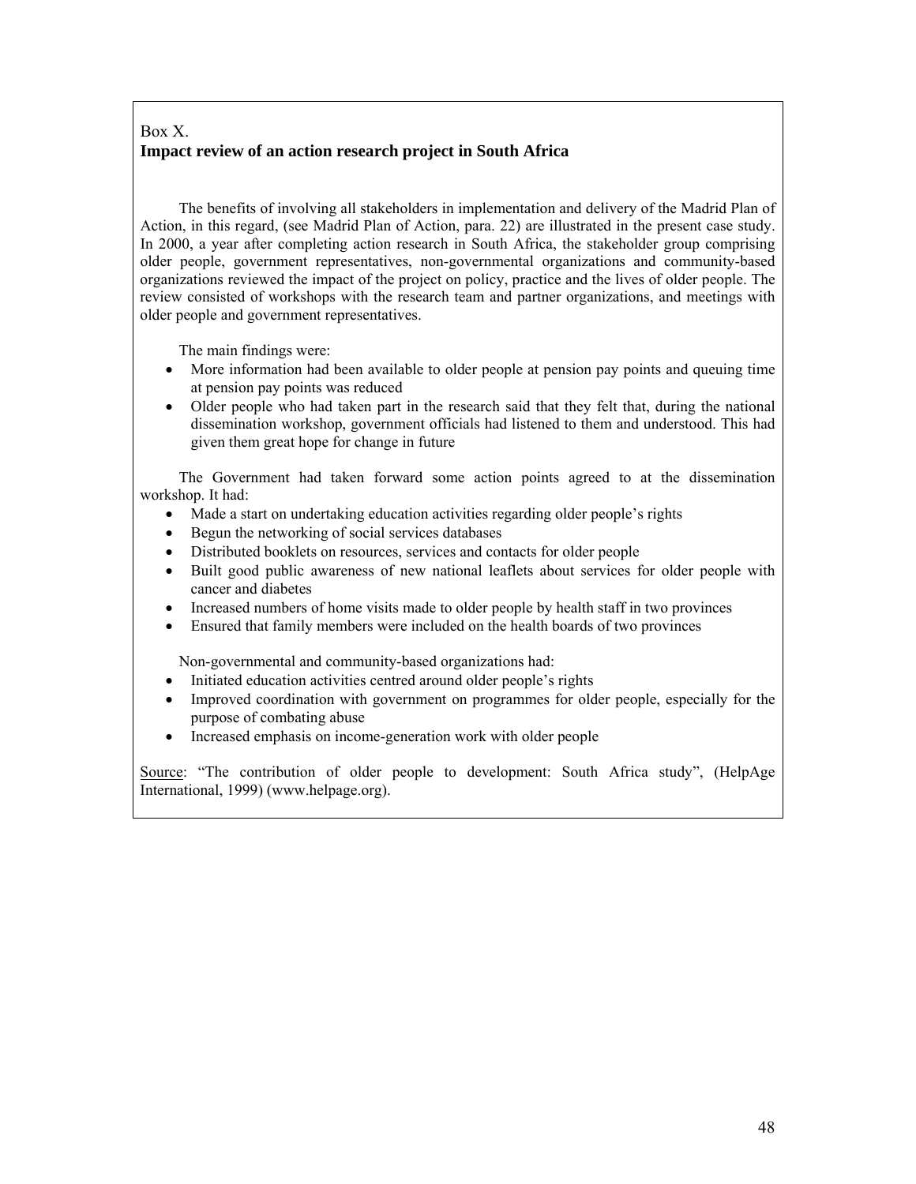Box X.

**Impact review of an action research project in South Africa**

The benefits of involving all stakeholders in implementation and delivery of the Madrid Plan of Action, in this regard, (see Madrid Plan of Action, para. 22) are illustrated in the present case study. In 2000, a year after completing action research in South Africa, the stakeholder group comprising older people, government representatives, non-governmental organizations and community-based organizations reviewed the impact of the project on policy, practice and the lives of older people. The review consisted of workshops with the research team and partner organizations, and meetings with older people and government representatives.

The main findings were:

- More information had been available to older people at pension pay points and queuing time at pension pay points was reduced
- Older people who had taken part in the research said that they felt that, during the national dissemination workshop, government officials had listened to them and understood. This had given them great hope for change in future

The Government had taken forward some action points agreed to at the dissemination workshop. It had:

- Made a start on undertaking education activities regarding older people's rights
- Begun the networking of social services databases
- Distributed booklets on resources, services and contacts for older people
- Built good public awareness of new national leaflets about services for older people with cancer and diabetes
- Increased numbers of home visits made to older people by health staff in two provinces
- Ensured that family members were included on the health boards of two provinces

Non-governmental and community-based organizations had:

- Initiated education activities centred around older people's rights
- Improved coordination with government on programmes for older people, especially for the purpose of combating abuse
- Increased emphasis on income-generation work with older people

Source: "The contribution of older people to development: South Africa study", (HelpAge International, 1999) (www.helpage.org).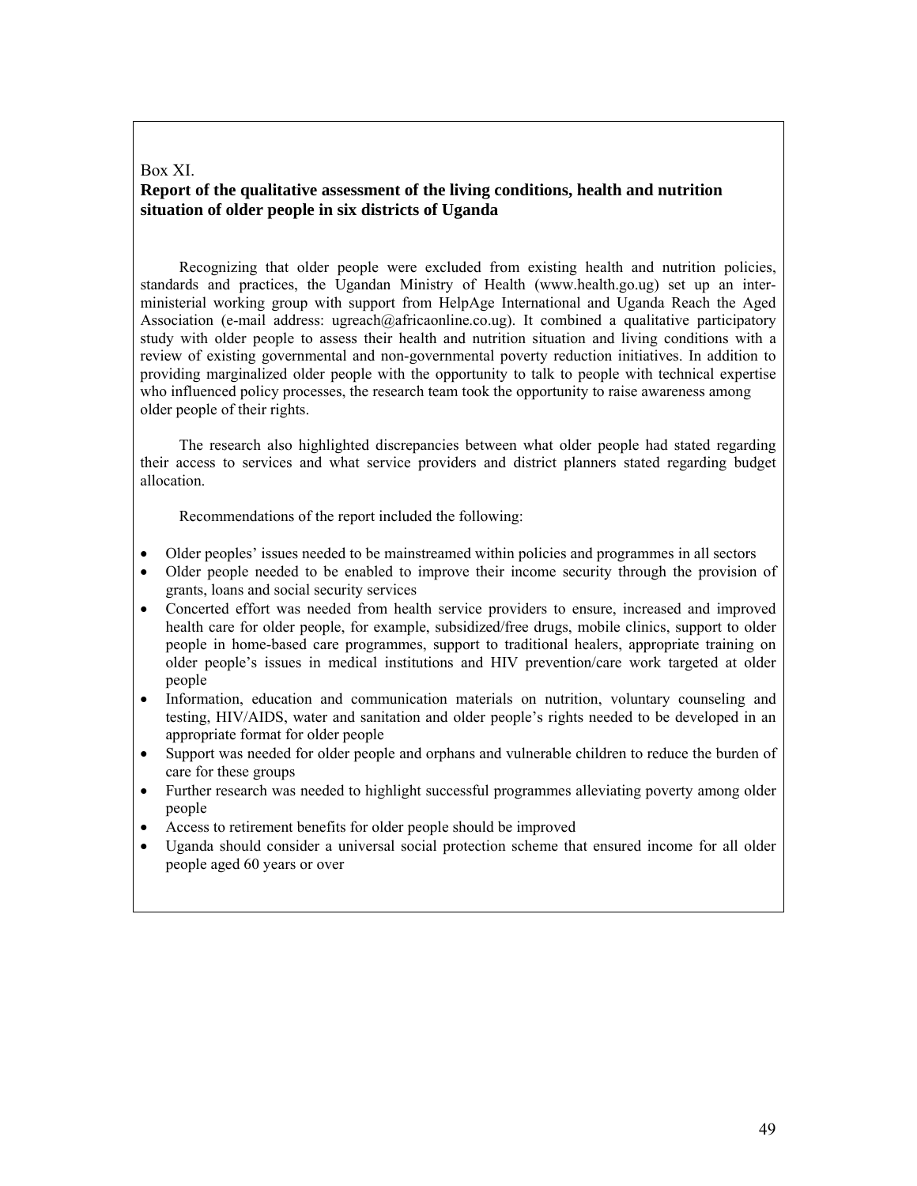Box XI.

**Report of the qualitative assessment of the living conditions, health and nutrition situation of older people in six districts of Uganda**

Recognizing that older people were excluded from existing health and nutrition policies, standards and practices, the Ugandan Ministry of Health (www.health.go.ug) set up an inter-ministerial working group with support from HelpAge International and Uganda Reach the Aged Association (e-mail address: ugreach@africaonline.co.ug). It combined a qualitative participatory study with older people to assess their health and nutrition situation and living conditions with a review of existing governmental and non-governmental poverty reduction initiatives. In addition to providing marginalized older people with the opportunity to talk to people with technical expertise who influenced policy processes, the research team took the opportunity to raise awareness among older people of their rights.

The research also highlighted discrepancies between what older people had stated regarding their access to services and what service providers and district planners stated regarding budget allocation.

Recommendations of the report included the following:

- Older peoples' issues needed to be mainstreamed within policies and programmes in all sectors
- Older people needed to be enabled to improve their income security through the provision of grants, loans and social security services
- Concerted effort was needed from health service providers to ensure, increased and improved health care for older people, for example, subsidized/free drugs, mobile clinics, support to older people in home-based care programmes, support to traditional healers, appropriate training on older people's issues in medical institutions and HIV prevention/care work targeted at older people
- Information, education and communication materials on nutrition, voluntary counseling and testing, HIV/AIDS, water and sanitation and older people's rights needed to be developed in an appropriate format for older people
- Support was needed for older people and orphans and vulnerable children to reduce the burden of care for these groups
- Further research was needed to highlight successful programmes alleviating poverty among older people
- Access to retirement benefits for older people should be improved
- Uganda should consider a universal social protection scheme that ensured income for all older people aged 60 years or over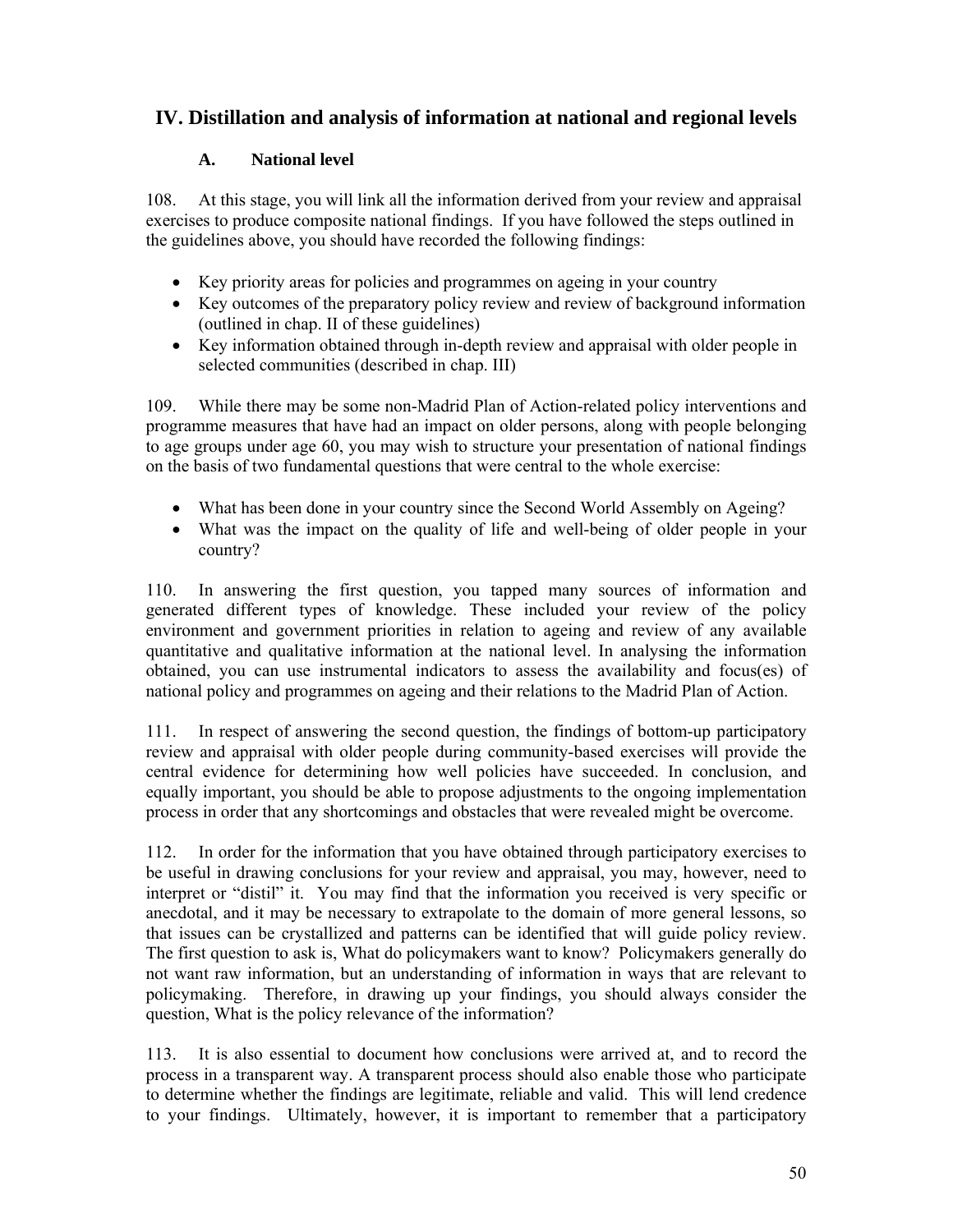## IV. Distillation and analysis of information at national and regional levels

### A. National level

108. At this stage, you will link all the information derived from your review and appraisal exercises to produce composite national findings. If you have followed the steps outlined in the guidelines above, you should have recorded the following findings:

- Key priority areas for policies and programmes on ageing in your country
- Key outcomes of the preparatory policy review and review of background information (outlined in chap. II of these guidelines)
- Key information obtained through in-depth review and appraisal with older people in selected communities (described in chap. III)

109. While there may be some non-Madrid Plan of Action-related policy interventions and programme measures that have had an impact on older persons, along with people belonging to age groups under age 60, you may wish to structure your presentation of national findings on the basis of two fundamental questions that were central to the whole exercise:

- What has been done in your country since the Second World Assembly on Ageing?
- What was the impact on the quality of life and well-being of older people in your country?

110. In answering the first question, you tapped many sources of information and generated different types of knowledge. These included your review of the policy environment and government priorities in relation to ageing and review of any available quantitative and qualitative information at the national level. In analysing the information obtained, you can use instrumental indicators to assess the availability and focus(es) of national policy and programmes on ageing and their relations to the Madrid Plan of Action.

111. In respect of answering the second question, the findings of bottom-up participatory review and appraisal with older people during community-based exercises will provide the central evidence for determining how well policies have succeeded. In conclusion, and equally important, you should be able to propose adjustments to the ongoing implementation process in order that any shortcomings and obstacles that were revealed might be overcome.

112. In order for the information that you have obtained through participatory exercises to be useful in drawing conclusions for your review and appraisal, you may, however, need to interpret or "distil" it. You may find that the information you received is very specific or anecdotal, and it may be necessary to extrapolate to the domain of more general lessons, so that issues can be crystallized and patterns can be identified that will guide policy review. The first question to ask is, What do policymakers want to know? Policymakers generally do not want raw information, but an understanding of information in ways that are relevant to policymaking. Therefore, in drawing up your findings, you should always consider the question, What is the policy relevance of the information?

113. It is also essential to document how conclusions were arrived at, and to record the process in a transparent way. A transparent process should also enable those who participate to determine whether the findings are legitimate, reliable and valid. This will lend credence to your findings. Ultimately, however, it is important to remember that a participatory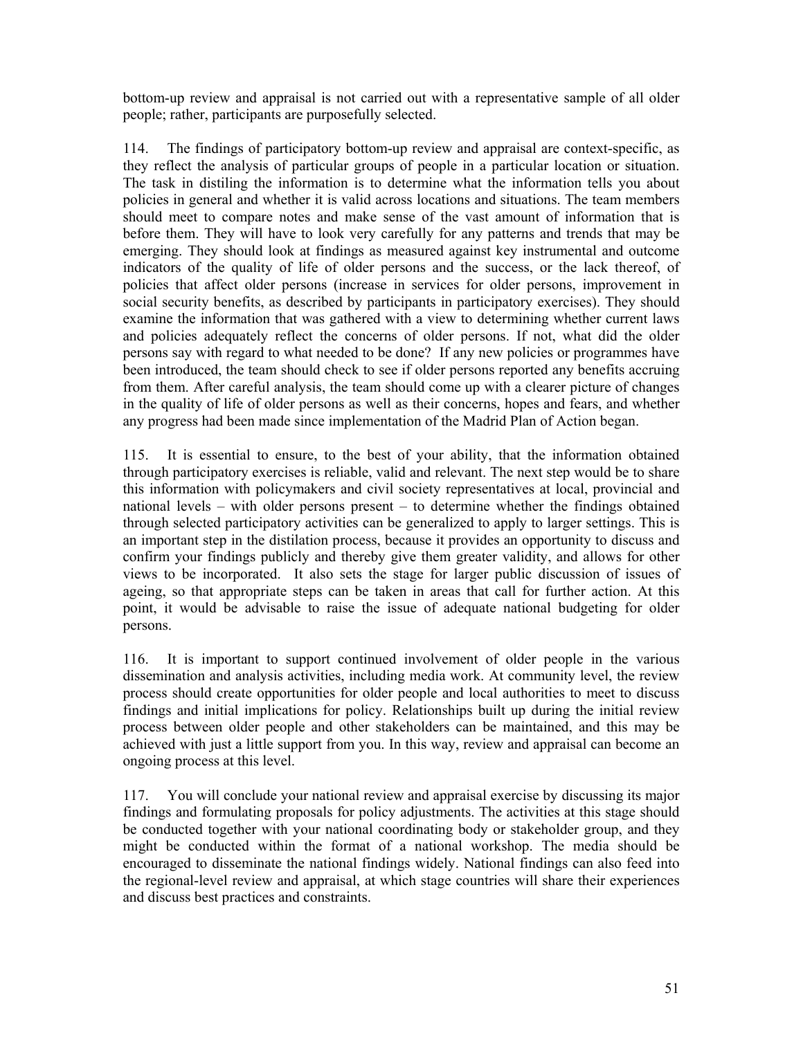bottom-up review and appraisal is not carried out with a representative sample of all older people; rather, participants are purposefully selected.

114. The findings of participatory bottom-up review and appraisal are context-specific, as they reflect the analysis of particular groups of people in a particular location or situation. The task in distiling the information is to determine what the information tells you about policies in general and whether it is valid across locations and situations. The team members should meet to compare notes and make sense of the vast amount of information that is before them. They will have to look very carefully for any patterns and trends that may be emerging. They should look at findings as measured against key instrumental and outcome indicators of the quality of life of older persons and the success, or the lack thereof, of policies that affect older persons (increase in services for older persons, improvement in social security benefits, as described by participants in participatory exercises). They should examine the information that was gathered with a view to determining whether current laws and policies adequately reflect the concerns of older persons. If not, what did the older persons say with regard to what needed to be done? If any new policies or programmes have been introduced, the team should check to see if older persons reported any benefits accruing from them. After careful analysis, the team should come up with a clearer picture of changes in the quality of life of older persons as well as their concerns, hopes and fears, and whether any progress had been made since implementation of the Madrid Plan of Action began.

115. It is essential to ensure, to the best of your ability, that the information obtained through participatory exercises is reliable, valid and relevant. The next step would be to share this information with policymakers and civil society representatives at local, provincial and national levels – with older persons present – to determine whether the findings obtained through selected participatory activities can be generalized to apply to larger settings. This is an important step in the distilation process, because it provides an opportunity to discuss and confirm your findings publicly and thereby give them greater validity, and allows for other views to be incorporated. It also sets the stage for larger public discussion of issues of ageing, so that appropriate steps can be taken in areas that call for further action. At this point, it would be advisable to raise the issue of adequate national budgeting for older persons.

116. It is important to support continued involvement of older people in the various dissemination and analysis activities, including media work. At community level, the review process should create opportunities for older people and local authorities to meet to discuss findings and initial implications for policy. Relationships built up during the initial review process between older people and other stakeholders can be maintained, and this may be achieved with just a little support from you. In this way, review and appraisal can become an ongoing process at this level.

117. You will conclude your national review and appraisal exercise by discussing its major findings and formulating proposals for policy adjustments. The activities at this stage should be conducted together with your national coordinating body or stakeholder group, and they might be conducted within the format of a national workshop. The media should be encouraged to disseminate the national findings widely. National findings can also feed into the regional-level review and appraisal, at which stage countries will share their experiences and discuss best practices and constraints.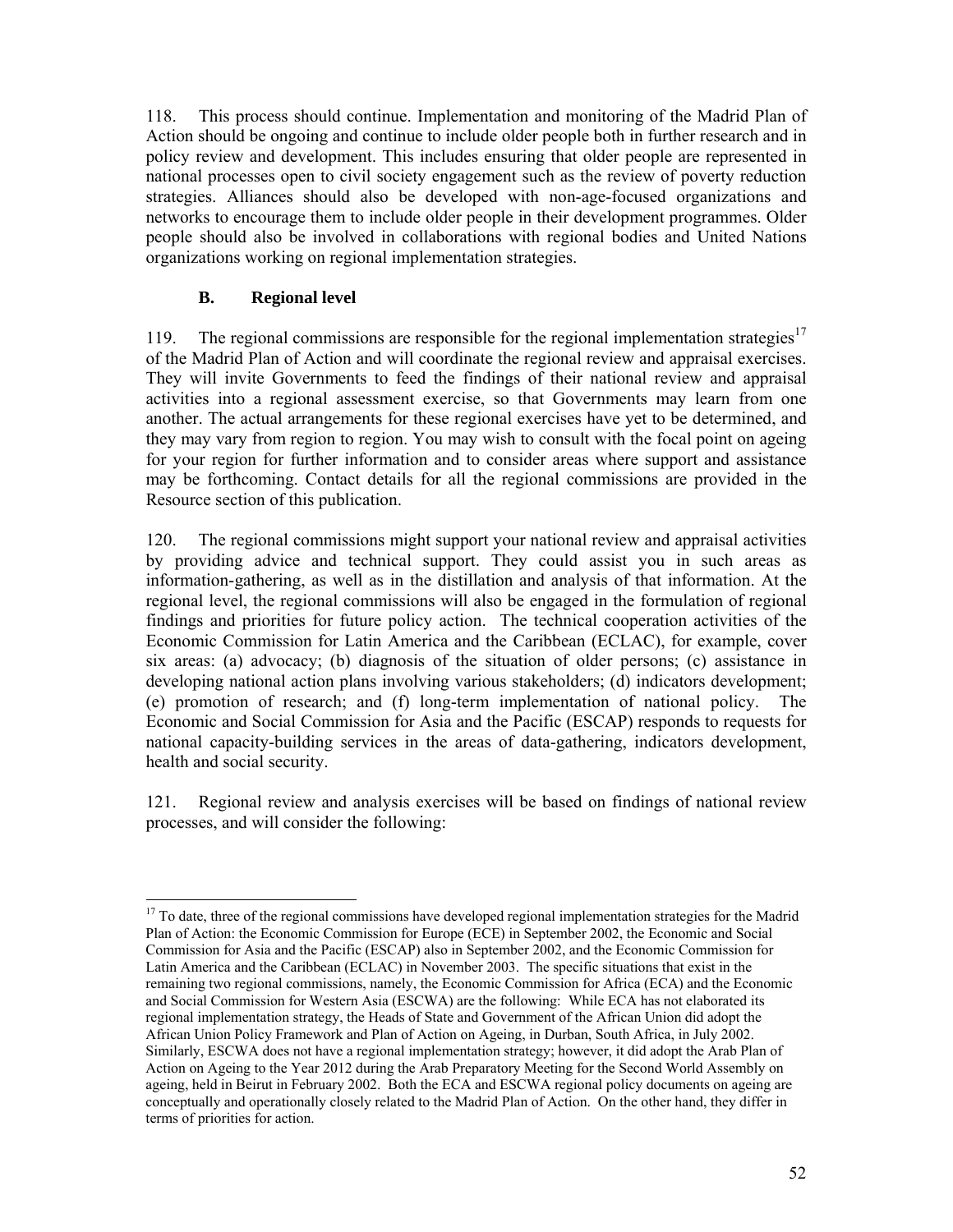118. This process should continue. Implementation and monitoring of the Madrid Plan of Action should be ongoing and continue to include older people both in further research and in policy review and development. This includes ensuring that older people are represented in national processes open to civil society engagement such as the review of poverty reduction strategies. Alliances should also be developed with non-age-focused organizations and networks to encourage them to include older people in their development programmes. Older people should also be involved in collaborations with regional bodies and United Nations organizations working on regional implementation strategies.

### B. Regional level

119. The regional commissions are responsible for the regional implementation strategies[17] of the Madrid Plan of Action and will coordinate the regional review and appraisal exercises. They will invite Governments to feed the findings of their national review and appraisal activities into a regional assessment exercise, so that Governments may learn from one another. The actual arrangements for these regional exercises have yet to be determined, and they may vary from region to region. You may wish to consult with the focal point on ageing for your region for further information and to consider areas where support and assistance may be forthcoming. Contact details for all the regional commissions are provided in the Resource section of this publication.

120. The regional commissions might support your national review and appraisal activities by providing advice and technical support. They could assist you in such areas as information-gathering, as well as in the distillation and analysis of that information. At the regional level, the regional commissions will also be engaged in the formulation of regional findings and priorities for future policy action. The technical cooperation activities of the Economic Commission for Latin America and the Caribbean (ECLAC), for example, cover six areas: (a) advocacy; (b) diagnosis of the situation of older persons; (c) assistance in developing national action plans involving various stakeholders; (d) indicators development; (e) promotion of research; and (f) long-term implementation of national policy. The Economic and Social Commission for Asia and the Pacific (ESCAP) responds to requests for national capacity-building services in the areas of data-gathering, indicators development, health and social security.

121. Regional review and analysis exercises will be based on findings of national review processes, and will consider the following:

---

[17] To date, three of the regional commissions have developed regional implementation strategies for the Madrid Plan of Action: the Economic Commission for Europe (ECE) in September 2002, the Economic and Social Commission for Asia and the Pacific (ESCAP) also in September 2002, and the Economic Commission for Latin America and the Caribbean (ECLAC) in November 2003. The specific situations that exist in the remaining two regional commissions, namely, the Economic Commission for Africa (ECA) and the Economic and Social Commission for Western Asia (ESCWA) are the following: While ECA has not elaborated its regional implementation strategy, the Heads of State and Government of the African Union did adopt the African Union Policy Framework and Plan of Action on Ageing, in Durban, South Africa, in July 2002. Similarly, ESCWA does not have a regional implementation strategy; however, it did adopt the Arab Plan of Action on Ageing to the Year 2012 during the Arab Preparatory Meeting for the Second World Assembly on ageing, held in Beirut in February 2002. Both the ECA and ESCWA regional policy documents on ageing are conceptually and operationally closely related to the Madrid Plan of Action. On the other hand, they differ in terms of priorities for action.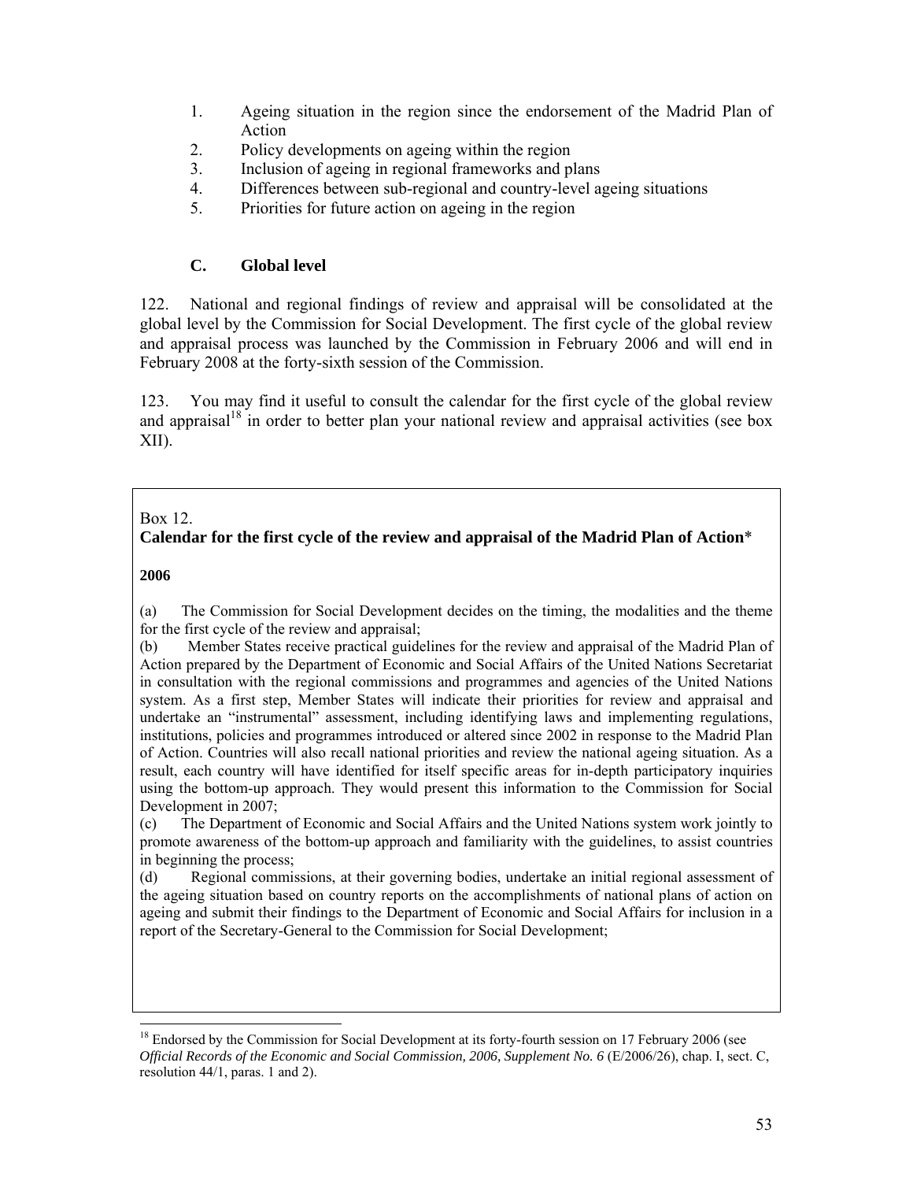1. Ageing situation in the region since the endorsement of the Madrid Plan of Action
2. Policy developments on ageing within the region
3. Inclusion of ageing in regional frameworks and plans
4. Differences between sub-regional and country-level ageing situations
5. Priorities for future action on ageing in the region

### C. Global level

122. National and regional findings of review and appraisal will be consolidated at the global level by the Commission for Social Development. The first cycle of the global review and appraisal process was launched by the Commission in February 2006 and will end in February 2008 at the forty-sixth session of the Commission.

123. You may find it useful to consult the calendar for the first cycle of the global review and appraisal[18] in order to better plan your national review and appraisal activities (see box XII).

---

Box 12.
**Calendar for the first cycle of the review and appraisal of the Madrid Plan of Action***

**2006**

(a) The Commission for Social Development decides on the timing, the modalities and the theme for the first cycle of the review and appraisal;
(b) Member States receive practical guidelines for the review and appraisal of the Madrid Plan of Action prepared by the Department of Economic and Social Affairs of the United Nations Secretariat in consultation with the regional commissions and programmes and agencies of the United Nations system. As a first step, Member States will indicate their priorities for review and appraisal and undertake an "instrumental" assessment, including identifying laws and implementing regulations, institutions, policies and programmes introduced or altered since 2002 in response to the Madrid Plan of Action. Countries will also recall national priorities and review the national ageing situation. As a result, each country will have identified for itself specific areas for in-depth participatory inquiries using the bottom-up approach. They would present this information to the Commission for Social Development in 2007;
(c) The Department of Economic and Social Affairs and the United Nations system work jointly to promote awareness of the bottom-up approach and familiarity with the guidelines, to assist countries in beginning the process;
(d) Regional commissions, at their governing bodies, undertake an initial regional assessment of the ageing situation based on country reports on the accomplishments of national plans of action on ageing and submit their findings to the Department of Economic and Social Affairs for inclusion in a report of the Secretary-General to the Commission for Social Development;

---

[18] Endorsed by the Commission for Social Development at its forty-fourth session on 17 February 2006 (see *Official Records of the Economic and Social Commission, 2006, Supplement No. 6* (E/2006/26), chap. I, sect. C, resolution 44/1, paras. 1 and 2).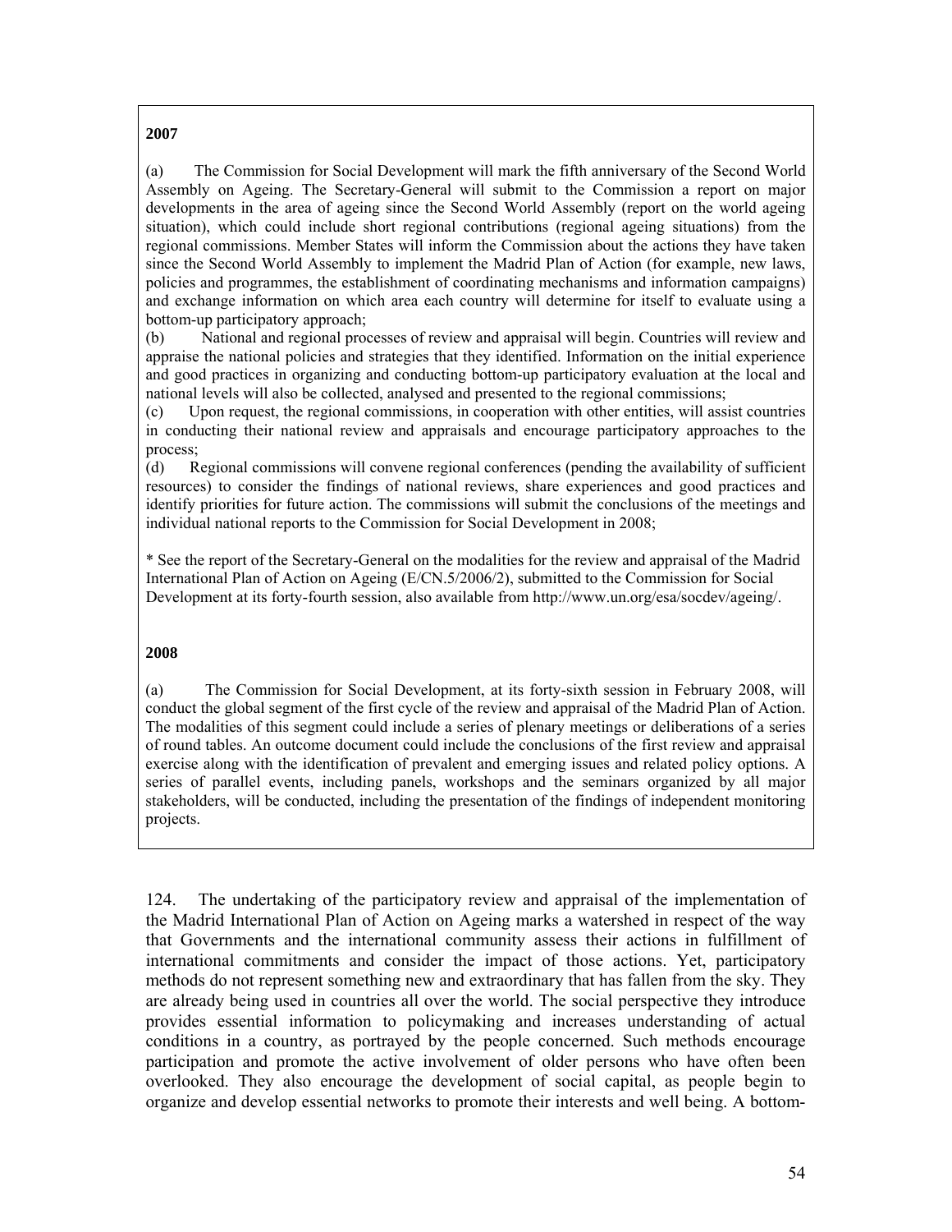**2007**

(a) The Commission for Social Development will mark the fifth anniversary of the Second World Assembly on Ageing. The Secretary-General will submit to the Commission a report on major developments in the area of ageing since the Second World Assembly (report on the world ageing situation), which could include short regional contributions (regional ageing situations) from the regional commissions. Member States will inform the Commission about the actions they have taken since the Second World Assembly to implement the Madrid Plan of Action (for example, new laws, policies and programmes, the establishment of coordinating mechanisms and information campaigns) and exchange information on which area each country will determine for itself to evaluate using a bottom-up participatory approach;

(b) National and regional processes of review and appraisal will begin. Countries will review and appraise the national policies and strategies that they identified. Information on the initial experience and good practices in organizing and conducting bottom-up participatory evaluation at the local and national levels will also be collected, analysed and presented to the regional commissions;

(c) Upon request, the regional commissions, in cooperation with other entities, will assist countries in conducting their national review and appraisals and encourage participatory approaches to the process;

(d) Regional commissions will convene regional conferences (pending the availability of sufficient resources) to consider the findings of national reviews, share experiences and good practices and identify priorities for future action. The commissions will submit the conclusions of the meetings and individual national reports to the Commission for Social Development in 2008;

* See the report of the Secretary-General on the modalities for the review and appraisal of the Madrid International Plan of Action on Ageing (E/CN.5/2006/2), submitted to the Commission for Social Development at its forty-fourth session, also available from http://www.un.org/esa/socdev/ageing/.

**2008**

(a) The Commission for Social Development, at its forty-sixth session in February 2008, will conduct the global segment of the first cycle of the review and appraisal of the Madrid Plan of Action. The modalities of this segment could include a series of plenary meetings or deliberations of a series of round tables. An outcome document could include the conclusions of the first review and appraisal exercise along with the identification of prevalent and emerging issues and related policy options. A series of parallel events, including panels, workshops and the seminars organized by all major stakeholders, will be conducted, including the presentation of the findings of independent monitoring projects.

124. The undertaking of the participatory review and appraisal of the implementation of the Madrid International Plan of Action on Ageing marks a watershed in respect of the way that Governments and the international community assess their actions in fulfillment of international commitments and consider the impact of those actions. Yet, participatory methods do not represent something new and extraordinary that has fallen from the sky. They are already being used in countries all over the world. The social perspective they introduce provides essential information to policymaking and increases understanding of actual conditions in a country, as portrayed by the people concerned. Such methods encourage participation and promote the active involvement of older persons who have often been overlooked. They also encourage the development of social capital, as people begin to organize and develop essential networks to promote their interests and well being. A bottom-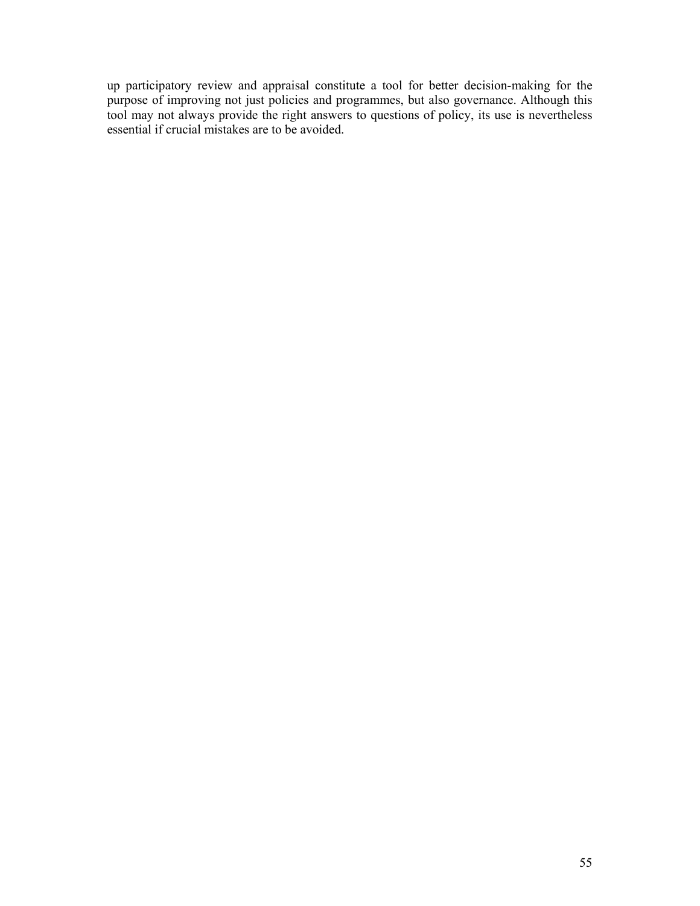up participatory review and appraisal constitute a tool for better decision-making for the purpose of improving not just policies and programmes, but also governance. Although this tool may not always provide the right answers to questions of policy, its use is nevertheless essential if crucial mistakes are to be avoided.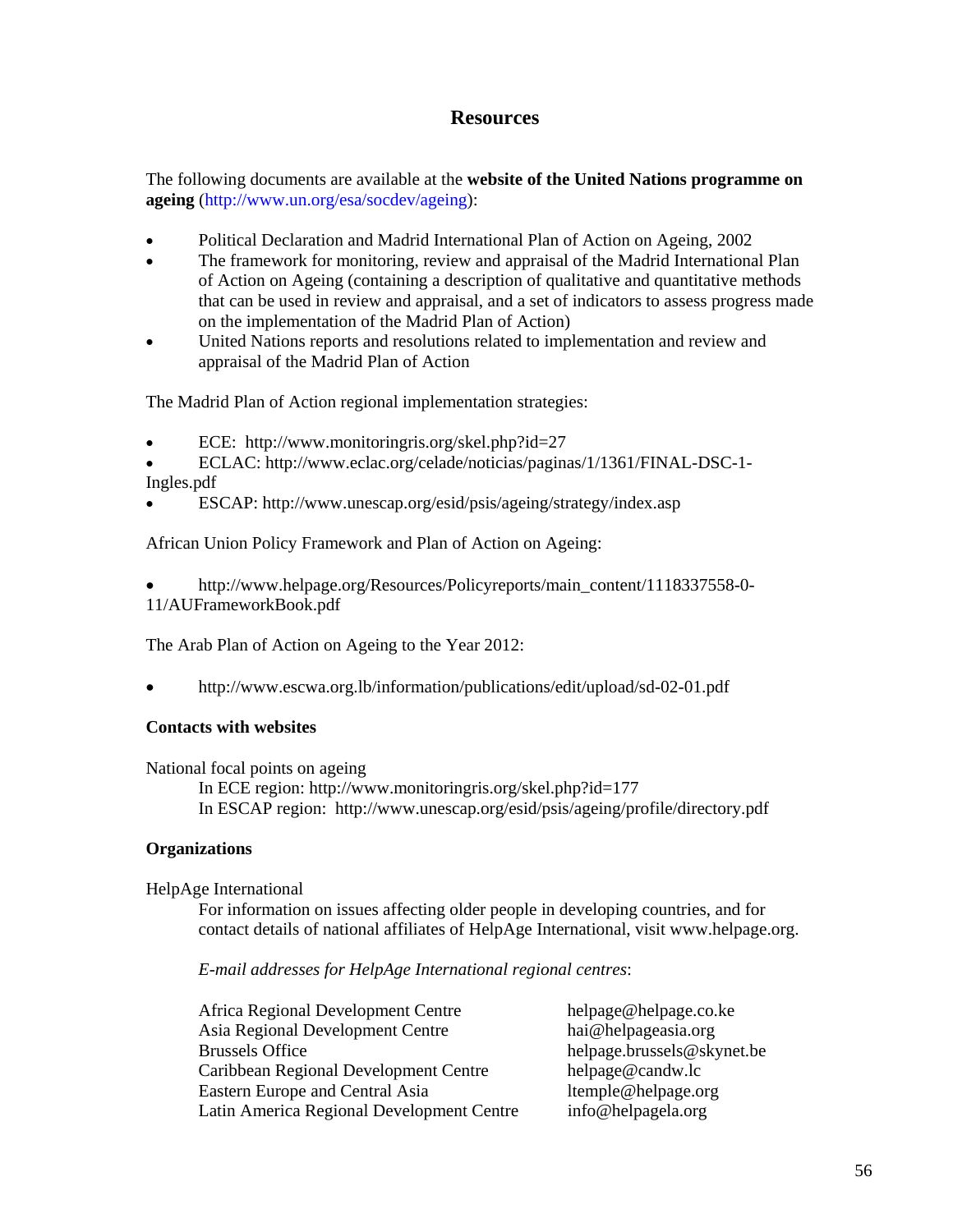## Resources

The following documents are available at the **website of the United Nations programme on ageing** (http://www.un.org/esa/socdev/ageing):

- Political Declaration and Madrid International Plan of Action on Ageing, 2002
- The framework for monitoring, review and appraisal of the Madrid International Plan of Action on Ageing (containing a description of qualitative and quantitative methods that can be used in review and appraisal, and a set of indicators to assess progress made on the implementation of the Madrid Plan of Action)
- United Nations reports and resolutions related to implementation and review and appraisal of the Madrid Plan of Action

The Madrid Plan of Action regional implementation strategies:

- ECE: http://www.monitoringris.org/skel.php?id=27
- ECLAC: http://www.eclac.org/celade/noticias/paginas/1/1361/FINAL-DSC-1-Ingles.pdf
- ESCAP: http://www.unescap.org/esid/psis/ageing/strategy/index.asp

African Union Policy Framework and Plan of Action on Ageing:

- http://www.helpage.org/Resources/Policyreports/main_content/1118337558-0-11/AUFrameworkBook.pdf

The Arab Plan of Action on Ageing to the Year 2012:

- http://www.escwa.org.lb/information/publications/edit/upload/sd-02-01.pdf

**Contacts with websites**

National focal points on ageing

In ECE region: http://www.monitoringris.org/skel.php?id=177

In ESCAP region: http://www.unescap.org/esid/psis/ageing/profile/directory.pdf

**Organizations**

HelpAge International

For information on issues affecting older people in developing countries, and for contact details of national affiliates of HelpAge International, visit www.helpage.org.

*E-mail addresses for HelpAge International regional centres*:

| | |
|---|---|
| Africa Regional Development Centre | helpage@helpage.co.ke |
| Asia Regional Development Centre | hai@helpageasia.org |
| Brussels Office | helpage.brussels@skynet.be |
| Caribbean Regional Development Centre | helpage@candw.lc |
| Eastern Europe and Central Asia | ltemple@helpage.org |
| Latin America Regional Development Centre | info@helpagela.org |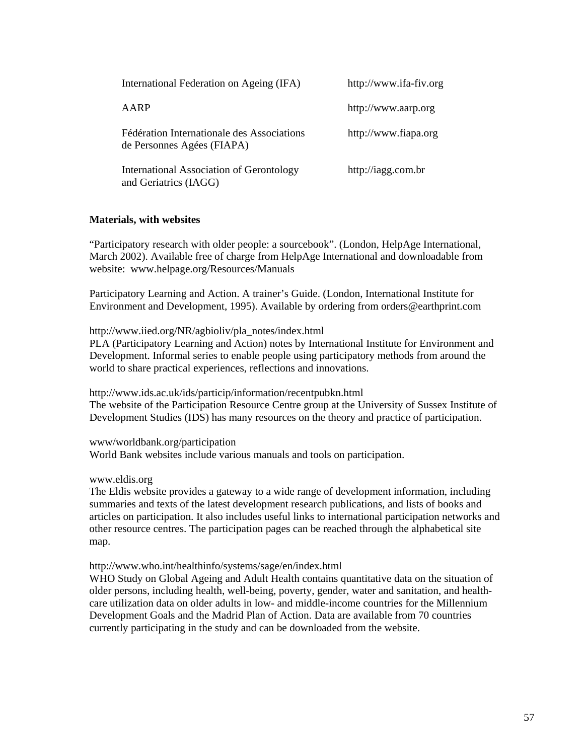| | |
|---|---|
| International Federation on Ageing (IFA) | http://www.ifa-fiv.org |
| AARP | http://www.aarp.org |
| Fédération Internationale des Associations de Personnes Agées (FIAPA) | http://www.fiapa.org |
| International Association of Gerontology and Geriatrics (IAGG) | http://iagg.com.br |

**Materials, with websites**

"Participatory research with older people: a sourcebook". (London, HelpAge International, March 2002). Available free of charge from HelpAge International and downloadable from website: www.helpage.org/Resources/Manuals

Participatory Learning and Action. A trainer's Guide. (London, International Institute for Environment and Development, 1995). Available by ordering from orders@earthprint.com

http://www.iied.org/NR/agbioliv/pla_notes/index.html
PLA (Participatory Learning and Action) notes by International Institute for Environment and Development. Informal series to enable people using participatory methods from around the world to share practical experiences, reflections and innovations.

http://www.ids.ac.uk/ids/particip/information/recentpubkn.html
The website of the Participation Resource Centre group at the University of Sussex Institute of Development Studies (IDS) has many resources on the theory and practice of participation.

www/worldbank.org/participation
World Bank websites include various manuals and tools on participation.

www.eldis.org
The Eldis website provides a gateway to a wide range of development information, including summaries and texts of the latest development research publications, and lists of books and articles on participation. It also includes useful links to international participation networks and other resource centres. The participation pages can be reached through the alphabetical site map.

http://www.who.int/healthinfo/systems/sage/en/index.html
WHO Study on Global Ageing and Adult Health contains quantitative data on the situation of older persons, including health, well-being, poverty, gender, water and sanitation, and health-care utilization data on older adults in low- and middle-income countries for the Millennium Development Goals and the Madrid Plan of Action. Data are available from 70 countries currently participating in the study and can be downloaded from the website.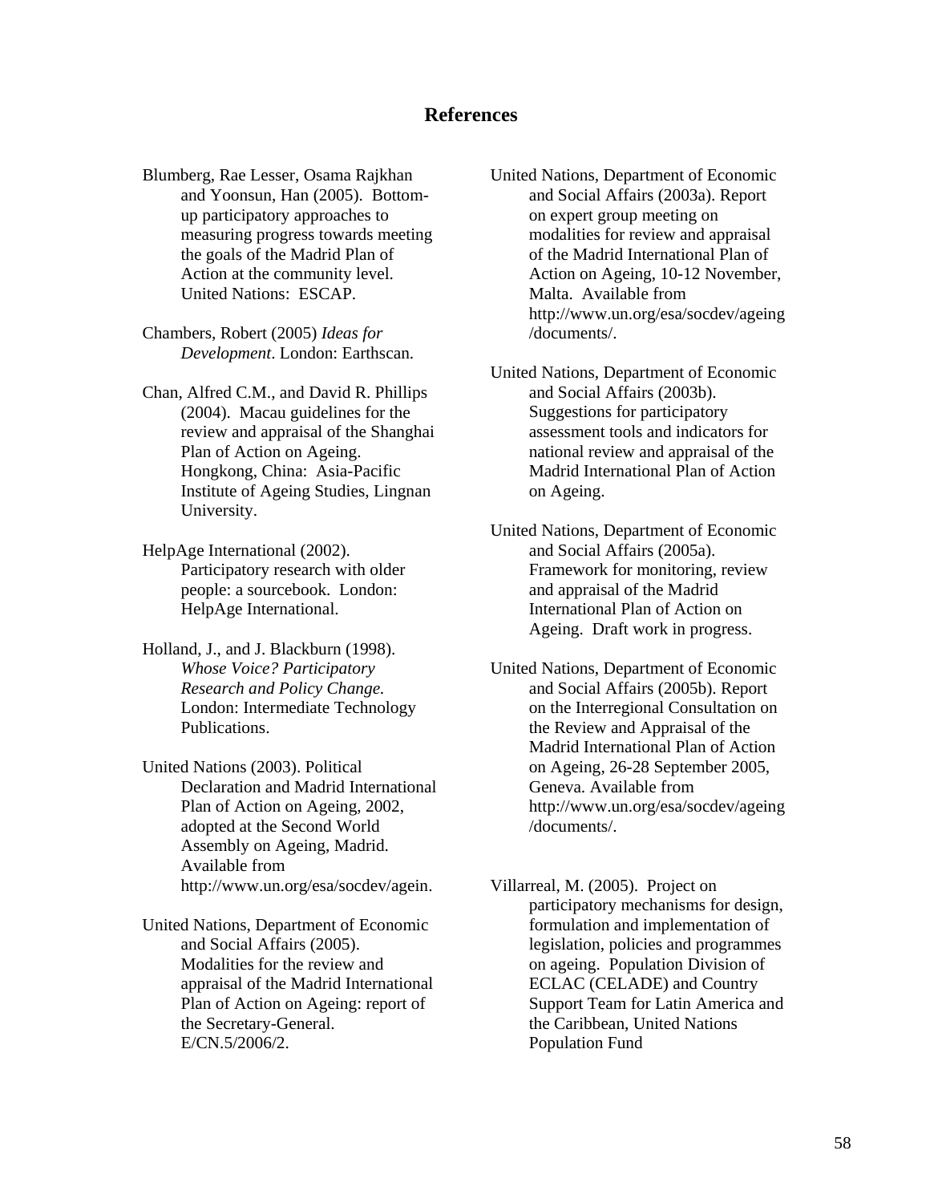## References

Blumberg, Rae Lesser, Osama Rajkhan and Yoonsun, Han (2005). Bottom-up participatory approaches to measuring progress towards meeting the goals of the Madrid Plan of Action at the community level. United Nations: ESCAP.

Chambers, Robert (2005) *Ideas for Development*. London: Earthscan.

Chan, Alfred C.M., and David R. Phillips (2004). Macau guidelines for the review and appraisal of the Shanghai Plan of Action on Ageing. Hongkong, China: Asia-Pacific Institute of Ageing Studies, Lingnan University.

HelpAge International (2002). Participatory research with older people: a sourcebook. London: HelpAge International.

Holland, J., and J. Blackburn (1998). *Whose Voice? Participatory Research and Policy Change.* London: Intermediate Technology Publications.

United Nations (2003). Political Declaration and Madrid International Plan of Action on Ageing, 2002, adopted at the Second World Assembly on Ageing, Madrid. Available from http://www.un.org/esa/socdev/agein.

United Nations, Department of Economic and Social Affairs (2005). Modalities for the review and appraisal of the Madrid International Plan of Action on Ageing: report of the Secretary-General. E/CN.5/2006/2.

United Nations, Department of Economic and Social Affairs (2003a). Report on expert group meeting on modalities for review and appraisal of the Madrid International Plan of Action on Ageing, 10-12 November, Malta. Available from http://www.un.org/esa/socdev/ageing/documents/.

United Nations, Department of Economic and Social Affairs (2003b). Suggestions for participatory assessment tools and indicators for national review and appraisal of the Madrid International Plan of Action on Ageing.

United Nations, Department of Economic and Social Affairs (2005a). Framework for monitoring, review and appraisal of the Madrid International Plan of Action on Ageing. Draft work in progress.

United Nations, Department of Economic and Social Affairs (2005b). Report on the Interregional Consultation on the Review and Appraisal of the Madrid International Plan of Action on Ageing, 26-28 September 2005, Geneva. Available from http://www.un.org/esa/socdev/ageing/documents/.

Villarreal, M. (2005). Project on participatory mechanisms for design, formulation and implementation of legislation, policies and programmes on ageing. Population Division of ECLAC (CELADE) and Country Support Team for Latin America and the Caribbean, United Nations Population Fund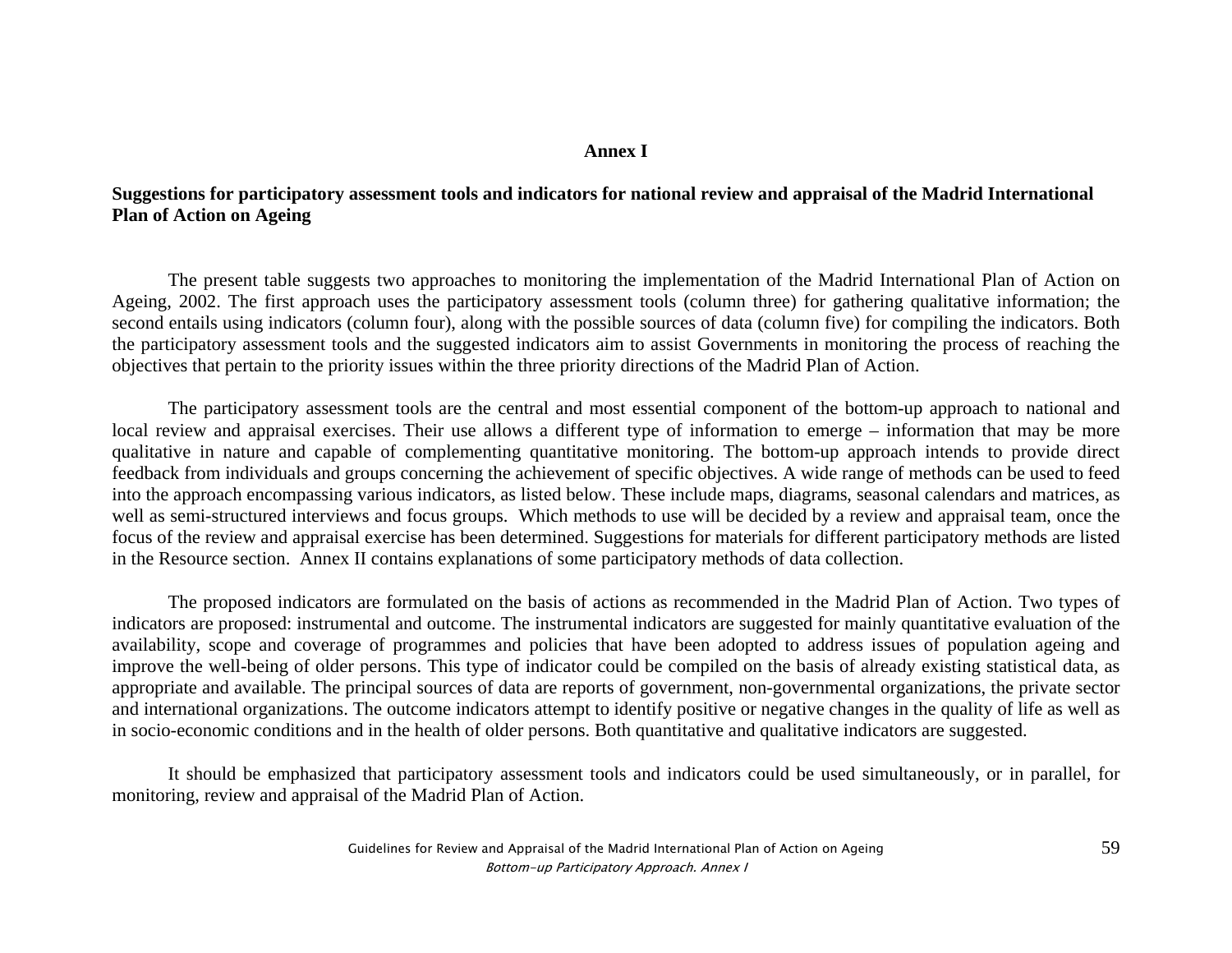## Annex I

**Suggestions for participatory assessment tools and indicators for national review and appraisal of the Madrid International Plan of Action on Ageing**

The present table suggests two approaches to monitoring the implementation of the Madrid International Plan of Action on Ageing, 2002. The first approach uses the participatory assessment tools (column three) for gathering qualitative information; the second entails using indicators (column four), along with the possible sources of data (column five) for compiling the indicators. Both the participatory assessment tools and the suggested indicators aim to assist Governments in monitoring the process of reaching the objectives that pertain to the priority issues within the three priority directions of the Madrid Plan of Action.

The participatory assessment tools are the central and most essential component of the bottom-up approach to national and local review and appraisal exercises. Their use allows a different type of information to emerge – information that may be more qualitative in nature and capable of complementing quantitative monitoring. The bottom-up approach intends to provide direct feedback from individuals and groups concerning the achievement of specific objectives. A wide range of methods can be used to feed into the approach encompassing various indicators, as listed below. These include maps, diagrams, seasonal calendars and matrices, as well as semi-structured interviews and focus groups. Which methods to use will be decided by a review and appraisal team, once the focus of the review and appraisal exercise has been determined. Suggestions for materials for different participatory methods are listed in the Resource section. Annex II contains explanations of some participatory methods of data collection.

The proposed indicators are formulated on the basis of actions as recommended in the Madrid Plan of Action. Two types of indicators are proposed: instrumental and outcome. The instrumental indicators are suggested for mainly quantitative evaluation of the availability, scope and coverage of programmes and policies that have been adopted to address issues of population ageing and improve the well-being of older persons. This type of indicator could be compiled on the basis of already existing statistical data, as appropriate and available. The principal sources of data are reports of government, non-governmental organizations, the private sector and international organizations. The outcome indicators attempt to identify positive or negative changes in the quality of life as well as in socio-economic conditions and in the health of older persons. Both quantitative and qualitative indicators are suggested.

It should be emphasized that participatory assessment tools and indicators could be used simultaneously, or in parallel, for monitoring, review and appraisal of the Madrid Plan of Action.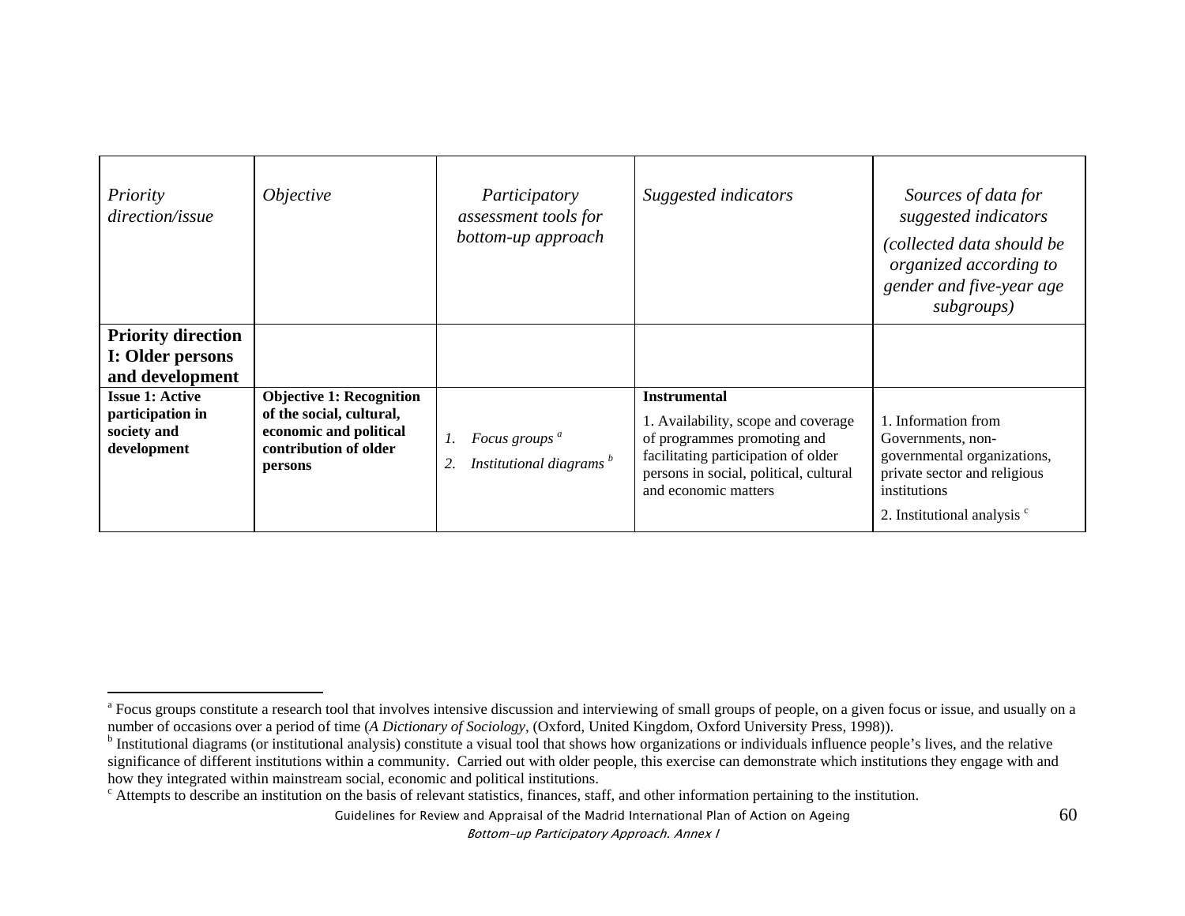| *Priority direction/issue* | *Objective* | *Participatory assessment tools for bottom-up approach* | *Suggested indicators* | *Sources of data for suggested indicators* *(collected data should be organized according to gender and five-year age subgroups)* |
|---|---|---|---|---|
| **Priority direction I: Older persons and development** | | | | |
| **Issue 1: Active participation in society and development** | **Objective 1: Recognition of the social, cultural, economic and political contribution of older persons** | 1. *Focus groups* [a]<br>2. *Institutional diagrams* [b] | **Instrumental**<br>1. Availability, scope and coverage of programmes promoting and facilitating participation of older persons in social, political, cultural and economic matters | 1. Information from Governments, non-governmental organizations, private sector and religious institutions<br>2. Institutional analysis [c] |

[a] Focus groups constitute a research tool that involves intensive discussion and interviewing of small groups of people, on a given focus or issue, and usually on a number of occasions over a period of time (*A Dictionary of Sociology*, (Oxford, United Kingdom, Oxford University Press, 1998)).

[b] Institutional diagrams (or institutional analysis) constitute a visual tool that shows how organizations or individuals influence people's lives, and the relative significance of different institutions within a community. Carried out with older people, this exercise can demonstrate which institutions they engage with and how they integrated within mainstream social, economic and political institutions.

[c] Attempts to describe an institution on the basis of relevant statistics, finances, staff, and other information pertaining to the institution.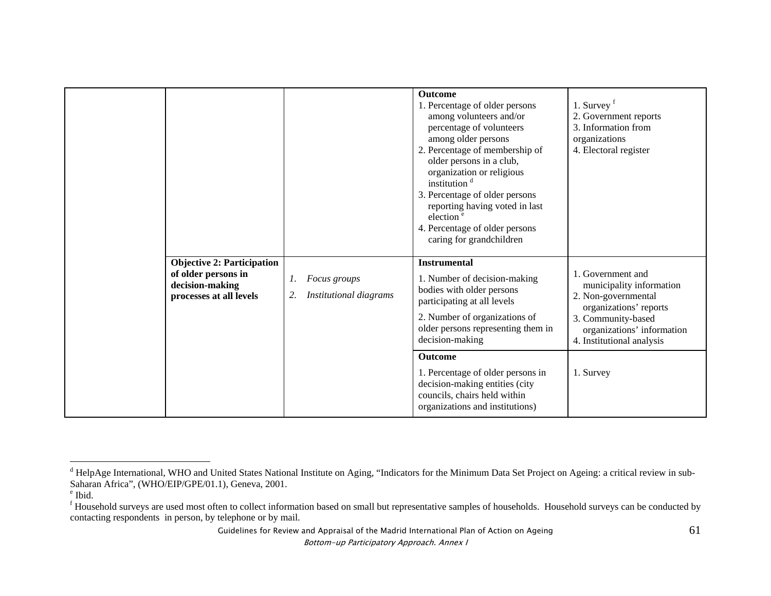| | | | | |
|---|---|---|---|---|
| | | | **Outcome**<br>1. Percentage of older persons among volunteers and/or percentage of volunteers among older persons<br>2. Percentage of membership of older persons in a club, organization or religious institution [d]<br>3. Percentage of older persons reporting having voted in last election [e]<br>4. Percentage of older persons caring for grandchildren | 1. Survey [f]<br>2. Government reports<br>3. Information from organizations<br>4. Electoral register |
| | **Objective 2: Participation of older persons in decision-making processes at all levels** | 1. *Focus groups*<br>2. *Institutional diagrams* | **Instrumental**<br>1. Number of decision-making bodies with older persons participating at all levels<br>2. Number of organizations of older persons representing them in decision-making | 1. Government and municipality information<br>2. Non-governmental organizations' reports<br>3. Community-based organizations' information<br>4. Institutional analysis |
| | | | **Outcome**<br>1. Percentage of older persons in decision-making entities (city councils, chairs held within organizations and institutions) | 1. Survey |

[d] HelpAge International, WHO and United States National Institute on Aging, "Indicators for the Minimum Data Set Project on Ageing: a critical review in sub-Saharan Africa", (WHO/EIP/GPE/01.1), Geneva, 2001.

[e] Ibid.

[f] Household surveys are used most often to collect information based on small but representative samples of households. Household surveys can be conducted by contacting respondents in person, by telephone or by mail.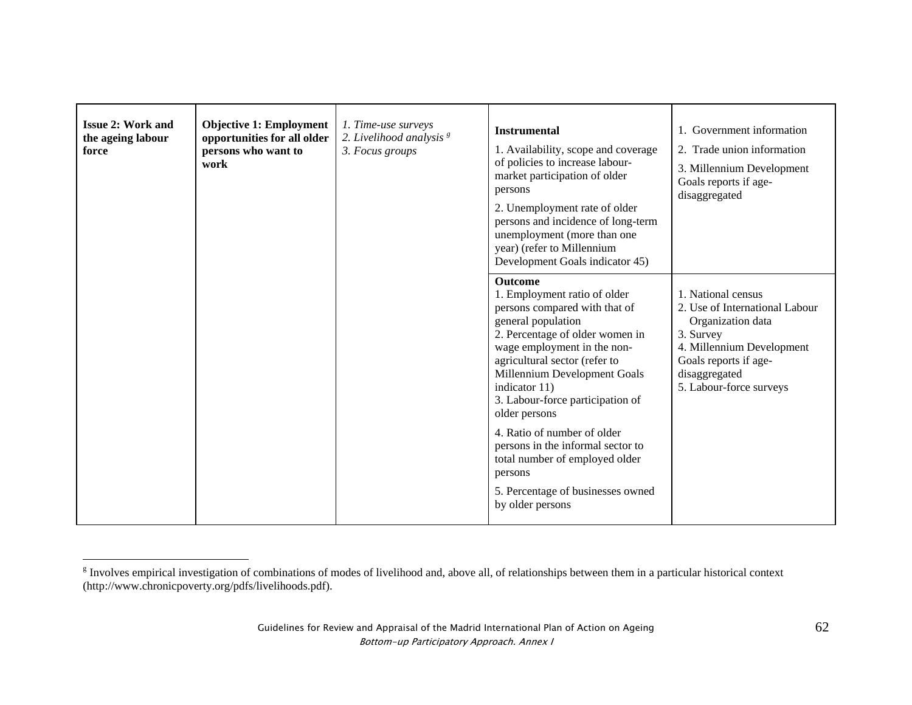| | | | | |
|---|---|---|---|---|
| **Issue 2: Work and the ageing labour force** | **Objective 1: Employment opportunities for all older persons who want to work** | *1. Time-use surveys*<br>*2. Livelihood analysis* [g]<br>*3. Focus groups* | **Instrumental**<br>1. Availability, scope and coverage of policies to increase labour-market participation of older persons<br>2. Unemployment rate of older persons and incidence of long-term unemployment (more than one year) (refer to Millennium Development Goals indicator 45) | 1. Government information<br>2. Trade union information<br>3. Millennium Development Goals reports if age-disaggregated |
| | | | **Outcome**<br>1. Employment ratio of older persons compared with that of general population<br>2. Percentage of older women in wage employment in the non-agricultural sector (refer to Millennium Development Goals indicator 11)<br>3. Labour-force participation of older persons<br>4. Ratio of number of older persons in the informal sector to total number of employed older persons<br>5. Percentage of businesses owned by older persons | 1. National census<br>2. Use of International Labour Organization data<br>3. Survey<br>4. Millennium Development Goals reports if age-disaggregated<br>5. Labour-force surveys |

[g] Involves empirical investigation of combinations of modes of livelihood and, above all, of relationships between them in a particular historical context (http://www.chronicpoverty.org/pdfs/livelihoods.pdf).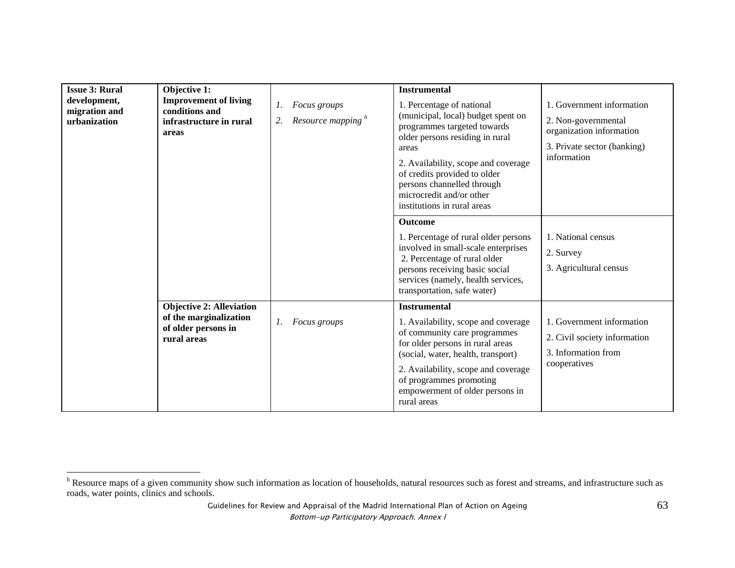| Issue 3: Rural development, migration and urbanization | Objective 1: Improvement of living conditions and infrastructure in rural areas | 1. *Focus groups*<br>2. *Resource mapping* [h] | **Instrumental**<br>1. Percentage of national (municipal, local) budget spent on programmes targeted towards older persons residing in rural areas<br>2. Availability, scope and coverage of credits provided to older persons channelled through microcredit and/or other institutions in rural areas | 1. Government information<br>2. Non-governmental organization information<br>3. Private sector (banking) information |
|---|---|---|---|---|
| | | | **Outcome**<br>1. Percentage of rural older persons involved in small-scale enterprises<br>2. Percentage of rural older persons receiving basic social services (namely, health services, transportation, safe water) | 1. National census<br>2. Survey<br>3. Agricultural census |
| | **Objective 2: Alleviation of the marginalization of older persons in rural areas** | 1. *Focus groups* | **Instrumental**<br>1. Availability, scope and coverage of community care programmes for older persons in rural areas (social, water, health, transport)<br>2. Availability, scope and coverage of programmes promoting empowerment of older persons in rural areas | 1. Government information<br>2. Civil society information<br>3. Information from cooperatives |

[h] Resource maps of a given community show such information as location of households, natural resources such as forest and streams, and infrastructure such as roads, water points, clinics and schools.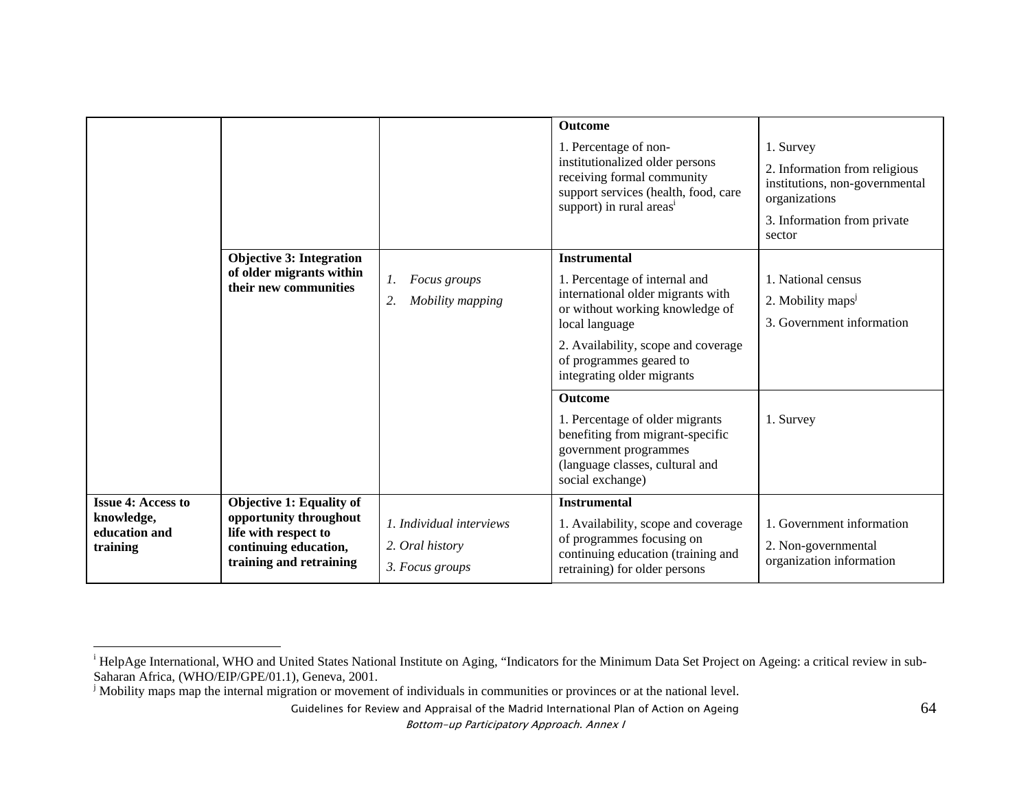| | | | | |
|---|---|---|---|---|
| | | | **Outcome**<br>1. Percentage of non-institutionalized older persons receiving formal community support services (health, food, care support) in rural areas[i] | 1. Survey<br>2. Information from religious institutions, non-governmental organizations<br>3. Information from private sector |
| | **Objective 3: Integration of older migrants within their new communities** | 1. *Focus groups*<br>2. *Mobility mapping* | **Instrumental**<br>1. Percentage of internal and international older migrants with or without working knowledge of local language<br>2. Availability, scope and coverage of programmes geared to integrating older migrants | 1. National census<br>2. Mobility maps[j]<br>3. Government information |
| | | | **Outcome**<br>1. Percentage of older migrants benefiting from migrant-specific government programmes (language classes, cultural and social exchange) | 1. Survey |
| **Issue 4: Access to knowledge, education and training** | **Objective 1: Equality of opportunity throughout life with respect to continuing education, training and retraining** | *1. Individual interviews*<br>*2. Oral history*<br>*3. Focus groups* | **Instrumental**<br>1. Availability, scope and coverage of programmes focusing on continuing education (training and retraining) for older persons | 1. Government information<br>2. Non-governmental organization information |

[i] HelpAge International, WHO and United States National Institute on Aging, "Indicators for the Minimum Data Set Project on Ageing: a critical review in sub-Saharan Africa, (WHO/EIP/GPE/01.1), Geneva, 2001.

[j] Mobility maps map the internal migration or movement of individuals in communities or provinces or at the national level.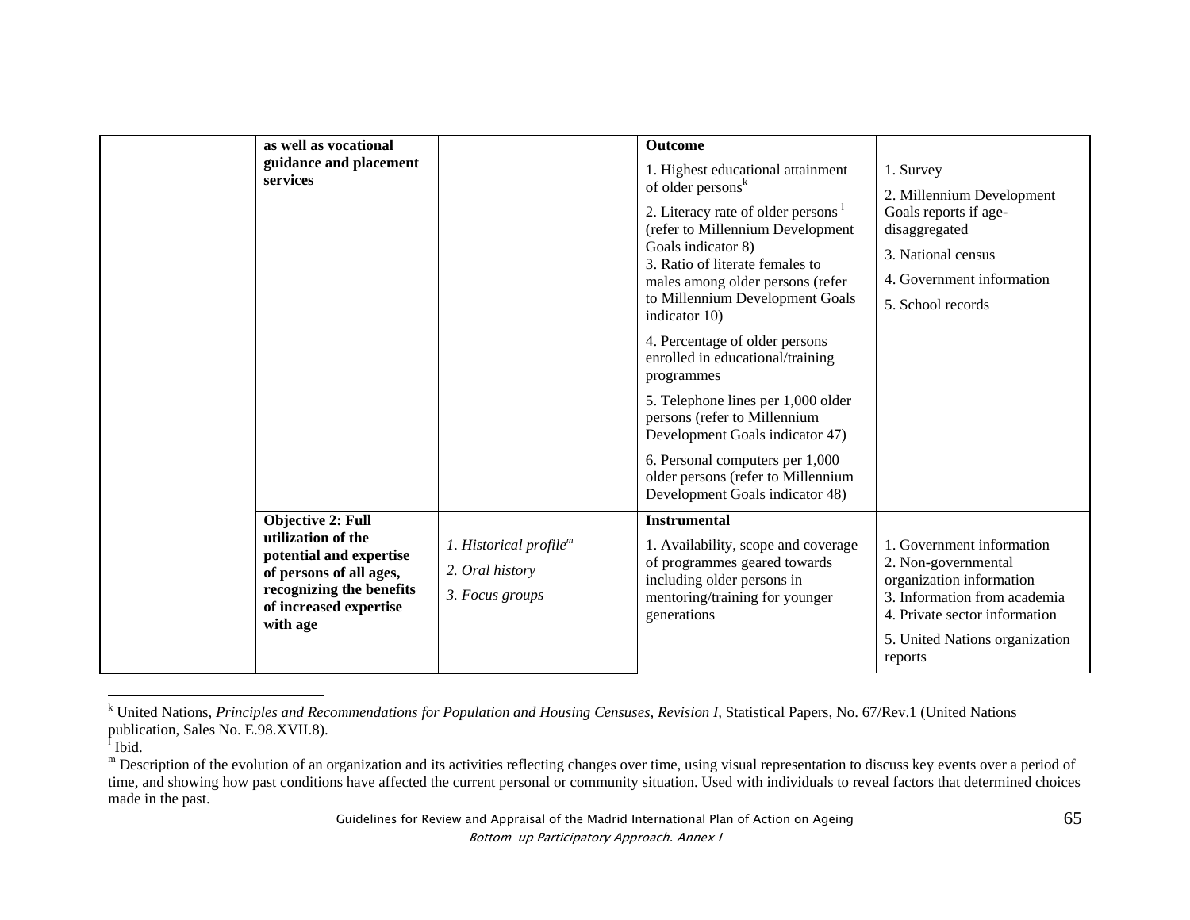| | | | | |
|---|---|---|---|---|
| | **as well as vocational guidance and placement services** | | **Outcome**<br>1. Highest educational attainment of older persons[k]<br>2. Literacy rate of older persons [l] (refer to Millennium Development Goals indicator 8)<br>3. Ratio of literate females to males among older persons (refer to Millennium Development Goals indicator 10)<br>4. Percentage of older persons enrolled in educational/training programmes<br>5. Telephone lines per 1,000 older persons (refer to Millennium Development Goals indicator 47)<br>6. Personal computers per 1,000 older persons (refer to Millennium Development Goals indicator 48) | 1. Survey<br>2. Millennium Development Goals reports if age-disaggregated<br>3. National census<br>4. Government information<br>5. School records |
| | **Objective 2: Full utilization of the potential and expertise of persons of all ages, recognizing the benefits of increased expertise with age** | *1. Historical profile[m]*<br>*2. Oral history*<br>*3. Focus groups* | **Instrumental**<br>1. Availability, scope and coverage of programmes geared towards including older persons in mentoring/training for younger generations | 1. Government information<br>2. Non-governmental organization information<br>3. Information from academia<br>4. Private sector information<br>5. United Nations organization reports |

[k] United Nations, *Principles and Recommendations for Population and Housing Censuses, Revision I*, Statistical Papers, No. 67/Rev.1 (United Nations publication, Sales No. E.98.XVII.8).

[l] Ibid.

[m] Description of the evolution of an organization and its activities reflecting changes over time, using visual representation to discuss key events over a period of time, and showing how past conditions have affected the current personal or community situation. Used with individuals to reveal factors that determined choices made in the past.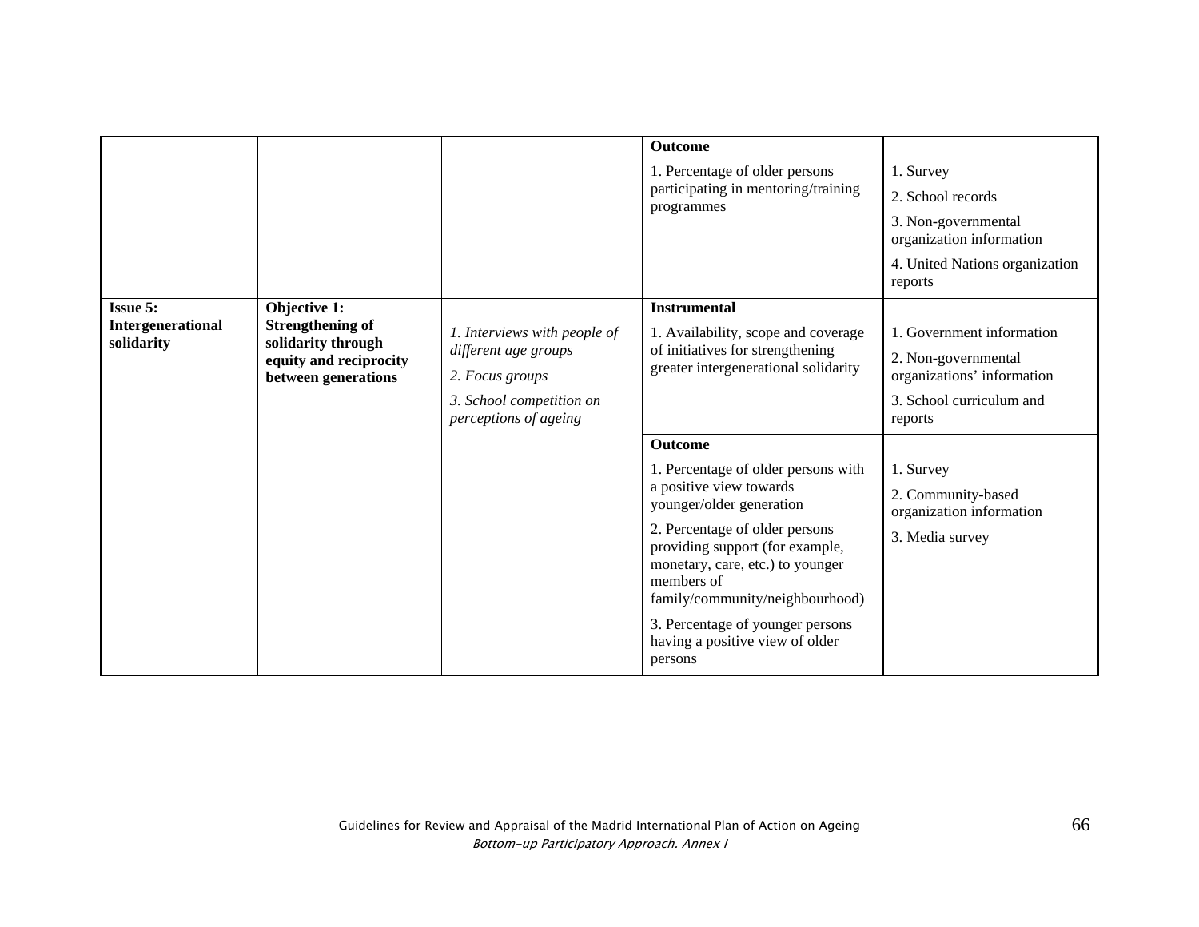| | | | Indicators | Sources |
|---|---|---|---|---|
| | | | **Outcome**<br>1. Percentage of older persons participating in mentoring/training programmes | 1. Survey<br>2. School records<br>3. Non-governmental organization information<br>4. United Nations organization reports |
| **Issue 5: Intergenerational solidarity** | **Objective 1: Strengthening of solidarity through equity and reciprocity between generations** | *1. Interviews with people of different age groups*<br>*2. Focus groups*<br>*3. School competition on perceptions of ageing* | **Instrumental**<br>1. Availability, scope and coverage of initiatives for strengthening greater intergenerational solidarity | 1. Government information<br>2. Non-governmental organizations' information<br>3. School curriculum and reports |
| | | | **Outcome**<br>1. Percentage of older persons with a positive view towards younger/older generation<br>2. Percentage of older persons providing support (for example, monetary, care, etc.) to younger members of family/community/neighbourhood)<br>3. Percentage of younger persons having a positive view of older persons | 1. Survey<br>2. Community-based organization information<br>3. Media survey |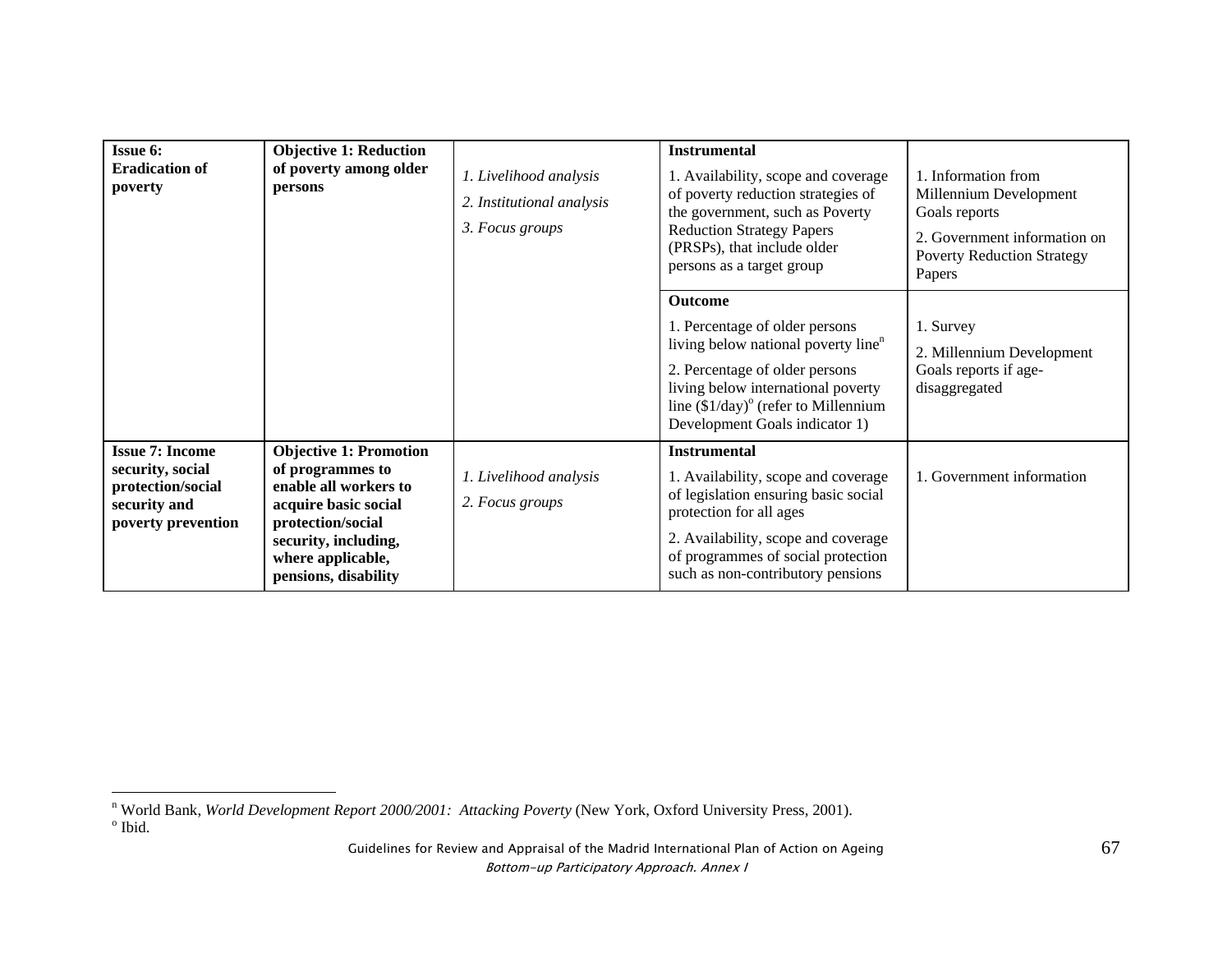| | | | | |
|---|---|---|---|---|
| **Issue 6: Eradication of poverty** | **Objective 1: Reduction of poverty among older persons** | *1. Livelihood analysis*<br>*2. Institutional analysis*<br>*3. Focus groups* | **Instrumental**<br>1. Availability, scope and coverage of poverty reduction strategies of the government, such as Poverty Reduction Strategy Papers (PRSPs), that include older persons as a target group | 1. Information from Millennium Development Goals reports<br>2. Government information on Poverty Reduction Strategy Papers |
| | | | **Outcome**<br>1. Percentage of older persons living below national poverty line[n]<br>2. Percentage of older persons living below international poverty line ($1/day)[o] (refer to Millennium Development Goals indicator 1) | 1. Survey<br>2. Millennium Development Goals reports if age-disaggregated |
| **Issue 7: Income security, social protection/social security and poverty prevention** | **Objective 1: Promotion of programmes to enable all workers to acquire basic social protection/social security, including, where applicable, pensions, disability** | *1. Livelihood analysis*<br>*2. Focus groups* | **Instrumental**<br>1. Availability, scope and coverage of legislation ensuring basic social protection for all ages<br>2. Availability, scope and coverage of programmes of social protection such as non-contributory pensions | 1. Government information |

---

[n] World Bank, *World Development Report 2000/2001: Attacking Poverty* (New York, Oxford University Press, 2001).

[o] Ibid.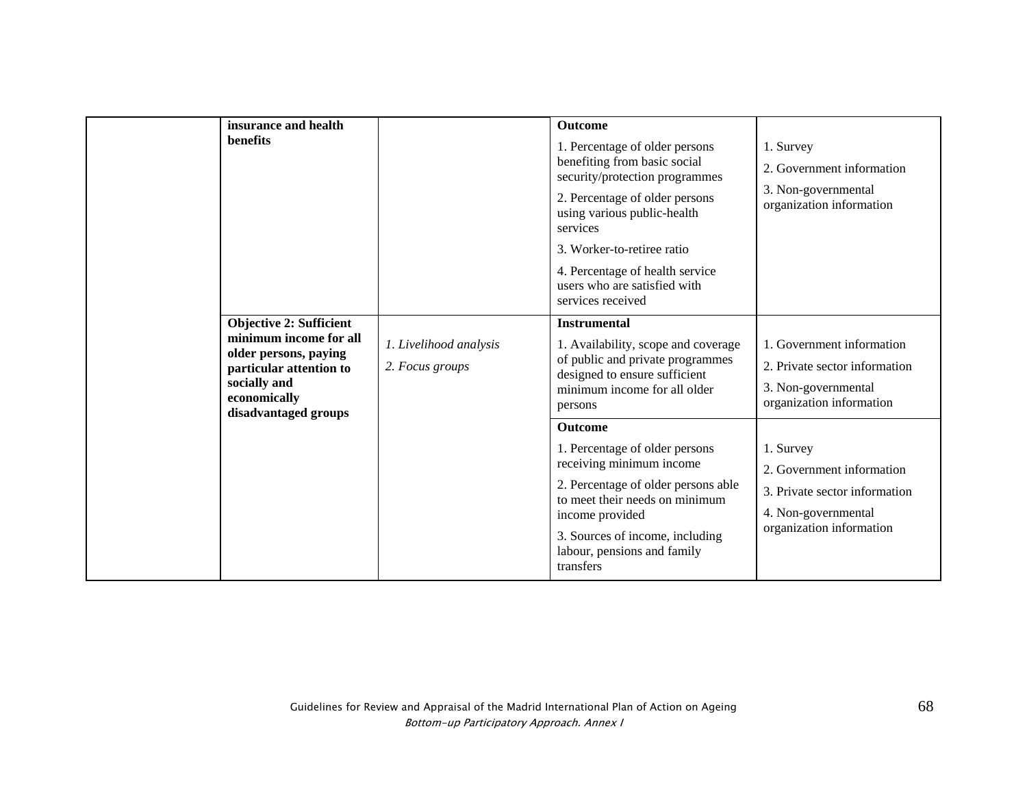| | | | | |
|---|---|---|---|---|
| | **insurance and health benefits** | | **Outcome**<br>1. Percentage of older persons benefiting from basic social security/protection programmes<br>2. Percentage of older persons using various public-health services<br>3. Worker-to-retiree ratio<br>4. Percentage of health service users who are satisfied with services received | 1. Survey<br>2. Government information<br>3. Non-governmental organization information |
| | **Objective 2: Sufficient minimum income for all older persons, paying particular attention to socially and economically disadvantaged groups** | *1. Livelihood analysis*<br>*2. Focus groups* | **Instrumental**<br>1. Availability, scope and coverage of public and private programmes designed to ensure sufficient minimum income for all older persons | 1. Government information<br>2. Private sector information<br>3. Non-governmental organization information |
| | | | **Outcome**<br>1. Percentage of older persons receiving minimum income<br>2. Percentage of older persons able to meet their needs on minimum income provided<br>3. Sources of income, including labour, pensions and family transfers | 1. Survey<br>2. Government information<br>3. Private sector information<br>4. Non-governmental organization information |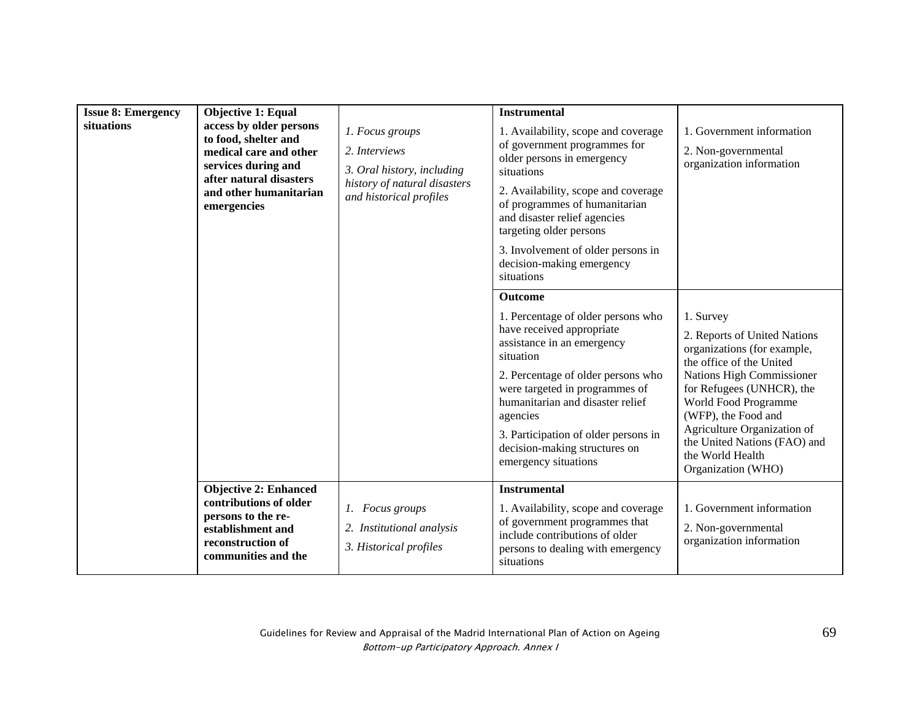| **Issue 8: Emergency situations** | **Objective 1: Equal access by older persons to food, shelter and medical care and other services during and after natural disasters and other humanitarian emergencies** | *1. Focus groups*<br>*2. Interviews*<br>*3. Oral history, including history of natural disasters and historical profiles* | **Instrumental**<br>1. Availability, scope and coverage of government programmes for older persons in emergency situations<br>2. Availability, scope and coverage of programmes of humanitarian and disaster relief agencies targeting older persons<br>3. Involvement of older persons in decision-making emergency situations | 1. Government information<br>2. Non-governmental organization information |
|---|---|---|---|---|
| | | | **Outcome**<br>1. Percentage of older persons who have received appropriate assistance in an emergency situation<br>2. Percentage of older persons who were targeted in programmes of humanitarian and disaster relief agencies<br>3. Participation of older persons in decision-making structures on emergency situations | 1. Survey<br>2. Reports of United Nations organizations (for example, the office of the United Nations High Commissioner for Refugees (UNHCR), the World Food Programme (WFP), the Food and Agriculture Organization of the United Nations (FAO) and the World Health Organization (WHO) |
| | **Objective 2: Enhanced contributions of older persons to the re-establishment and reconstruction of communities and the** | *1. Focus groups*<br>*2. Institutional analysis*<br>*3. Historical profiles* | **Instrumental**<br>1. Availability, scope and coverage of government programmes that include contributions of older persons to dealing with emergency situations | 1. Government information<br>2. Non-governmental organization information |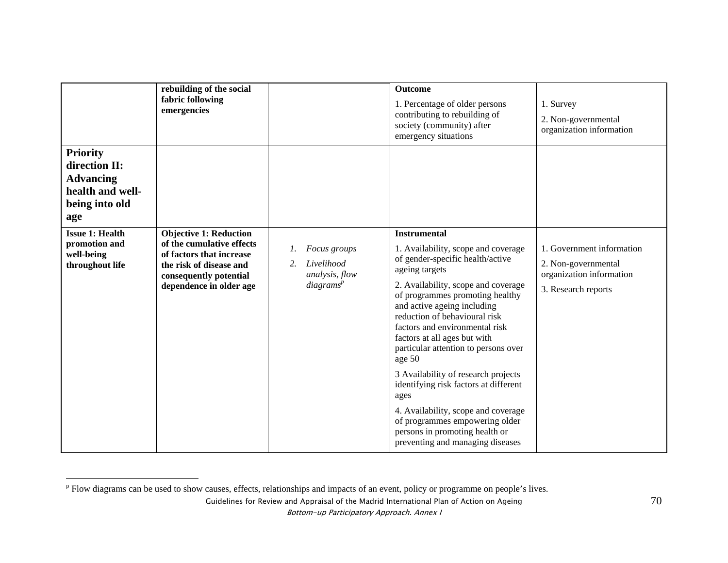|  |  |  |  |  |
|---|---|---|---|---|
|  | **rebuilding of the social fabric following emergencies** |  | **Outcome**<br><br>1. Percentage of older persons contributing to rebuilding of society (community) after emergency situations | 1. Survey<br><br>2. Non-governmental organization information |
| **Priority direction II: Advancing health and well-being into old age** |  |  |  |  |
| **Issue 1: Health promotion and well-being throughout life** | **Objective 1: Reduction of the cumulative effects of factors that increase the risk of disease and consequently potential dependence in older age** | 1. *Focus groups*<br>2. *Livelihood analysis, flow diagrams*[p] | **Instrumental**<br><br>1. Availability, scope and coverage of gender-specific health/active ageing targets<br><br>2. Availability, scope and coverage of programmes promoting healthy and active ageing including reduction of behavioural risk factors and environmental risk factors at all ages but with particular attention to persons over age 50<br><br>3 Availability of research projects identifying risk factors at different ages<br><br>4. Availability, scope and coverage of programmes empowering older persons in promoting health or preventing and managing diseases | 1. Government information<br><br>2. Non-governmental organization information<br><br>3. Research reports |

[p] Flow diagrams can be used to show causes, effects, relationships and impacts of an event, policy or programme on people's lives.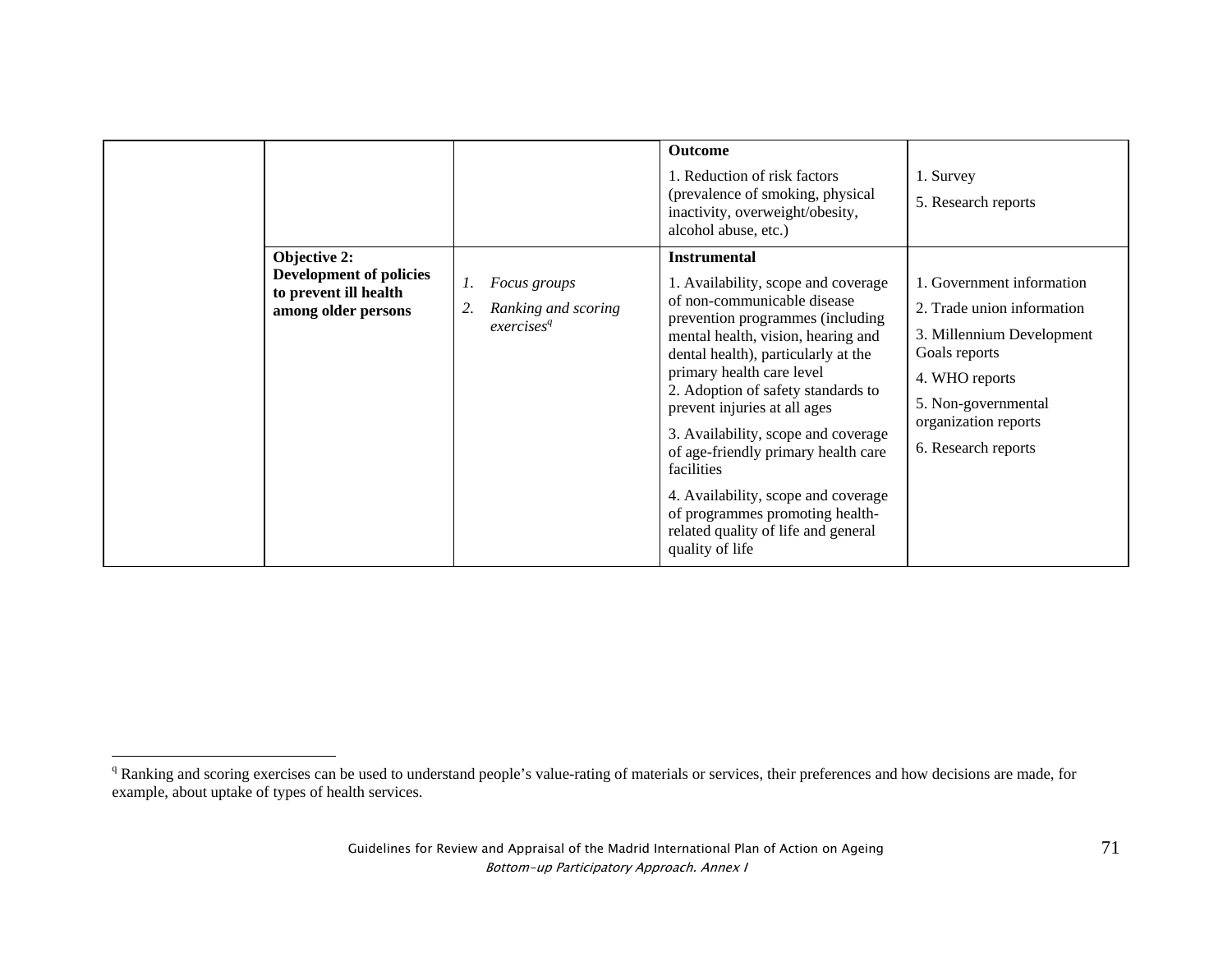| | | | | |
|---|---|---|---|---|
| | | | **Outcome**<br>1. Reduction of risk factors (prevalence of smoking, physical inactivity, overweight/obesity, alcohol abuse, etc.) | 1. Survey<br>5. Research reports |
| | **Objective 2: Development of policies to prevent ill health among older persons** | 1. *Focus groups*<br>2. *Ranking and scoring exercises*[q] | **Instrumental**<br>1. Availability, scope and coverage of non-communicable disease prevention programmes (including mental health, vision, hearing and dental health), particularly at the primary health care level<br>2. Adoption of safety standards to prevent injuries at all ages<br>3. Availability, scope and coverage of age-friendly primary health care facilities<br>4. Availability, scope and coverage of programmes promoting health-related quality of life and general quality of life | 1. Government information<br>2. Trade union information<br>3. Millennium Development Goals reports<br>4. WHO reports<br>5. Non-governmental organization reports<br>6. Research reports |

[q] Ranking and scoring exercises can be used to understand people's value-rating of materials or services, their preferences and how decisions are made, for example, about uptake of types of health services.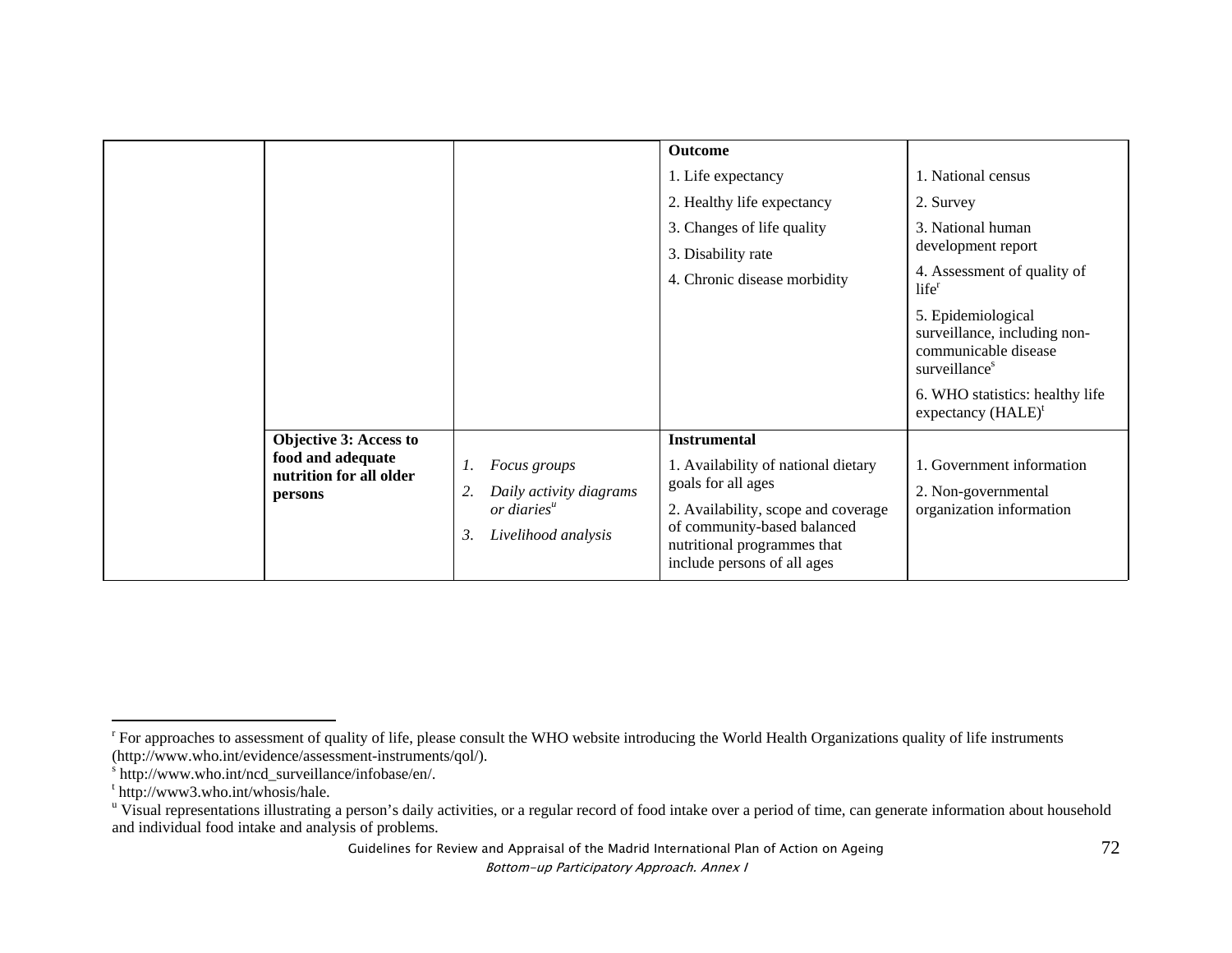| | | | **Outcome**<br>1. Life expectancy<br>2. Healthy life expectancy<br>3. Changes of life quality<br>3. Disability rate<br>4. Chronic disease morbidity | 1. National census<br>2. Survey<br>3. National human development report<br>4. Assessment of quality of life[r]<br>5. Epidemiological surveillance, including non-communicable disease surveillance[s]<br>6. WHO statistics: healthy life expectancy (HALE)[t] |
|---|---|---|---|---|
| | **Objective 3: Access to food and adequate nutrition for all older persons** | *1. Focus groups*<br>*2. Daily activity diagrams or diaries*[u]<br>*3. Livelihood analysis* | **Instrumental**<br>1. Availability of national dietary goals for all ages<br>2. Availability, scope and coverage of community-based balanced nutritional programmes that include persons of all ages | 1. Government information<br>2. Non-governmental organization information |

---

[r] For approaches to assessment of quality of life, please consult the WHO website introducing the World Health Organizations quality of life instruments (http://www.who.int/evidence/assessment-instruments/qol/).

[s] http://www.who.int/ncd_surveillance/infobase/en/.

[t] http://www3.who.int/whosis/hale.

[u] Visual representations illustrating a person's daily activities, or a regular record of food intake over a period of time, can generate information about household and individual food intake and analysis of problems.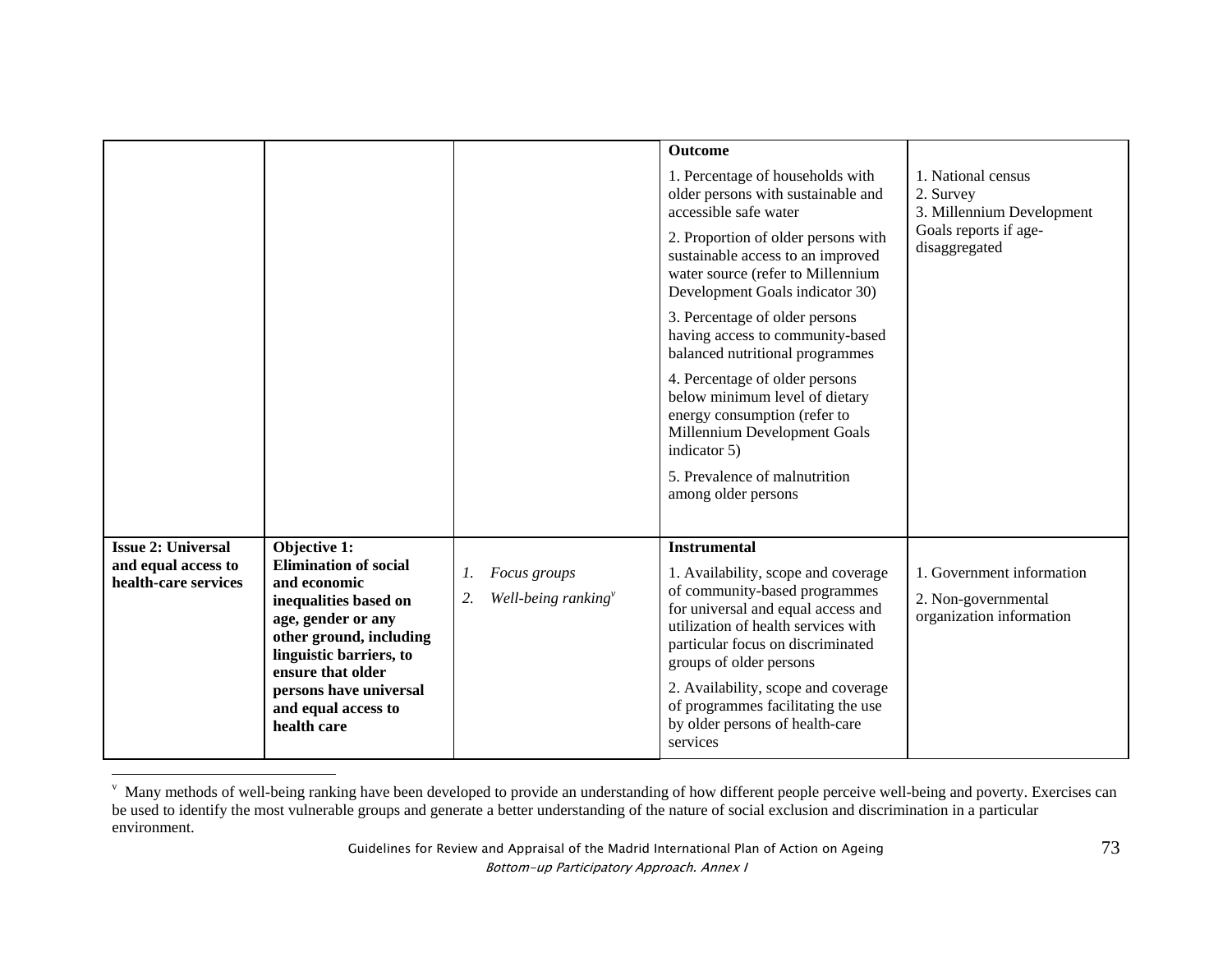| | | | | |
|---|---|---|---|---|
| | | | **Outcome**<br>1. Percentage of households with older persons with sustainable and accessible safe water<br>2. Proportion of older persons with sustainable access to an improved water source (refer to Millennium Development Goals indicator 30)<br>3. Percentage of older persons having access to community-based balanced nutritional programmes<br>4. Percentage of older persons below minimum level of dietary energy consumption (refer to Millennium Development Goals indicator 5)<br>5. Prevalence of malnutrition among older persons | 1. National census<br>2. Survey<br>3. Millennium Development Goals reports if age-disaggregated |
| **Issue 2: Universal and equal access to health-care services** | **Objective 1: Elimination of social and economic inequalities based on age, gender or any other ground, including linguistic barriers, to ensure that older persons have universal and equal access to health care** | 1. *Focus groups*<br>2. *Well-being ranking*[v] | **Instrumental**<br>1. Availability, scope and coverage of community-based programmes for universal and equal access and utilization of health services with particular focus on discriminated groups of older persons<br>2. Availability, scope and coverage of programmes facilitating the use by older persons of health-care services | 1. Government information<br>2. Non-governmental organization information |

[v] Many methods of well-being ranking have been developed to provide an understanding of how different people perceive well-being and poverty. Exercises can be used to identify the most vulnerable groups and generate a better understanding of the nature of social exclusion and discrimination in a particular environment.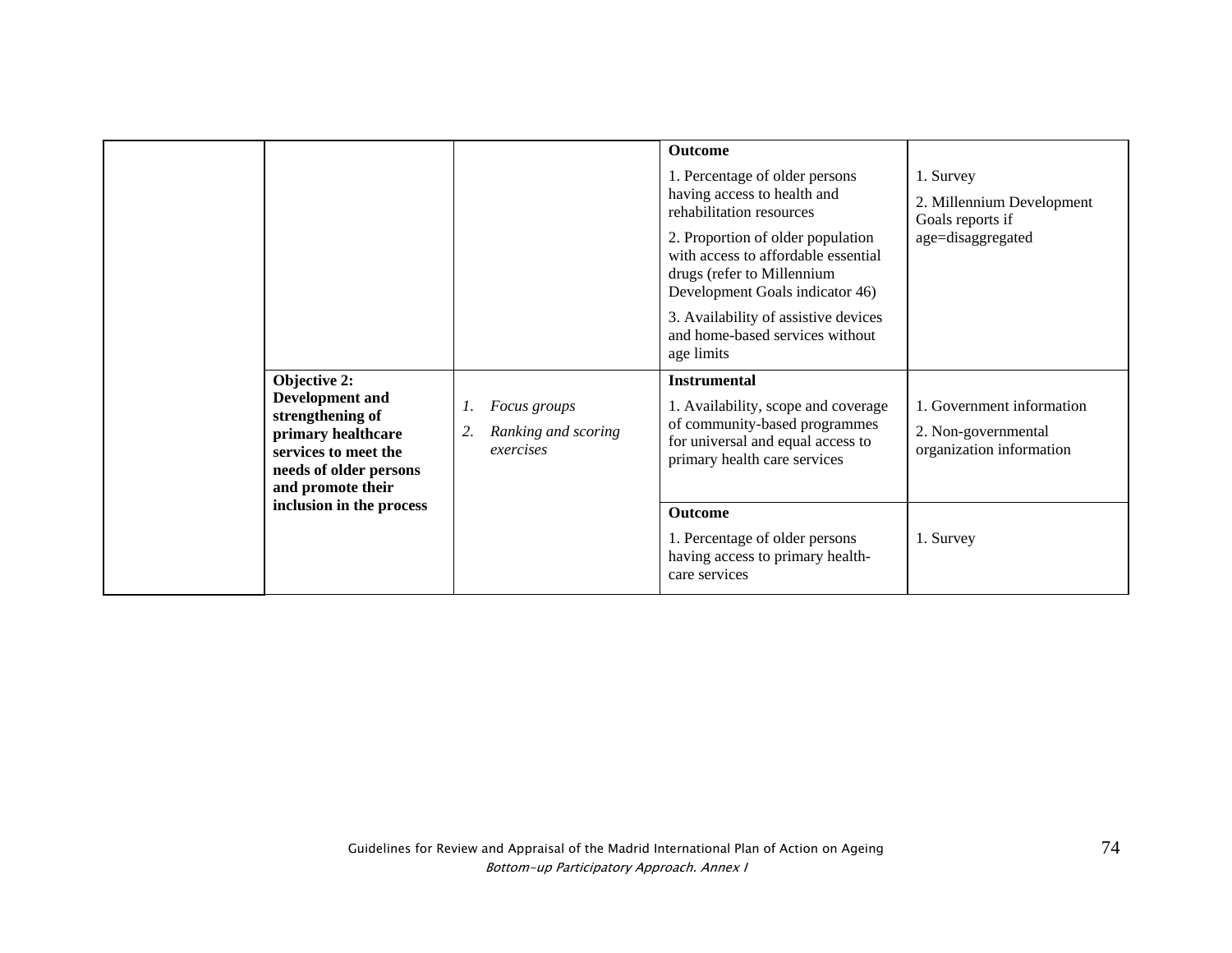| | | | | |
|---|---|---|---|---|
| | | | **Outcome**<br><br>1. Percentage of older persons having access to health and rehabilitation resources<br><br>2. Proportion of older population with access to affordable essential drugs (refer to Millennium Development Goals indicator 46)<br><br>3. Availability of assistive devices and home-based services without age limits | 1. Survey<br><br>2. Millennium Development Goals reports if age=disaggregated |
| | **Objective 2: Development and strengthening of primary healthcare services to meet the needs of older persons and promote their inclusion in the process** | *1. Focus groups*<br><br>*2. Ranking and scoring exercises* | **Instrumental**<br><br>1. Availability, scope and coverage of community-based programmes for universal and equal access to primary health care services | 1. Government information<br><br>2. Non-governmental organization information |
| | | | **Outcome**<br><br>1. Percentage of older persons having access to primary health-care services | 1. Survey |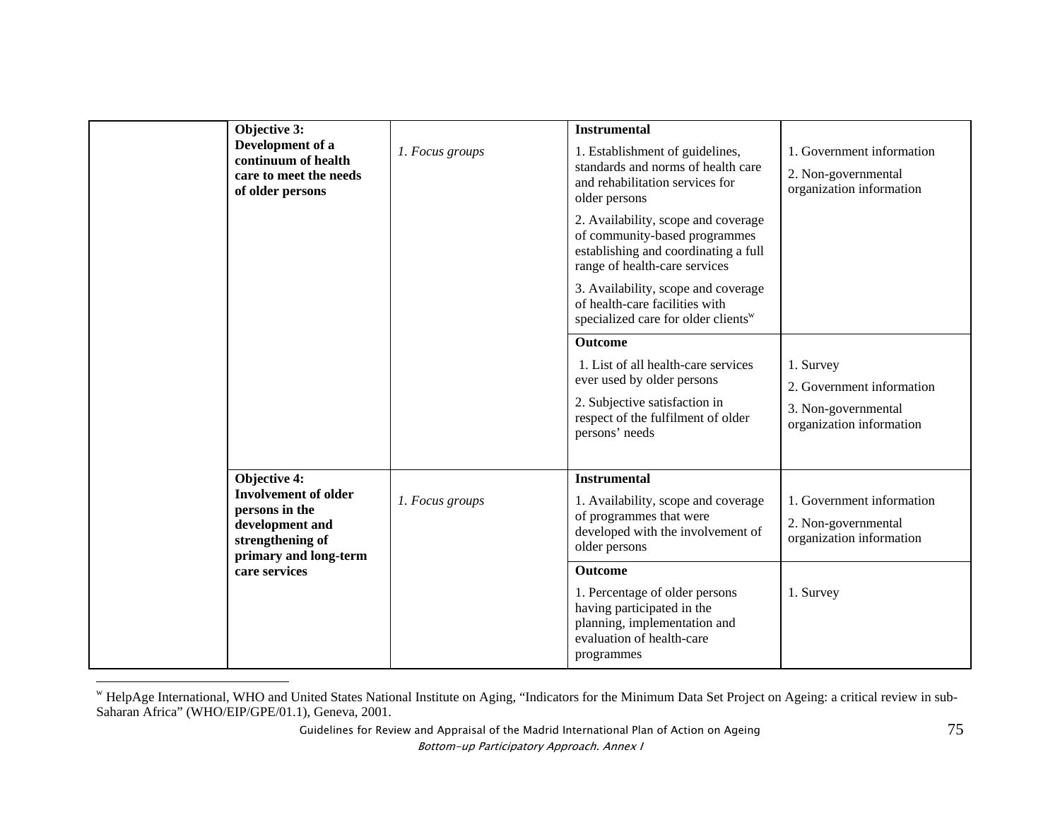| | | | | |
|---|---|---|---|---|
| | **Objective 3: Development of a continuum of health care to meet the needs of older persons** | *1. Focus groups* | **Instrumental**<br>1. Establishment of guidelines, standards and norms of health care and rehabilitation services for older persons<br>2. Availability, scope and coverage of community-based programmes establishing and coordinating a full range of health-care services<br>3. Availability, scope and coverage of health-care facilities with specialized care for older clients[w] | 1. Government information<br>2. Non-governmental organization information |
| | | | **Outcome**<br>1. List of all health-care services ever used by older persons<br>2. Subjective satisfaction in respect of the fulfilment of older persons' needs | 1. Survey<br>2. Government information<br>3. Non-governmental organization information |
| | **Objective 4: Involvement of older persons in the development and strengthening of primary and long-term care services** | *1. Focus groups* | **Instrumental**<br>1. Availability, scope and coverage of programmes that were developed with the involvement of older persons | 1. Government information<br>2. Non-governmental organization information |
| | | | **Outcome**<br>1. Percentage of older persons having participated in the planning, implementation and evaluation of health-care programmes | 1. Survey |

[w] HelpAge International, WHO and United States National Institute on Aging, "Indicators for the Minimum Data Set Project on Ageing: a critical review in sub-Saharan Africa" (WHO/EIP/GPE/01.1), Geneva, 2001.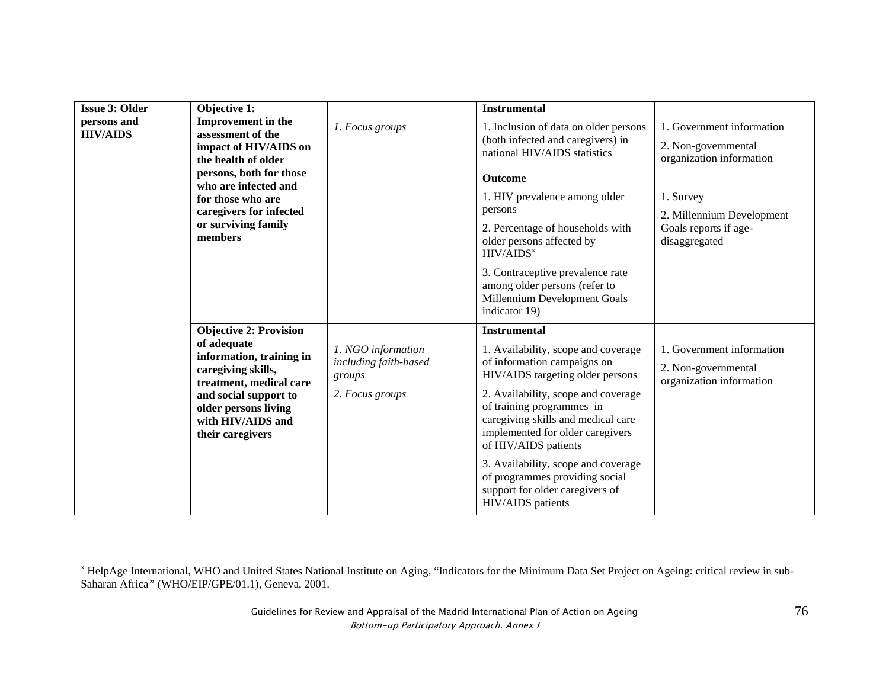| | | | | |
|---|---|---|---|---|
| **Issue 3: Older persons and HIV/AIDS** | **Objective 1: Improvement in the assessment of the impact of HIV/AIDS on the health of older persons, both for those who are infected and for those who are caregivers for infected or surviving family members** | *1. Focus groups* | **Instrumental**<br><br>1. Inclusion of data on older persons (both infected and caregivers) in national HIV/AIDS statistics | 1. Government information<br><br>2. Non-governmental organization information |
| | | | **Outcome**<br><br>1. HIV prevalence among older persons<br><br>2. Percentage of households with older persons affected by HIV/AIDS[x]<br><br>3. Contraceptive prevalence rate among older persons (refer to Millennium Development Goals indicator 19) | 1. Survey<br><br>2. Millennium Development Goals reports if age-disaggregated |
| | **Objective 2: Provision of adequate information, training in caregiving skills, treatment, medical care and social support to older persons living with HIV/AIDS and their caregivers** | *1. NGO information including faith-based groups*<br><br>*2. Focus groups* | **Instrumental**<br><br>1. Availability, scope and coverage of information campaigns on HIV/AIDS targeting older persons<br><br>2. Availability, scope and coverage of training programmes in caregiving skills and medical care implemented for older caregivers of HIV/AIDS patients<br><br>3. Availability, scope and coverage of programmes providing social support for older caregivers of HIV/AIDS patients | 1. Government information<br><br>2. Non-governmental organization information |

---

[x] HelpAge International, WHO and United States National Institute on Aging, "Indicators for the Minimum Data Set Project on Ageing: critical review in sub-Saharan Africa" (WHO/EIP/GPE/01.1), Geneva, 2001.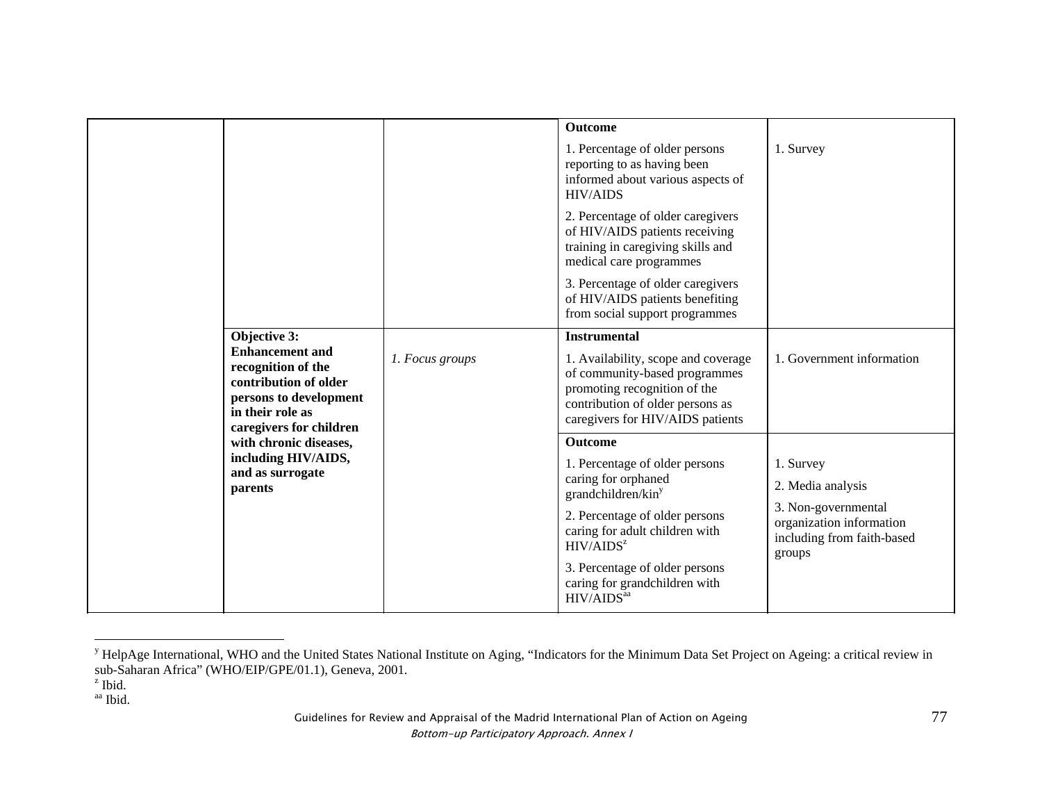| | | | | |
|---|---|---|---|---|
| | | | **Outcome**<br>1. Percentage of older persons reporting to as having been informed about various aspects of HIV/AIDS<br>2. Percentage of older caregivers of HIV/AIDS patients receiving training in caregiving skills and medical care programmes<br>3. Percentage of older caregivers of HIV/AIDS patients benefiting from social support programmes | 1. Survey |
| | **Objective 3: Enhancement and recognition of the contribution of older persons to development in their role as caregivers for children with chronic diseases, including HIV/AIDS, and as surrogate parents** | *1. Focus groups* | **Instrumental**<br>1. Availability, scope and coverage of community-based programmes promoting recognition of the contribution of older persons as caregivers for HIV/AIDS patients | 1. Government information |
| | | | **Outcome**<br>1. Percentage of older persons caring for orphaned grandchildren/kin[y]<br>2. Percentage of older persons caring for adult children with HIV/AIDS[z]<br>3. Percentage of older persons caring for grandchildren with HIV/AIDS[aa] | 1. Survey<br>2. Media analysis<br>3. Non-governmental organization information including from faith-based groups |

---

[y] HelpAge International, WHO and the United States National Institute on Aging, "Indicators for the Minimum Data Set Project on Ageing: a critical review in sub-Saharan Africa" (WHO/EIP/GPE/01.1), Geneva, 2001.

[z] Ibid.

[aa] Ibid.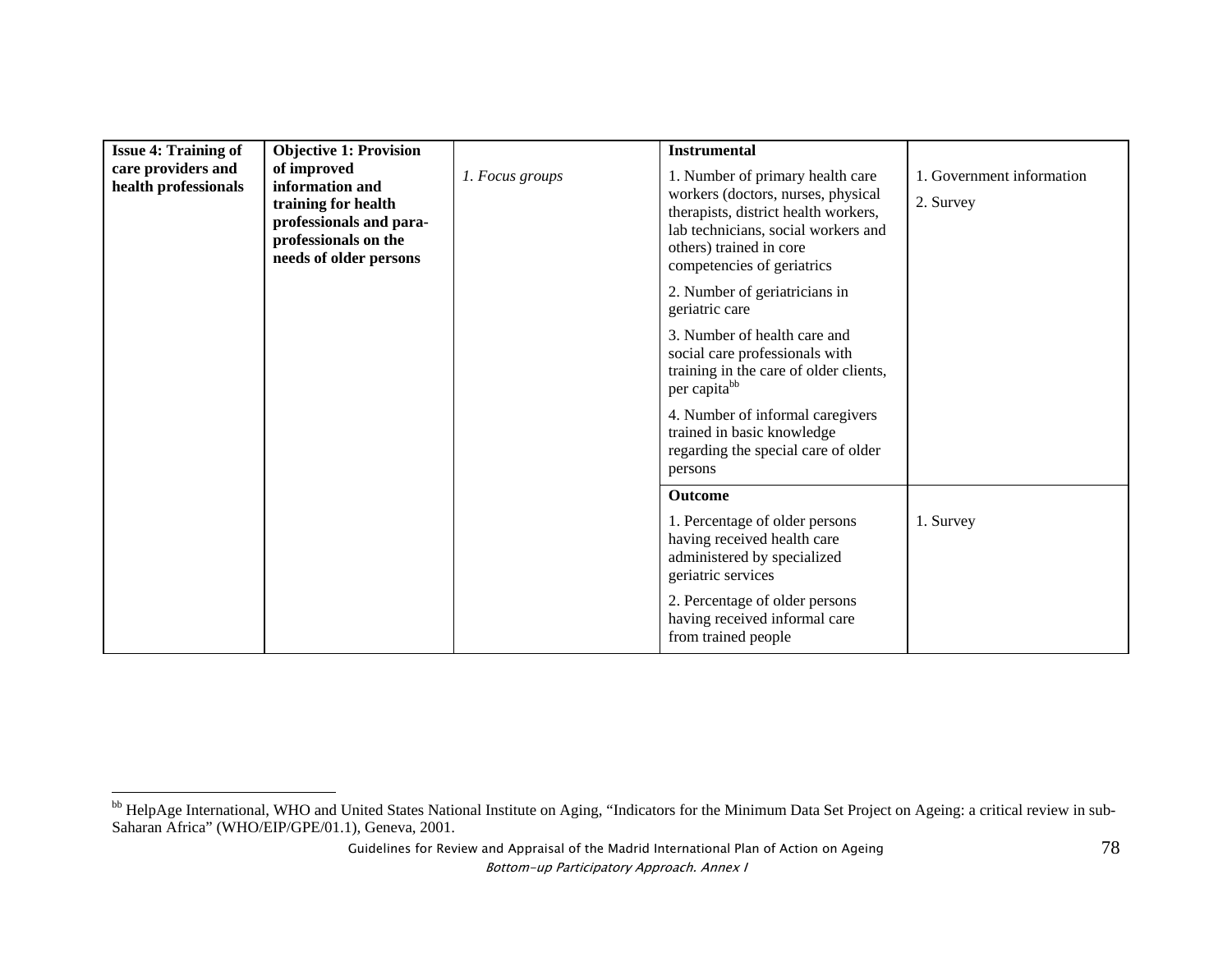| Issue 4: Training of care providers and health professionals | Objective 1: Provision of improved information and training for health professionals and para-professionals on the needs of older persons | | | |
|---|---|---|---|---|
| **Issue 4: Training of care providers and health professionals** | **Objective 1: Provision of improved information and training for health professionals and para-professionals on the needs of older persons** | *1. Focus groups* | **Instrumental**<br>1. Number of primary health care workers (doctors, nurses, physical therapists, district health workers, lab technicians, social workers and others) trained in core competencies of geriatrics<br>2. Number of geriatricians in geriatric care<br>3. Number of health care and social care professionals with training in the care of older clients, per capita[bb]<br>4. Number of informal caregivers trained in basic knowledge regarding the special care of older persons | 1. Government information<br>2. Survey |
| | | | **Outcome**<br>1. Percentage of older persons having received health care administered by specialized geriatric services<br>2. Percentage of older persons having received informal care from trained people | 1. Survey |

[bb] HelpAge International, WHO and United States National Institute on Aging, "Indicators for the Minimum Data Set Project on Ageing: a critical review in sub-Saharan Africa" (WHO/EIP/GPE/01.1), Geneva, 2001.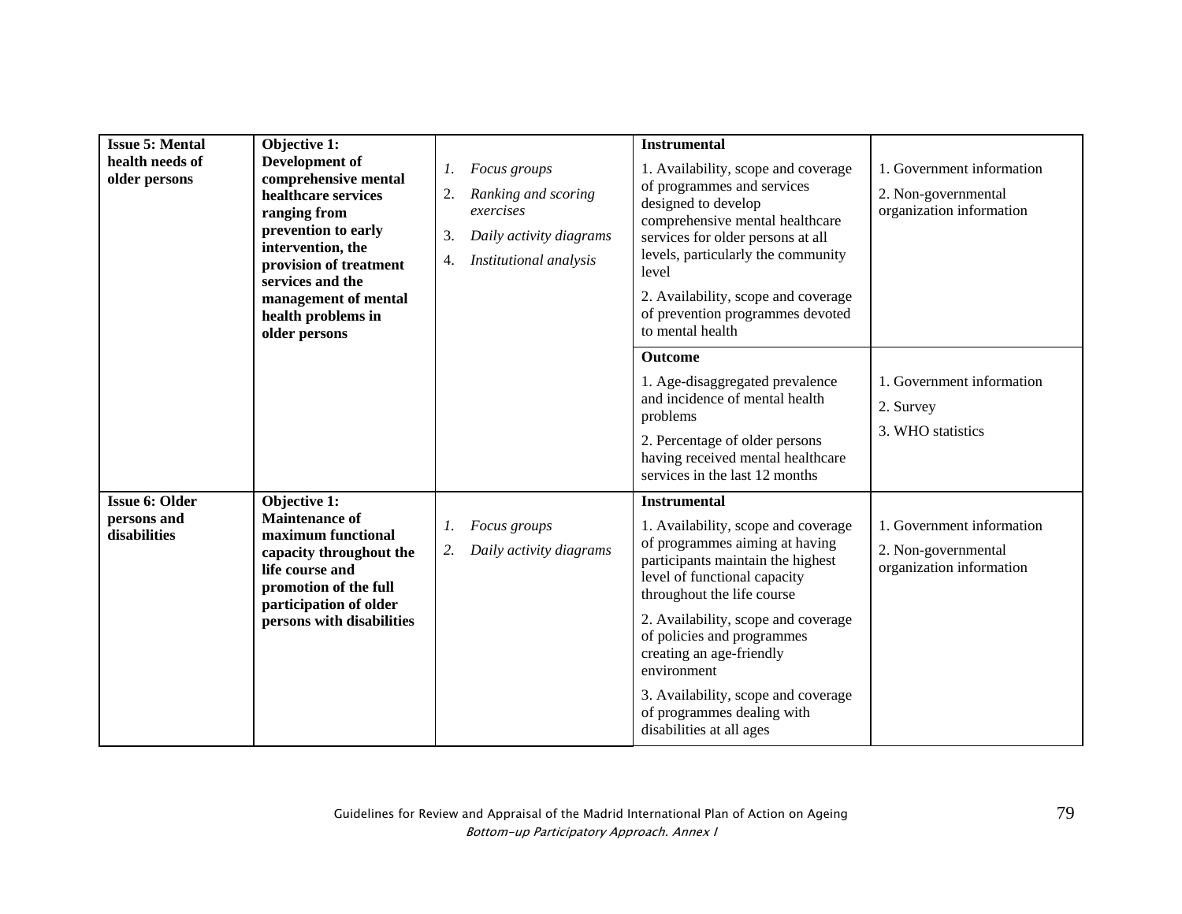| Issue | Objective | Participatory methods | Indicators | Sources |
|---|---|---|---|---|
| **Issue 5: Mental health needs of older persons** | **Objective 1: Development of comprehensive mental healthcare services ranging from prevention to early intervention, the provision of treatment services and the management of mental health problems in older persons** | 1. *Focus groups*<br>2. *Ranking and scoring exercises*<br>3. *Daily activity diagrams*<br>4. *Institutional analysis* | **Instrumental**<br>1. Availability, scope and coverage of programmes and services designed to develop comprehensive mental healthcare services for older persons at all levels, particularly the community level<br>2. Availability, scope and coverage of prevention programmes devoted to mental health | 1. Government information<br>2. Non-governmental organization information |
| | | | **Outcome**<br>1. Age-disaggregated prevalence and incidence of mental health problems<br>2. Percentage of older persons having received mental healthcare services in the last 12 months | 1. Government information<br>2. Survey<br>3. WHO statistics |
| **Issue 6: Older persons and disabilities** | **Objective 1: Maintenance of maximum functional capacity throughout the life course and promotion of the full participation of older persons with disabilities** | 1. *Focus groups*<br>2. *Daily activity diagrams* | **Instrumental**<br>1. Availability, scope and coverage of programmes aiming at having participants maintain the highest level of functional capacity throughout the life course<br>2. Availability, scope and coverage of policies and programmes creating an age-friendly environment<br>3. Availability, scope and coverage of programmes dealing with disabilities at all ages | 1. Government information<br>2. Non-governmental organization information |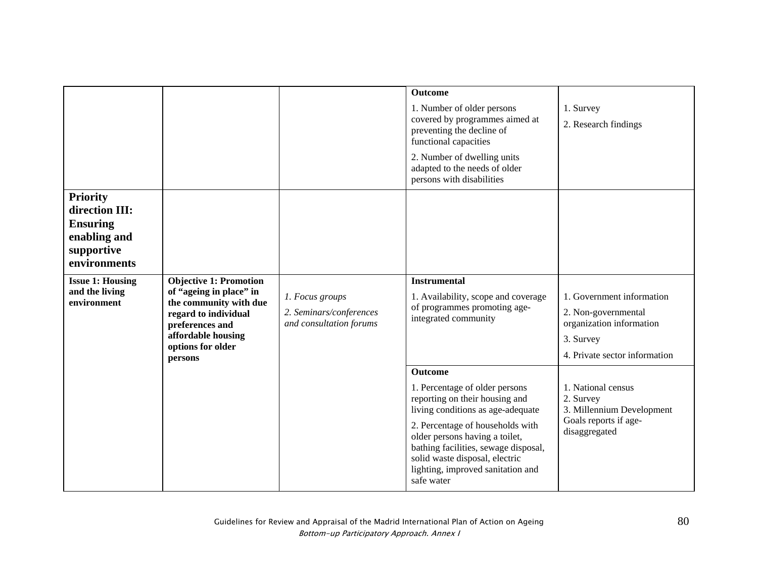| | | | | |
|---|---|---|---|---|
| | | | **Outcome**<br>1. Number of older persons covered by programmes aimed at preventing the decline of functional capacities<br>2. Number of dwelling units adapted to the needs of older persons with disabilities | 1. Survey<br>2. Research findings |
| **Priority direction III: Ensuring enabling and supportive environments** | | | | |
| **Issue 1: Housing and the living environment** | **Objective 1: Promotion of "ageing in place" in the community with due regard to individual preferences and affordable housing options for older persons** | *1. Focus groups*<br>*2. Seminars/conferences and consultation forums* | **Instrumental**<br>1. Availability, scope and coverage of programmes promoting age-integrated community | 1. Government information<br>2. Non-governmental organization information<br>3. Survey<br>4. Private sector information |
| | | | **Outcome**<br>1. Percentage of older persons reporting on their housing and living conditions as age-adequate<br>2. Percentage of households with older persons having a toilet, bathing facilities, sewage disposal, solid waste disposal, electric lighting, improved sanitation and safe water | 1. National census<br>2. Survey<br>3. Millennium Development Goals reports if age-disaggregated |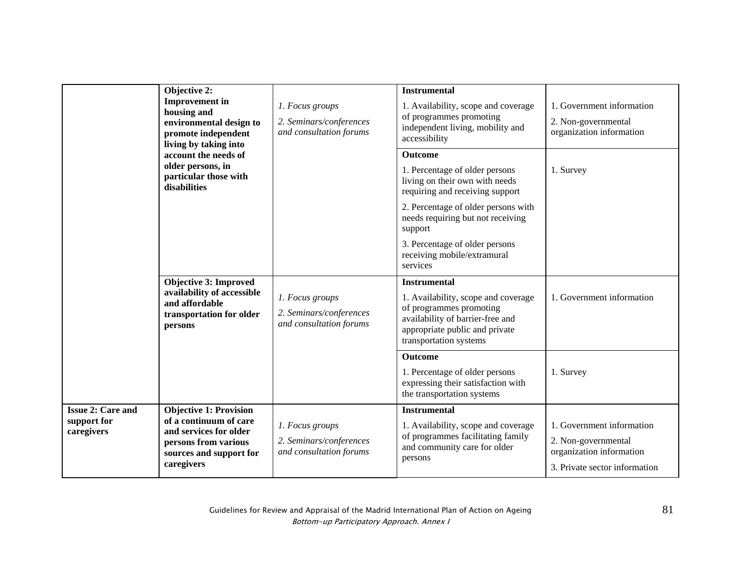| | | | | |
|---|---|---|---|---|
| | **Objective 2: Improvement in housing and environmental design to promote independent living by taking into account the needs of older persons, in particular those with disabilities** | *1. Focus groups*<br>*2. Seminars/conferences and consultation forums* | **Instrumental**<br>1. Availability, scope and coverage of programmes promoting independent living, mobility and accessibility | 1. Government information<br>2. Non-governmental organization information |
| | | | **Outcome**<br>1. Percentage of older persons living on their own with needs requiring and receiving support<br>2. Percentage of older persons with needs requiring but not receiving support<br>3. Percentage of older persons receiving mobile/extramural services | 1. Survey |
| | **Objective 3: Improved availability of accessible and affordable transportation for older persons** | *1. Focus groups*<br>*2. Seminars/conferences and consultation forums* | **Instrumental**<br>1. Availability, scope and coverage of programmes promoting availability of barrier-free and appropriate public and private transportation systems | 1. Government information |
| | | | **Outcome**<br>1. Percentage of older persons expressing their satisfaction with the transportation systems | 1. Survey |
| **Issue 2: Care and support for caregivers** | **Objective 1: Provision of a continuum of care and services for older persons from various sources and support for caregivers** | *1. Focus groups*<br>*2. Seminars/conferences and consultation forums* | **Instrumental**<br>1. Availability, scope and coverage of programmes facilitating family and community care for older persons | 1. Government information<br>2. Non-governmental organization information<br>3. Private sector information |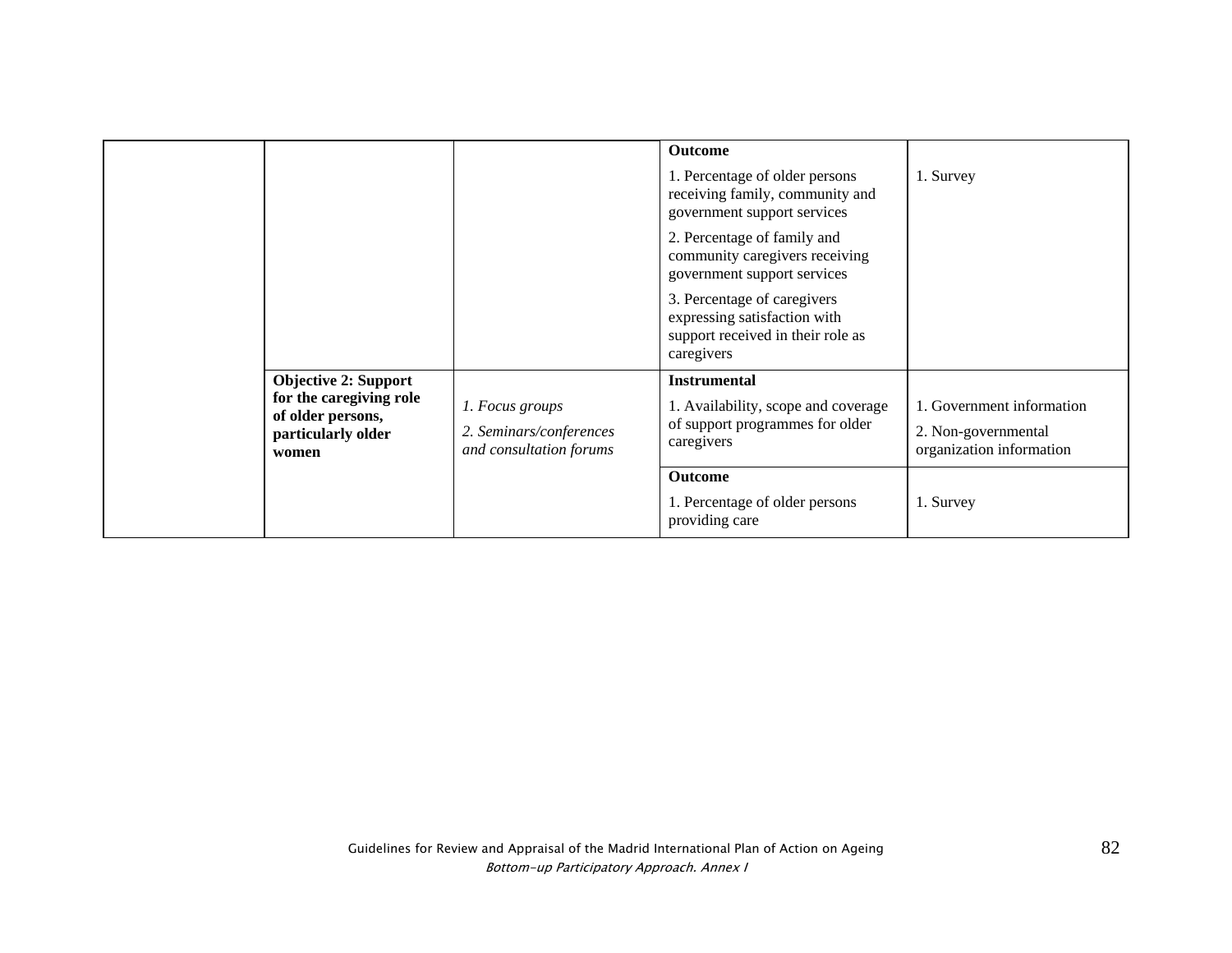| | | | | |
|---|---|---|---|---|
| | | | **Outcome**<br>1. Percentage of older persons receiving family, community and government support services<br>2. Percentage of family and community caregivers receiving government support services<br>3. Percentage of caregivers expressing satisfaction with support received in their role as caregivers | 1. Survey |
| | **Objective 2: Support for the caregiving role of older persons, particularly older women** | *1. Focus groups*<br>*2. Seminars/conferences and consultation forums* | **Instrumental**<br>1. Availability, scope and coverage of support programmes for older caregivers | 1. Government information<br>2. Non-governmental organization information |
| | | | **Outcome**<br>1. Percentage of older persons providing care | 1. Survey |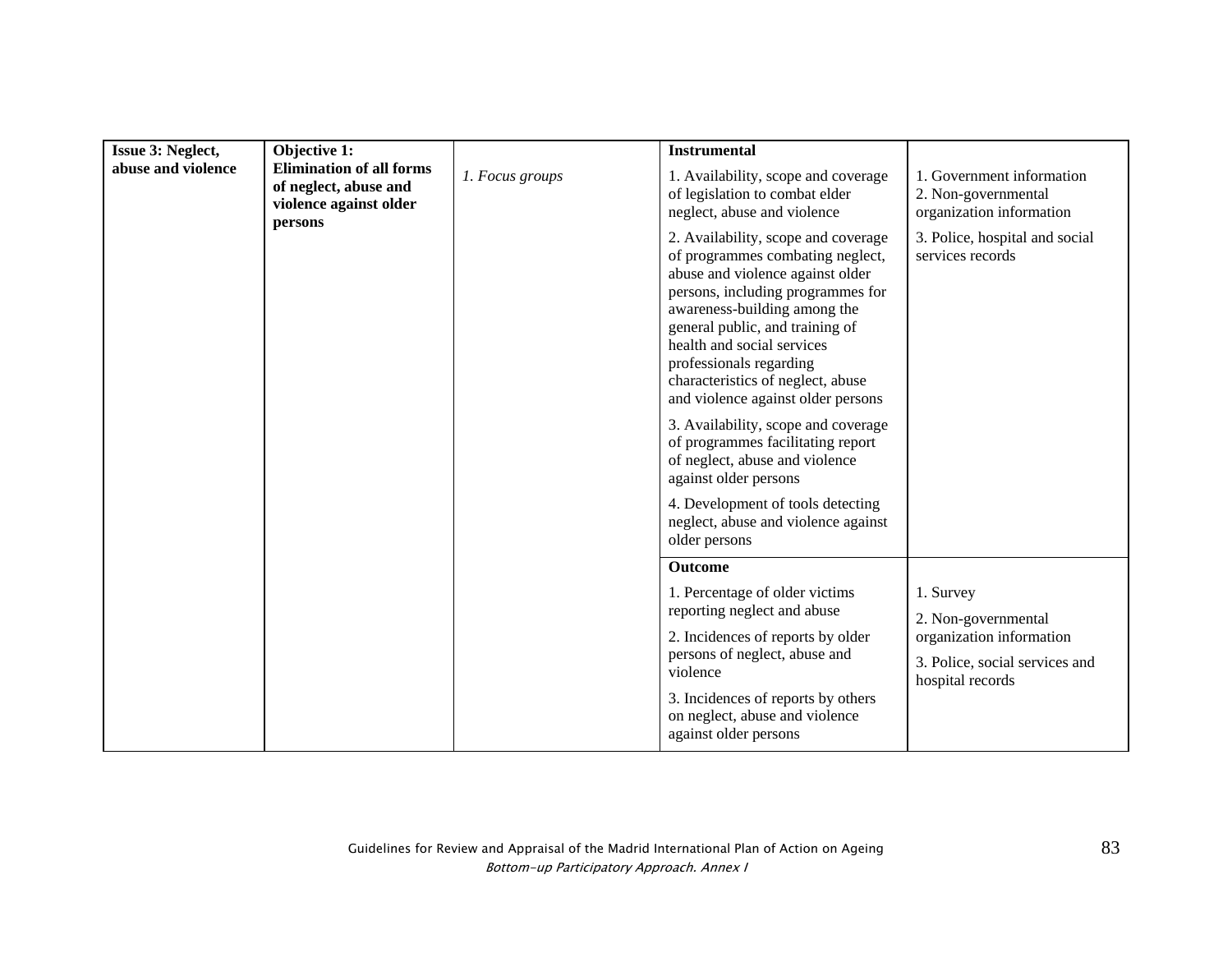| Issue 3: Neglect, abuse and violence | Objective 1: Elimination of all forms of neglect, abuse and violence against older persons | *1. Focus groups* | **Instrumental** | |
|---|---|---|---|---|
| | | | 1. Availability, scope and coverage of legislation to combat elder neglect, abuse and violence | 1. Government information<br>2. Non-governmental organization information |
| | | | 2. Availability, scope and coverage of programmes combating neglect, abuse and violence against older persons, including programmes for awareness-building among the general public, and training of health and social services professionals regarding characteristics of neglect, abuse and violence against older persons | 3. Police, hospital and social services records |
| | | | 3. Availability, scope and coverage of programmes facilitating report of neglect, abuse and violence against older persons | |
| | | | 4. Development of tools detecting neglect, abuse and violence against older persons | |
| | | | **Outcome** | |
| | | | 1. Percentage of older victims reporting neglect and abuse | 1. Survey |
| | | | 2. Incidences of reports by older persons of neglect, abuse and violence | 2. Non-governmental organization information<br>3. Police, social services and hospital records |
| | | | 3. Incidences of reports by others on neglect, abuse and violence against older persons | |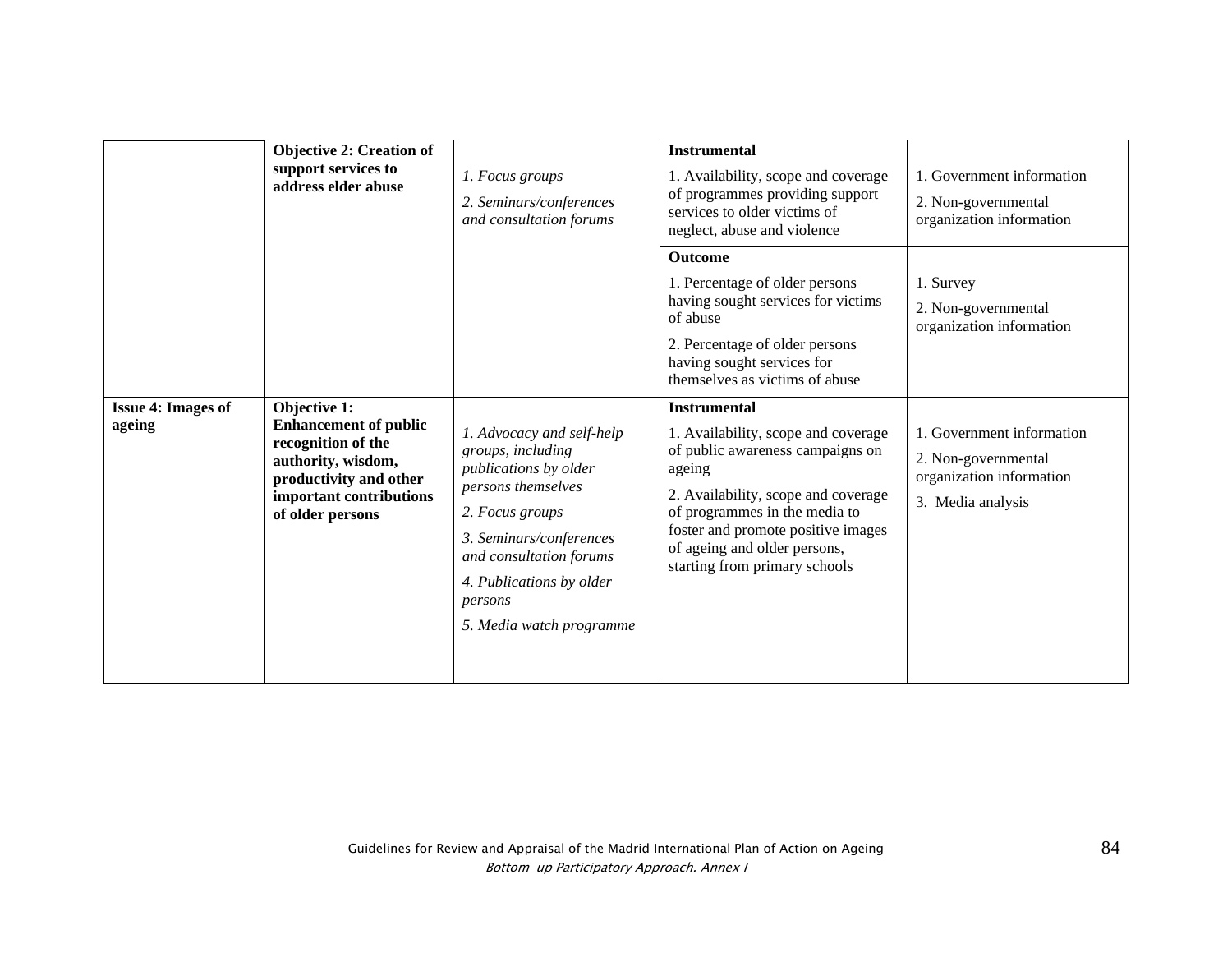| | **Objective 2: Creation of support services to address elder abuse** | *1. Focus groups*<br>*2. Seminars/conferences and consultation forums* | **Instrumental**<br>1. Availability, scope and coverage of programmes providing support services to older victims of neglect, abuse and violence | 1. Government information<br>2. Non-governmental organization information |
|---|---|---|---|---|
| | | | **Outcome**<br>1. Percentage of older persons having sought services for victims of abuse<br>2. Percentage of older persons having sought services for themselves as victims of abuse | 1. Survey<br>2. Non-governmental organization information |
| **Issue 4: Images of ageing** | **Objective 1: Enhancement of public recognition of the authority, wisdom, productivity and other important contributions of older persons** | *1. Advocacy and self-help groups, including publications by older persons themselves*<br>*2. Focus groups*<br>*3. Seminars/conferences and consultation forums*<br>*4. Publications by older persons*<br>*5. Media watch programme* | **Instrumental**<br>1. Availability, scope and coverage of public awareness campaigns on ageing<br>2. Availability, scope and coverage of programmes in the media to foster and promote positive images of ageing and older persons, starting from primary schools | 1. Government information<br>2. Non-governmental organization information<br>3. Media analysis |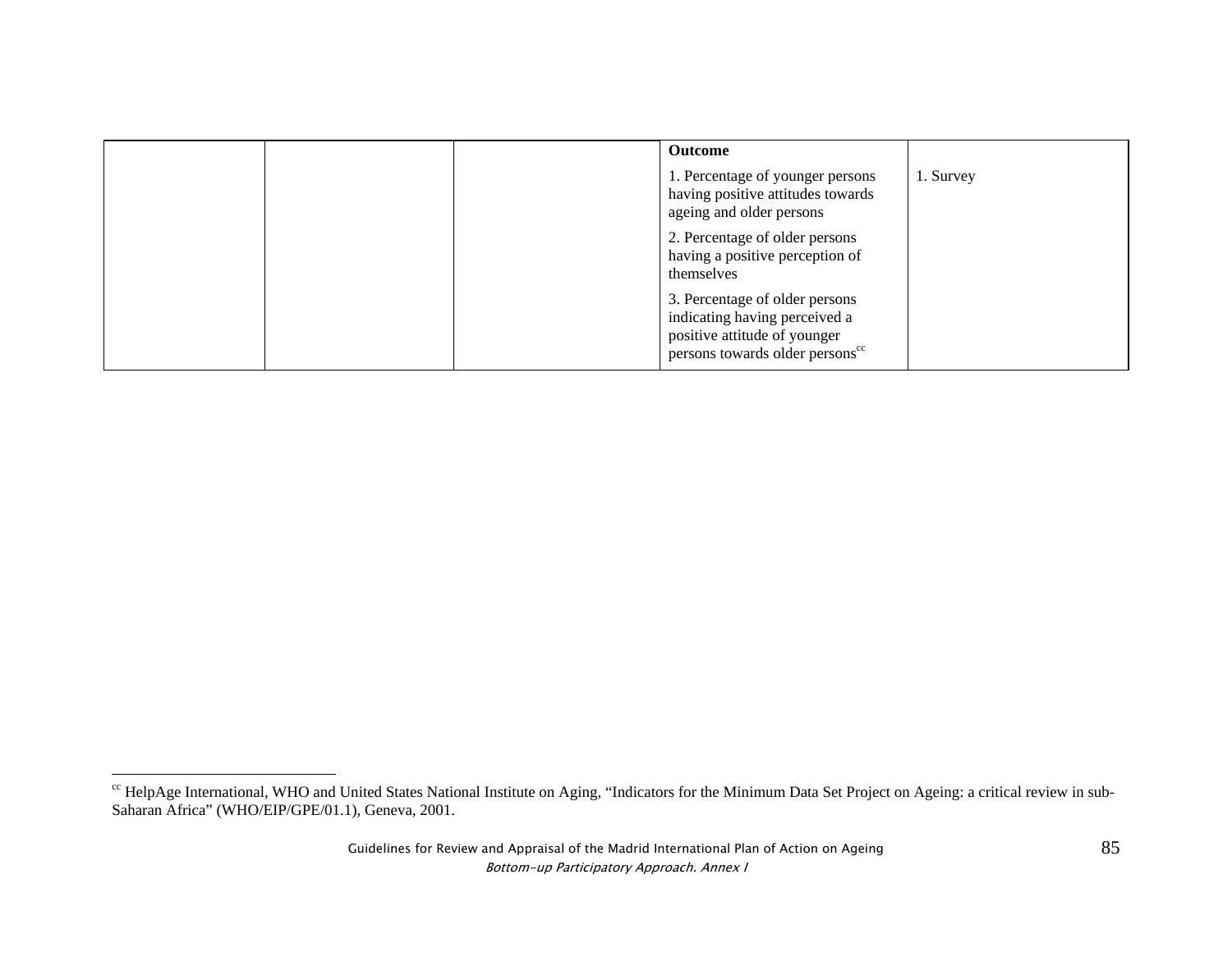| | | | **Outcome** | |
|---|---|---|---|---|
| | | | 1. Percentage of younger persons having positive attitudes towards ageing and older persons | 1. Survey |
| | | | 2. Percentage of older persons having a positive perception of themselves | |
| | | | 3. Percentage of older persons indicating having perceived a positive attitude of younger persons towards older persons[cc] | |

[cc] HelpAge International, WHO and United States National Institute on Aging, "Indicators for the Minimum Data Set Project on Ageing: a critical review in sub-Saharan Africa" (WHO/EIP/GPE/01.1), Geneva, 2001.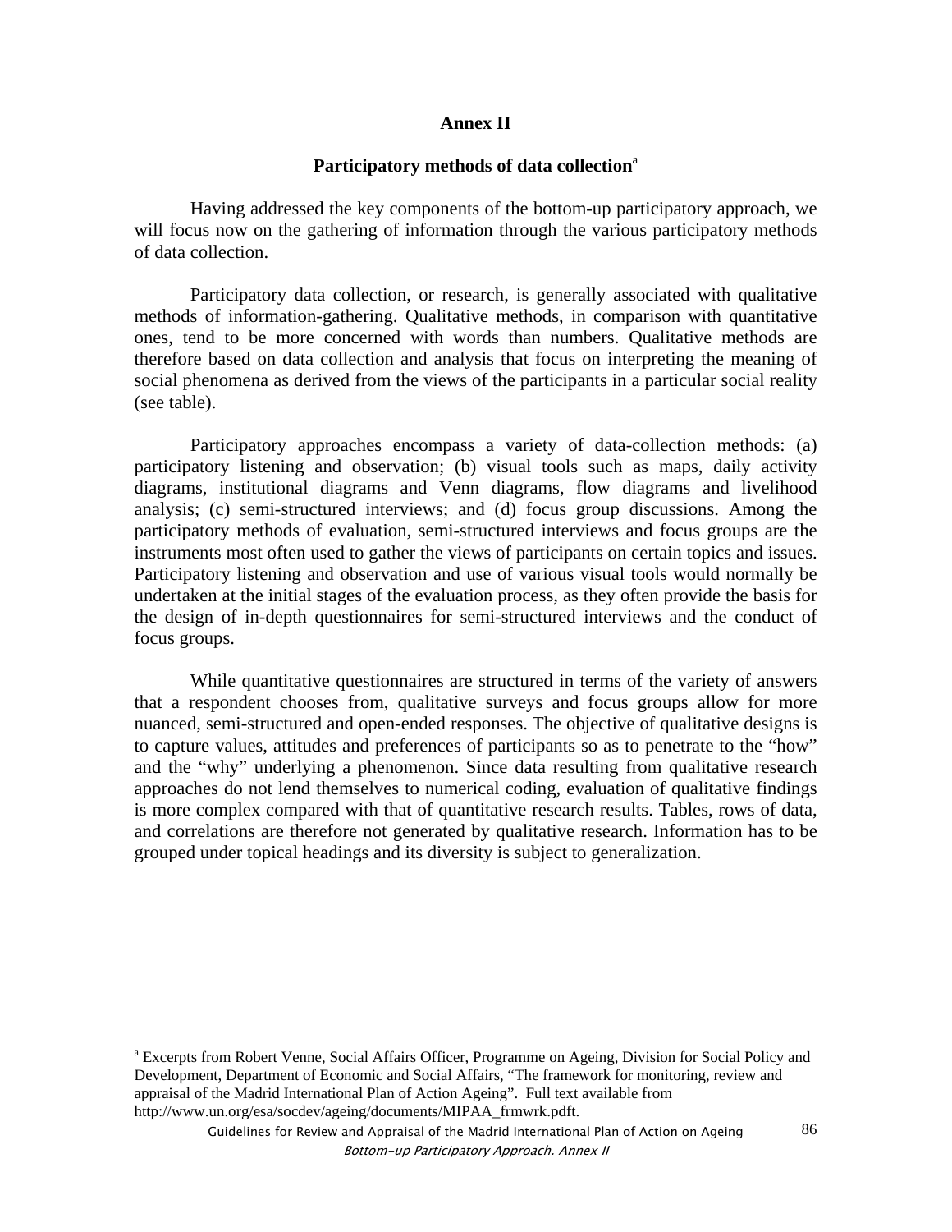# Annex II

## Participatory methods of data collection[a]

Having addressed the key components of the bottom-up participatory approach, we will focus now on the gathering of information through the various participatory methods of data collection.

Participatory data collection, or research, is generally associated with qualitative methods of information-gathering. Qualitative methods, in comparison with quantitative ones, tend to be more concerned with words than numbers. Qualitative methods are therefore based on data collection and analysis that focus on interpreting the meaning of social phenomena as derived from the views of the participants in a particular social reality (see table).

Participatory approaches encompass a variety of data-collection methods: (a) participatory listening and observation; (b) visual tools such as maps, daily activity diagrams, institutional diagrams and Venn diagrams, flow diagrams and livelihood analysis; (c) semi-structured interviews; and (d) focus group discussions. Among the participatory methods of evaluation, semi-structured interviews and focus groups are the instruments most often used to gather the views of participants on certain topics and issues. Participatory listening and observation and use of various visual tools would normally be undertaken at the initial stages of the evaluation process, as they often provide the basis for the design of in-depth questionnaires for semi-structured interviews and the conduct of focus groups.

While quantitative questionnaires are structured in terms of the variety of answers that a respondent chooses from, qualitative surveys and focus groups allow for more nuanced, semi-structured and open-ended responses. The objective of qualitative designs is to capture values, attitudes and preferences of participants so as to penetrate to the "how" and the "why" underlying a phenomenon. Since data resulting from qualitative research approaches do not lend themselves to numerical coding, evaluation of qualitative findings is more complex compared with that of quantitative research results. Tables, rows of data, and correlations are therefore not generated by qualitative research. Information has to be grouped under topical headings and its diversity is subject to generalization.

---

[a] Excerpts from Robert Venne, Social Affairs Officer, Programme on Ageing, Division for Social Policy and Development, Department of Economic and Social Affairs, "The framework for monitoring, review and appraisal of the Madrid International Plan of Action Ageing". Full text available from http://www.un.org/esa/socdev/ageing/documents/MIPAA_frmwrk.pdft.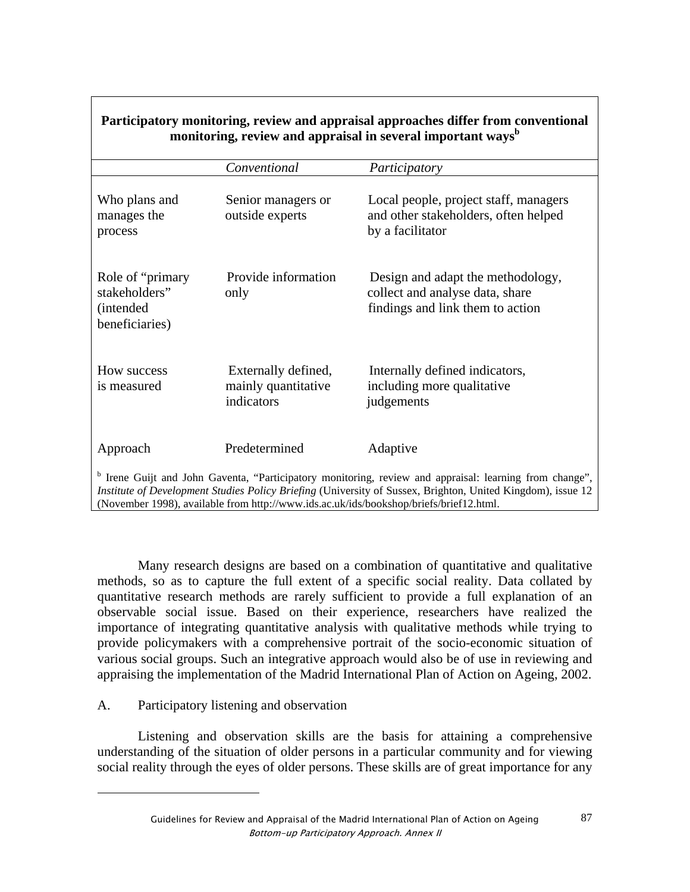**Participatory monitoring, review and appraisal approaches differ from conventional monitoring, review and appraisal in several important ways**[b]

| | *Conventional* | *Participatory* |
|---|---|---|
| Who plans and manages the process | Senior managers or outside experts | Local people, project staff, managers and other stakeholders, often helped by a facilitator |
| Role of "primary stakeholders" (intended beneficiaries) | Provide information only | Design and adapt the methodology, collect and analyse data, share findings and link them to action |
| How success is measured | Externally defined, mainly quantitative indicators | Internally defined indicators, including more qualitative judgements |
| Approach | Predetermined | Adaptive |

[b] Irene Guijt and John Gaventa, "Participatory monitoring, review and appraisal: learning from change", *Institute of Development Studies Policy Briefing* (University of Sussex, Brighton, United Kingdom), issue 12 (November 1998), available from http://www.ids.ac.uk/ids/bookshop/briefs/brief12.html.

Many research designs are based on a combination of quantitative and qualitative methods, so as to capture the full extent of a specific social reality. Data collated by quantitative research methods are rarely sufficient to provide a full explanation of an observable social issue. Based on their experience, researchers have realized the importance of integrating quantitative analysis with qualitative methods while trying to provide policymakers with a comprehensive portrait of the socio-economic situation of various social groups. Such an integrative approach would also be of use in reviewing and appraising the implementation of the Madrid International Plan of Action on Ageing, 2002.

A. Participatory listening and observation

Listening and observation skills are the basis for attaining a comprehensive understanding of the situation of older persons in a particular community and for viewing social reality through the eyes of older persons. These skills are of great importance for any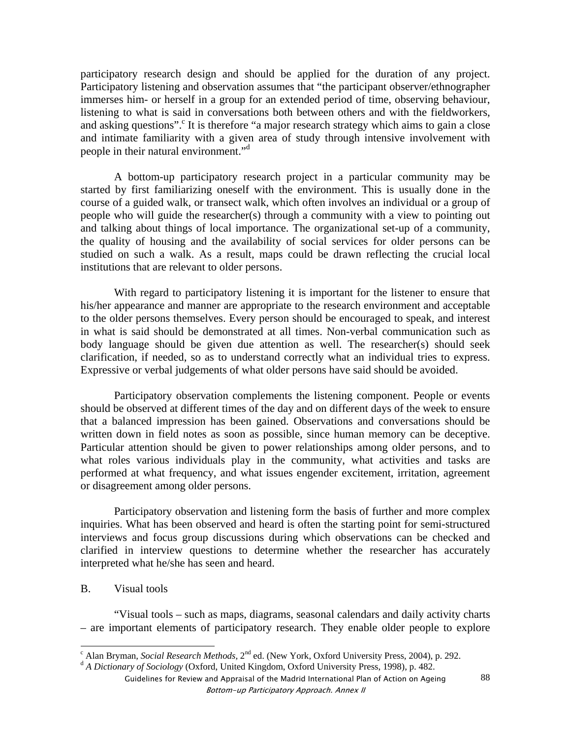participatory research design and should be applied for the duration of any project. Participatory listening and observation assumes that "the participant observer/ethnographer immerses him- or herself in a group for an extended period of time, observing behaviour, listening to what is said in conversations both between others and with the fieldworkers, and asking questions".[c] It is therefore "a major research strategy which aims to gain a close and intimate familiarity with a given area of study through intensive involvement with people in their natural environment."[d]

A bottom-up participatory research project in a particular community may be started by first familiarizing oneself with the environment. This is usually done in the course of a guided walk, or transect walk, which often involves an individual or a group of people who will guide the researcher(s) through a community with a view to pointing out and talking about things of local importance. The organizational set-up of a community, the quality of housing and the availability of social services for older persons can be studied on such a walk. As a result, maps could be drawn reflecting the crucial local institutions that are relevant to older persons.

With regard to participatory listening it is important for the listener to ensure that his/her appearance and manner are appropriate to the research environment and acceptable to the older persons themselves. Every person should be encouraged to speak, and interest in what is said should be demonstrated at all times. Non-verbal communication such as body language should be given due attention as well. The researcher(s) should seek clarification, if needed, so as to understand correctly what an individual tries to express. Expressive or verbal judgements of what older persons have said should be avoided.

Participatory observation complements the listening component. People or events should be observed at different times of the day and on different days of the week to ensure that a balanced impression has been gained. Observations and conversations should be written down in field notes as soon as possible, since human memory can be deceptive. Particular attention should be given to power relationships among older persons, and to what roles various individuals play in the community, what activities and tasks are performed at what frequency, and what issues engender excitement, irritation, agreement or disagreement among older persons.

Participatory observation and listening form the basis of further and more complex inquiries. What has been observed and heard is often the starting point for semi-structured interviews and focus group discussions during which observations can be checked and clarified in interview questions to determine whether the researcher has accurately interpreted what he/she has seen and heard.

## B. Visual tools

"Visual tools – such as maps, diagrams, seasonal calendars and daily activity charts – are important elements of participatory research. They enable older people to explore

---

[c] Alan Bryman, *Social Research Methods,* 2nd ed. (New York, Oxford University Press, 2004), p. 292.

[d] *A Dictionary of Sociology* (Oxford, United Kingdom, Oxford University Press, 1998), p. 482.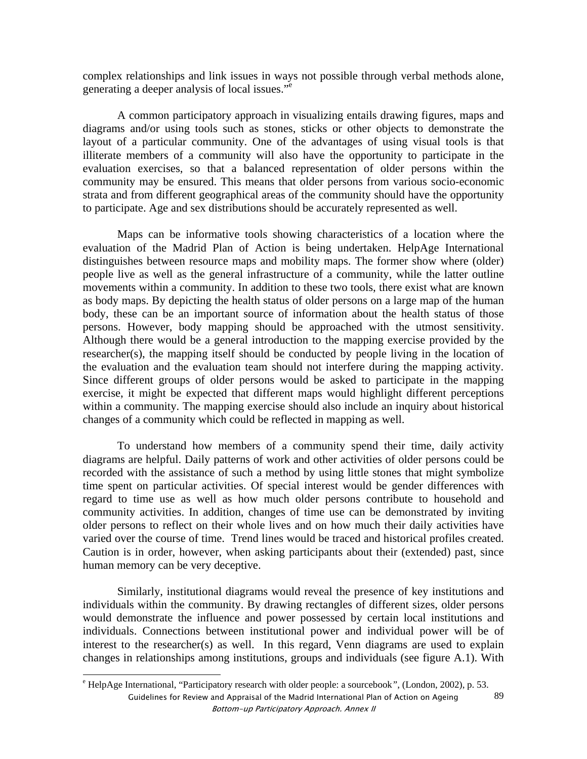complex relationships and link issues in ways not possible through verbal methods alone, generating a deeper analysis of local issues."[e]

A common participatory approach in visualizing entails drawing figures, maps and diagrams and/or using tools such as stones, sticks or other objects to demonstrate the layout of a particular community. One of the advantages of using visual tools is that illiterate members of a community will also have the opportunity to participate in the evaluation exercises, so that a balanced representation of older persons within the community may be ensured. This means that older persons from various socio-economic strata and from different geographical areas of the community should have the opportunity to participate. Age and sex distributions should be accurately represented as well.

Maps can be informative tools showing characteristics of a location where the evaluation of the Madrid Plan of Action is being undertaken. HelpAge International distinguishes between resource maps and mobility maps. The former show where (older) people live as well as the general infrastructure of a community, while the latter outline movements within a community. In addition to these two tools, there exist what are known as body maps. By depicting the health status of older persons on a large map of the human body, these can be an important source of information about the health status of those persons. However, body mapping should be approached with the utmost sensitivity. Although there would be a general introduction to the mapping exercise provided by the researcher(s), the mapping itself should be conducted by people living in the location of the evaluation and the evaluation team should not interfere during the mapping activity. Since different groups of older persons would be asked to participate in the mapping exercise, it might be expected that different maps would highlight different perceptions within a community. The mapping exercise should also include an inquiry about historical changes of a community which could be reflected in mapping as well.

To understand how members of a community spend their time, daily activity diagrams are helpful. Daily patterns of work and other activities of older persons could be recorded with the assistance of such a method by using little stones that might symbolize time spent on particular activities. Of special interest would be gender differences with regard to time use as well as how much older persons contribute to household and community activities. In addition, changes of time use can be demonstrated by inviting older persons to reflect on their whole lives and on how much their daily activities have varied over the course of time. Trend lines would be traced and historical profiles created. Caution is in order, however, when asking participants about their (extended) past, since human memory can be very deceptive.

Similarly, institutional diagrams would reveal the presence of key institutions and individuals within the community. By drawing rectangles of different sizes, older persons would demonstrate the influence and power possessed by certain local institutions and individuals. Connections between institutional power and individual power will be of interest to the researcher(s) as well. In this regard, Venn diagrams are used to explain changes in relationships among institutions, groups and individuals (see figure A.1). With

[e] HelpAge International, "Participatory research with older people: a sourcebook", (London, 2002), p. 53.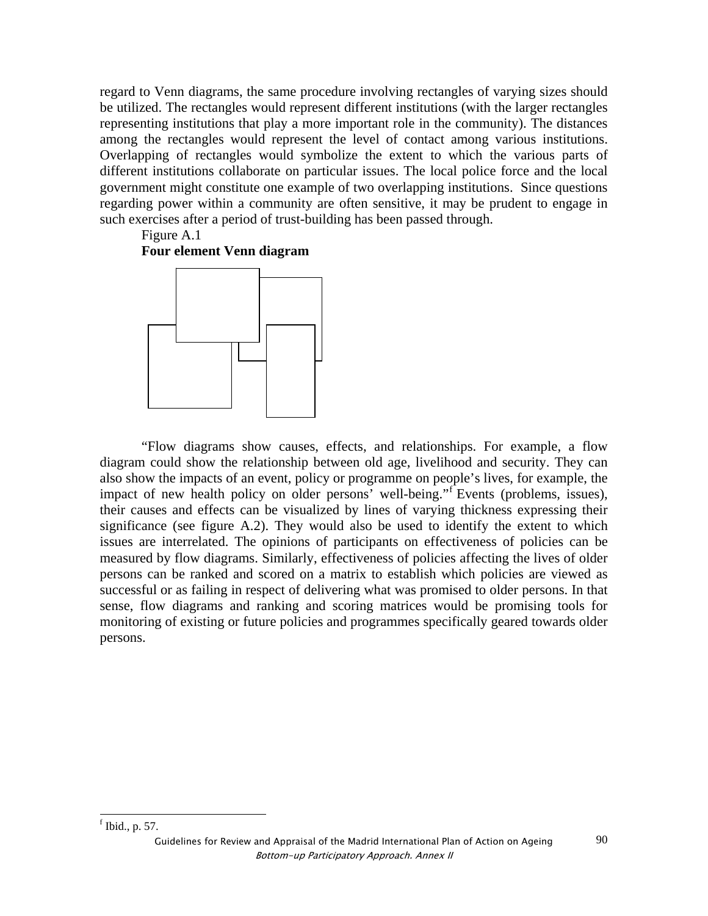regard to Venn diagrams, the same procedure involving rectangles of varying sizes should be utilized. The rectangles would represent different institutions (with the larger rectangles representing institutions that play a more important role in the community). The distances among the rectangles would represent the level of contact among various institutions. Overlapping of rectangles would symbolize the extent to which the various parts of different institutions collaborate on particular issues. The local police force and the local government might constitute one example of two overlapping institutions. Since questions regarding power within a community are often sensitive, it may be prudent to engage in such exercises after a period of trust-building has been passed through.

Figure A.1

**Four element Venn diagram**

"Flow diagrams show causes, effects, and relationships. For example, a flow diagram could show the relationship between old age, livelihood and security. They can also show the impacts of an event, policy or programme on people's lives, for example, the impact of new health policy on older persons' well-being."[f] Events (problems, issues), their causes and effects can be visualized by lines of varying thickness expressing their significance (see figure A.2). They would also be used to identify the extent to which issues are interrelated. The opinions of participants on effectiveness of policies can be measured by flow diagrams. Similarly, effectiveness of policies affecting the lives of older persons can be ranked and scored on a matrix to establish which policies are viewed as successful or as failing in respect of delivering what was promised to older persons. In that sense, flow diagrams and ranking and scoring matrices would be promising tools for monitoring of existing or future policies and programmes specifically geared towards older persons.

[f] Ibid., p. 57.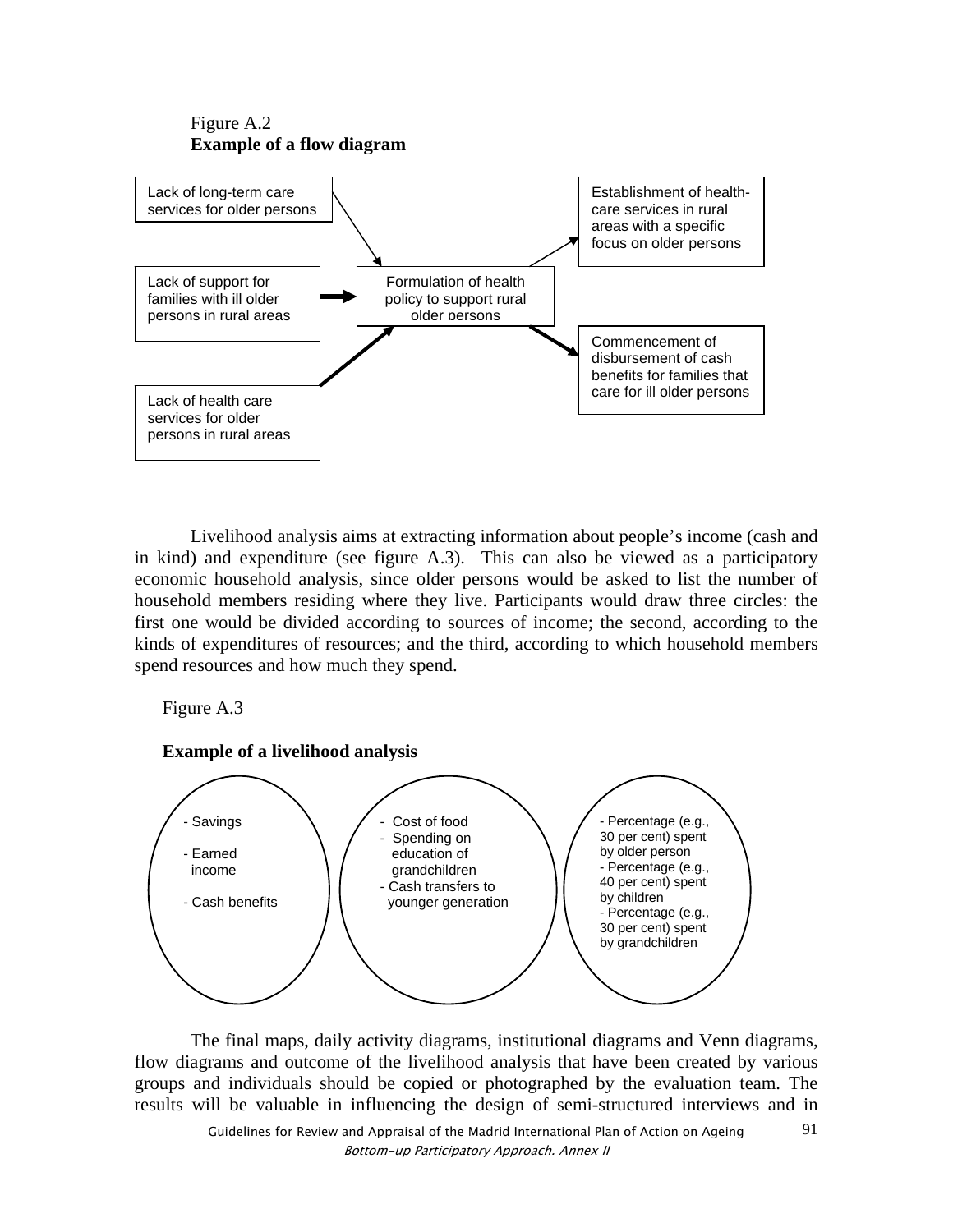Figure A.2
**Example of a flow diagram**

Lack of long-term care services for older persons

Lack of support for families with ill older persons in rural areas

Lack of health care services for older persons in rural areas

Formulation of health policy to support rural older persons

Establishment of health-care services in rural areas with a specific focus on older persons

Commencement of disbursement of cash benefits for families that care for ill older persons

Livelihood analysis aims at extracting information about people's income (cash and in kind) and expenditure (see figure A.3). This can also be viewed as a participatory economic household analysis, since older persons would be asked to list the number of household members residing where they live. Participants would draw three circles: the first one would be divided according to sources of income; the second, according to the kinds of expenditures of resources; and the third, according to which household members spend resources and how much they spend.

Figure A.3

**Example of a livelihood analysis**

- Savings
- Earned income
- Cash benefits

- Cost of food
- Spending on education of grandchildren
- Cash transfers to younger generation

- Percentage (e.g., 30 per cent) spent by older person
- Percentage (e.g., 40 per cent) spent by children
- Percentage (e.g., 30 per cent) spent by grandchildren

The final maps, daily activity diagrams, institutional diagrams and Venn diagrams, flow diagrams and outcome of the livelihood analysis that have been created by various groups and individuals should be copied or photographed by the evaluation team. The results will be valuable in influencing the design of semi-structured interviews and in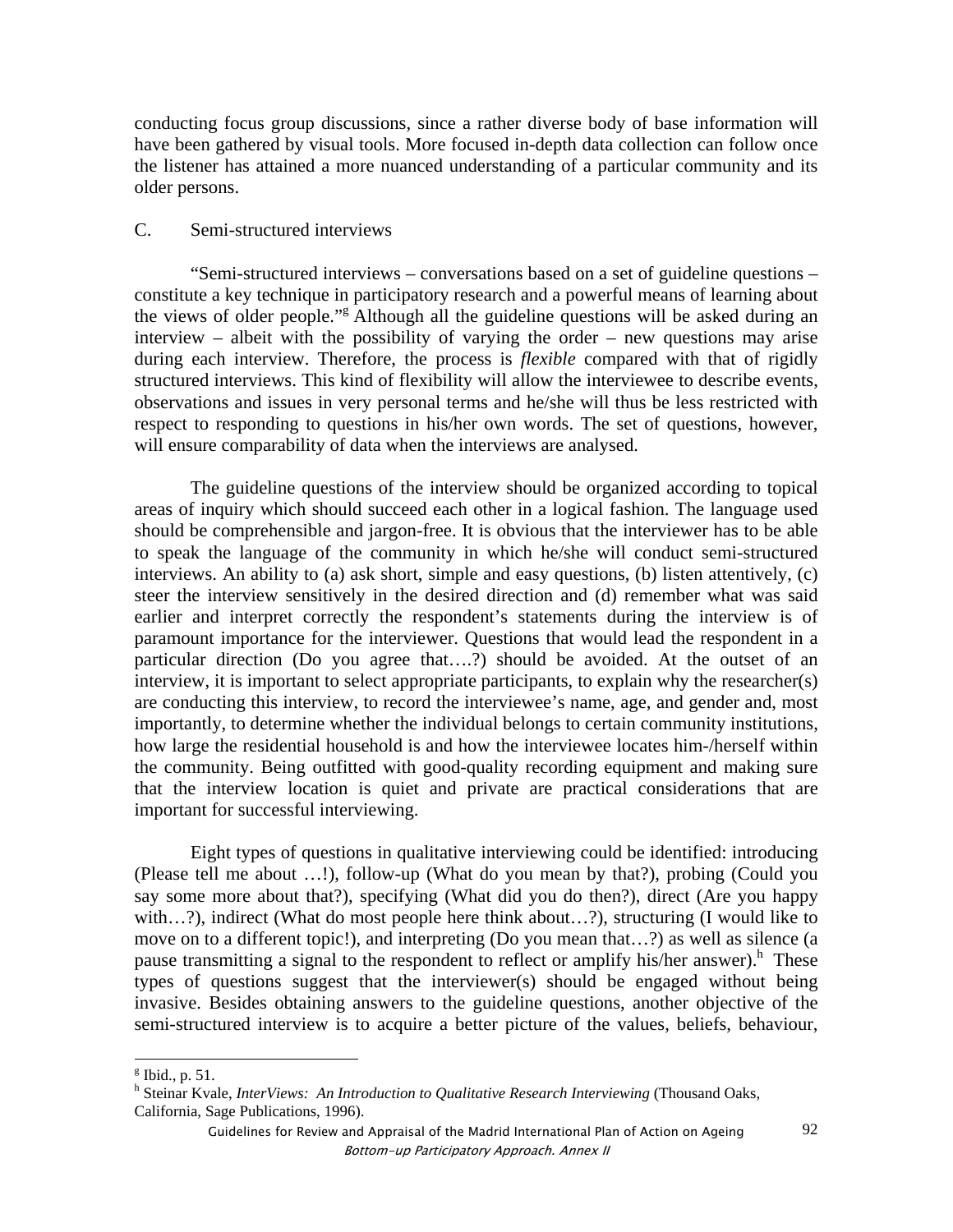conducting focus group discussions, since a rather diverse body of base information will have been gathered by visual tools. More focused in-depth data collection can follow once the listener has attained a more nuanced understanding of a particular community and its older persons.

### C. Semi-structured interviews

"Semi-structured interviews – conversations based on a set of guideline questions – constitute a key technique in participatory research and a powerful means of learning about the views of older people."[g] Although all the guideline questions will be asked during an interview – albeit with the possibility of varying the order – new questions may arise during each interview. Therefore, the process is *flexible* compared with that of rigidly structured interviews. This kind of flexibility will allow the interviewee to describe events, observations and issues in very personal terms and he/she will thus be less restricted with respect to responding to questions in his/her own words. The set of questions, however, will ensure comparability of data when the interviews are analysed.

The guideline questions of the interview should be organized according to topical areas of inquiry which should succeed each other in a logical fashion. The language used should be comprehensible and jargon-free. It is obvious that the interviewer has to be able to speak the language of the community in which he/she will conduct semi-structured interviews. An ability to (a) ask short, simple and easy questions, (b) listen attentively, (c) steer the interview sensitively in the desired direction and (d) remember what was said earlier and interpret correctly the respondent's statements during the interview is of paramount importance for the interviewer. Questions that would lead the respondent in a particular direction (Do you agree that….?) should be avoided. At the outset of an interview, it is important to select appropriate participants, to explain why the researcher(s) are conducting this interview, to record the interviewee's name, age, and gender and, most importantly, to determine whether the individual belongs to certain community institutions, how large the residential household is and how the interviewee locates him-/herself within the community. Being outfitted with good-quality recording equipment and making sure that the interview location is quiet and private are practical considerations that are important for successful interviewing.

Eight types of questions in qualitative interviewing could be identified: introducing (Please tell me about …!), follow-up (What do you mean by that?), probing (Could you say some more about that?), specifying (What did you do then?), direct (Are you happy with…?), indirect (What do most people here think about…?), structuring (I would like to move on to a different topic!), and interpreting (Do you mean that…?) as well as silence (a pause transmitting a signal to the respondent to reflect or amplify his/her answer).[h] These types of questions suggest that the interviewer(s) should be engaged without being invasive. Besides obtaining answers to the guideline questions, another objective of the semi-structured interview is to acquire a better picture of the values, beliefs, behaviour,

---

[g] Ibid., p. 51.

[h] Steinar Kvale, *InterViews: An Introduction to Qualitative Research Interviewing* (Thousand Oaks, California, Sage Publications, 1996).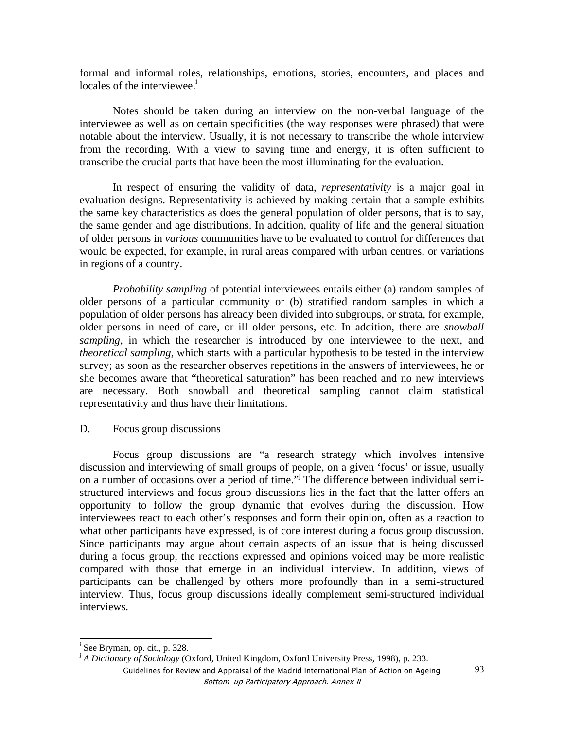formal and informal roles, relationships, emotions, stories, encounters, and places and locales of the interviewee.[i]

Notes should be taken during an interview on the non-verbal language of the interviewee as well as on certain specificities (the way responses were phrased) that were notable about the interview. Usually, it is not necessary to transcribe the whole interview from the recording. With a view to saving time and energy, it is often sufficient to transcribe the crucial parts that have been the most illuminating for the evaluation.

In respect of ensuring the validity of data, *representativity* is a major goal in evaluation designs. Representativity is achieved by making certain that a sample exhibits the same key characteristics as does the general population of older persons, that is to say, the same gender and age distributions. In addition, quality of life and the general situation of older persons in *various* communities have to be evaluated to control for differences that would be expected, for example, in rural areas compared with urban centres, or variations in regions of a country.

*Probability sampling* of potential interviewees entails either (a) random samples of older persons of a particular community or (b) stratified random samples in which a population of older persons has already been divided into subgroups, or strata, for example, older persons in need of care, or ill older persons, etc. In addition, there are *snowball sampling*, in which the researcher is introduced by one interviewee to the next, and *theoretical sampling*, which starts with a particular hypothesis to be tested in the interview survey; as soon as the researcher observes repetitions in the answers of interviewees, he or she becomes aware that "theoretical saturation" has been reached and no new interviews are necessary. Both snowball and theoretical sampling cannot claim statistical representativity and thus have their limitations.

## D. Focus group discussions

Focus group discussions are "a research strategy which involves intensive discussion and interviewing of small groups of people, on a given 'focus' or issue, usually on a number of occasions over a period of time."[j] The difference between individual semi-structured interviews and focus group discussions lies in the fact that the latter offers an opportunity to follow the group dynamic that evolves during the discussion. How interviewees react to each other's responses and form their opinion, often as a reaction to what other participants have expressed, is of core interest during a focus group discussion. Since participants may argue about certain aspects of an issue that is being discussed during a focus group, the reactions expressed and opinions voiced may be more realistic compared with those that emerge in an individual interview. In addition, views of participants can be challenged by others more profoundly than in a semi-structured interview. Thus, focus group discussions ideally complement semi-structured individual interviews.

---

[i] See Bryman, op. cit., p. 328.

[j] *A Dictionary of Sociology* (Oxford, United Kingdom, Oxford University Press, 1998), p. 233.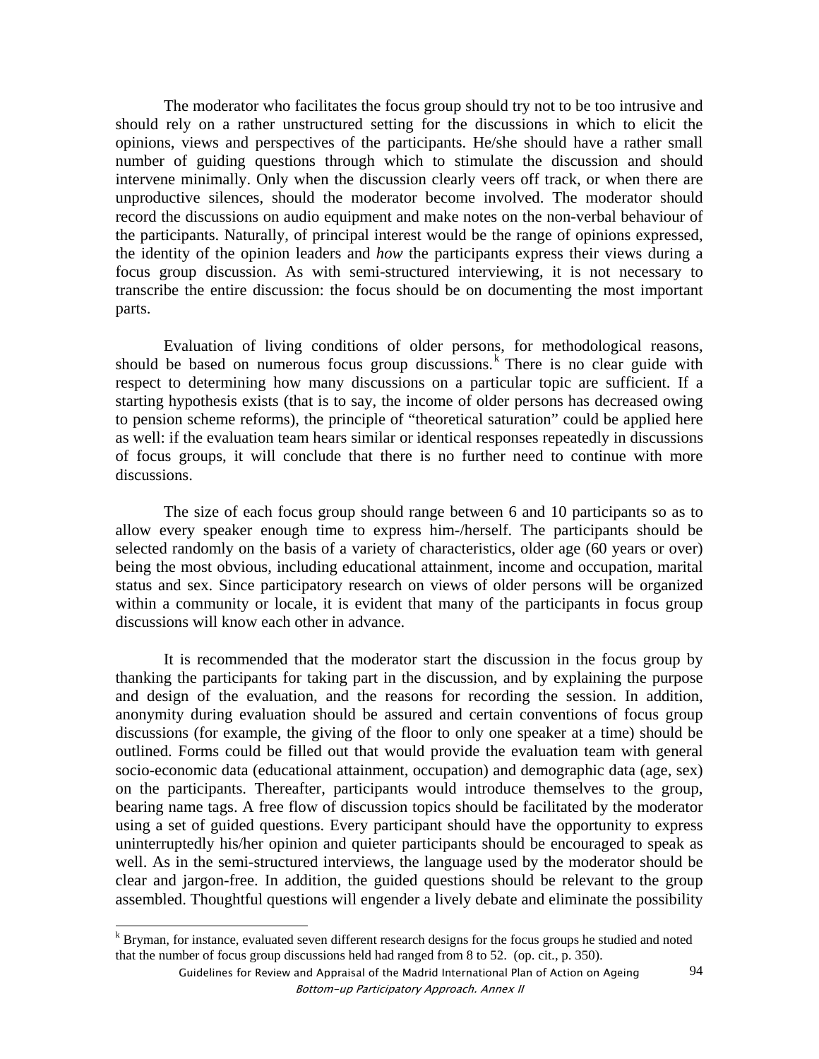The moderator who facilitates the focus group should try not to be too intrusive and should rely on a rather unstructured setting for the discussions in which to elicit the opinions, views and perspectives of the participants. He/she should have a rather small number of guiding questions through which to stimulate the discussion and should intervene minimally. Only when the discussion clearly veers off track, or when there are unproductive silences, should the moderator become involved. The moderator should record the discussions on audio equipment and make notes on the non-verbal behaviour of the participants. Naturally, of principal interest would be the range of opinions expressed, the identity of the opinion leaders and *how* the participants express their views during a focus group discussion. As with semi-structured interviewing, it is not necessary to transcribe the entire discussion: the focus should be on documenting the most important parts.

Evaluation of living conditions of older persons, for methodological reasons, should be based on numerous focus group discussions.[k] There is no clear guide with respect to determining how many discussions on a particular topic are sufficient. If a starting hypothesis exists (that is to say, the income of older persons has decreased owing to pension scheme reforms), the principle of "theoretical saturation" could be applied here as well: if the evaluation team hears similar or identical responses repeatedly in discussions of focus groups, it will conclude that there is no further need to continue with more discussions.

The size of each focus group should range between 6 and 10 participants so as to allow every speaker enough time to express him-/herself. The participants should be selected randomly on the basis of a variety of characteristics, older age (60 years or over) being the most obvious, including educational attainment, income and occupation, marital status and sex. Since participatory research on views of older persons will be organized within a community or locale, it is evident that many of the participants in focus group discussions will know each other in advance.

It is recommended that the moderator start the discussion in the focus group by thanking the participants for taking part in the discussion, and by explaining the purpose and design of the evaluation, and the reasons for recording the session. In addition, anonymity during evaluation should be assured and certain conventions of focus group discussions (for example, the giving of the floor to only one speaker at a time) should be outlined. Forms could be filled out that would provide the evaluation team with general socio-economic data (educational attainment, occupation) and demographic data (age, sex) on the participants. Thereafter, participants would introduce themselves to the group, bearing name tags. A free flow of discussion topics should be facilitated by the moderator using a set of guided questions. Every participant should have the opportunity to express uninterruptedly his/her opinion and quieter participants should be encouraged to speak as well. As in the semi-structured interviews, the language used by the moderator should be clear and jargon-free. In addition, the guided questions should be relevant to the group assembled. Thoughtful questions will engender a lively debate and eliminate the possibility

---

[k] Bryman, for instance, evaluated seven different research designs for the focus groups he studied and noted that the number of focus group discussions held had ranged from 8 to 52. (op. cit., p. 350).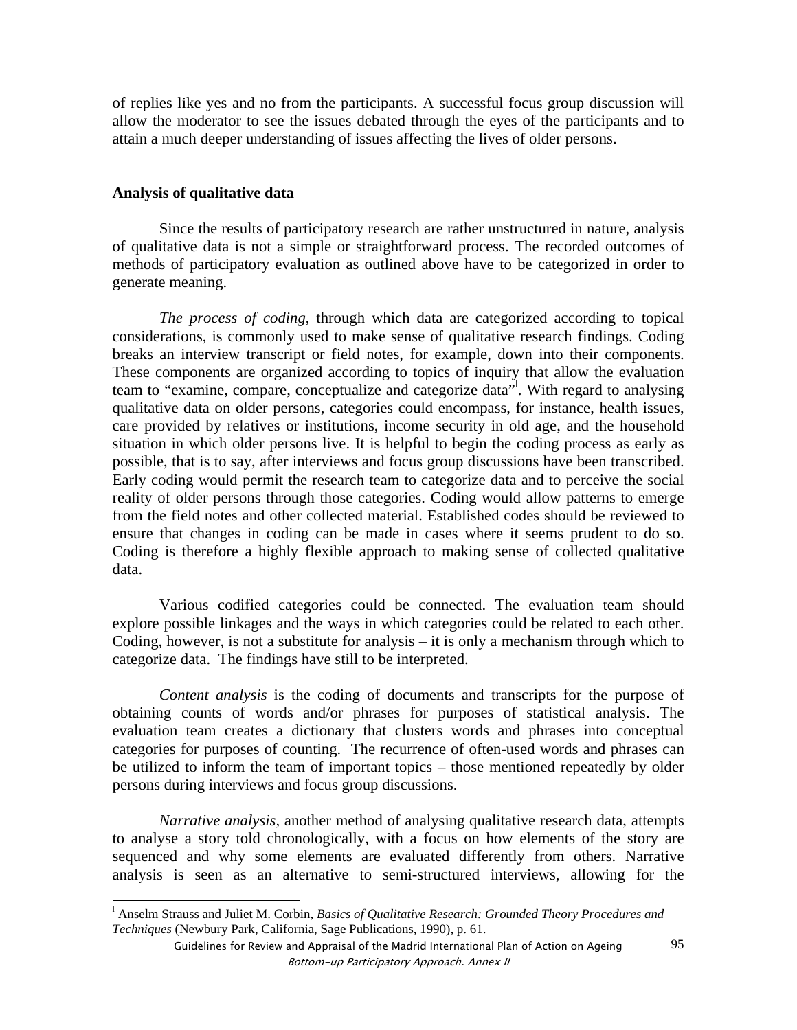of replies like yes and no from the participants. A successful focus group discussion will allow the moderator to see the issues debated through the eyes of the participants and to attain a much deeper understanding of issues affecting the lives of older persons.

**Analysis of qualitative data**

Since the results of participatory research are rather unstructured in nature, analysis of qualitative data is not a simple or straightforward process. The recorded outcomes of methods of participatory evaluation as outlined above have to be categorized in order to generate meaning.

*The process of coding*, through which data are categorized according to topical considerations, is commonly used to make sense of qualitative research findings. Coding breaks an interview transcript or field notes, for example, down into their components. These components are organized according to topics of inquiry that allow the evaluation team to "examine, compare, conceptualize and categorize data"[l]. With regard to analysing qualitative data on older persons, categories could encompass, for instance, health issues, care provided by relatives or institutions, income security in old age, and the household situation in which older persons live. It is helpful to begin the coding process as early as possible, that is to say, after interviews and focus group discussions have been transcribed. Early coding would permit the research team to categorize data and to perceive the social reality of older persons through those categories. Coding would allow patterns to emerge from the field notes and other collected material. Established codes should be reviewed to ensure that changes in coding can be made in cases where it seems prudent to do so. Coding is therefore a highly flexible approach to making sense of collected qualitative data.

Various codified categories could be connected. The evaluation team should explore possible linkages and the ways in which categories could be related to each other. Coding, however, is not a substitute for analysis – it is only a mechanism through which to categorize data. The findings have still to be interpreted.

*Content analysis* is the coding of documents and transcripts for the purpose of obtaining counts of words and/or phrases for purposes of statistical analysis. The evaluation team creates a dictionary that clusters words and phrases into conceptual categories for purposes of counting. The recurrence of often-used words and phrases can be utilized to inform the team of important topics – those mentioned repeatedly by older persons during interviews and focus group discussions.

*Narrative analysis*, another method of analysing qualitative research data, attempts to analyse a story told chronologically, with a focus on how elements of the story are sequenced and why some elements are evaluated differently from others. Narrative analysis is seen as an alternative to semi-structured interviews, allowing for the

---

[l] Anselm Strauss and Juliet M. Corbin, *Basics of Qualitative Research: Grounded Theory Procedures and Techniques* (Newbury Park, California, Sage Publications, 1990), p. 61.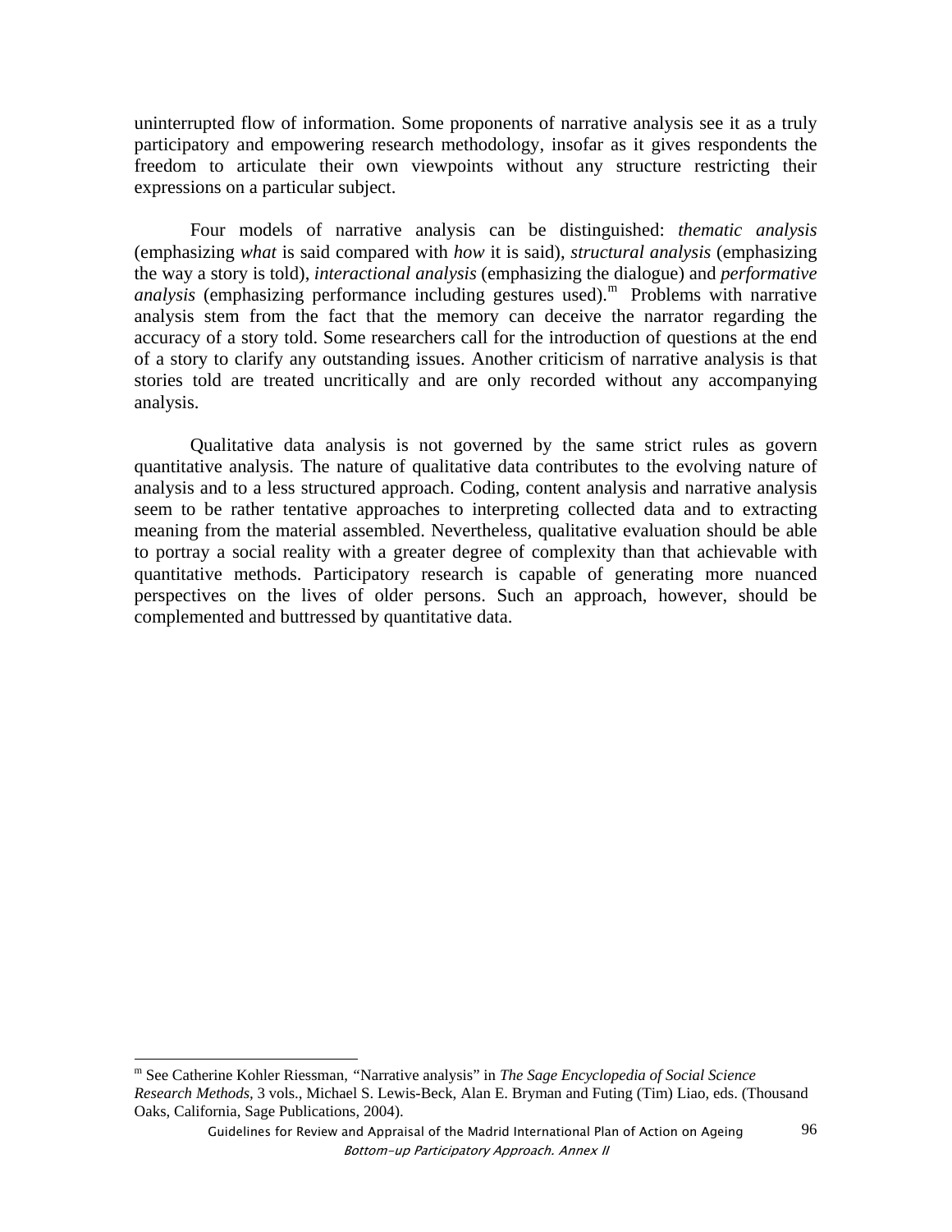uninterrupted flow of information. Some proponents of narrative analysis see it as a truly participatory and empowering research methodology, insofar as it gives respondents the freedom to articulate their own viewpoints without any structure restricting their expressions on a particular subject.

Four models of narrative analysis can be distinguished: *thematic analysis* (emphasizing *what* is said compared with *how* it is said), *structural analysis* (emphasizing the way a story is told), *interactional analysis* (emphasizing the dialogue) and *performative analysis* (emphasizing performance including gestures used).[m] Problems with narrative analysis stem from the fact that the memory can deceive the narrator regarding the accuracy of a story told. Some researchers call for the introduction of questions at the end of a story to clarify any outstanding issues. Another criticism of narrative analysis is that stories told are treated uncritically and are only recorded without any accompanying analysis.

Qualitative data analysis is not governed by the same strict rules as govern quantitative analysis. The nature of qualitative data contributes to the evolving nature of analysis and to a less structured approach. Coding, content analysis and narrative analysis seem to be rather tentative approaches to interpreting collected data and to extracting meaning from the material assembled. Nevertheless, qualitative evaluation should be able to portray a social reality with a greater degree of complexity than that achievable with quantitative methods. Participatory research is capable of generating more nuanced perspectives on the lives of older persons. Such an approach, however, should be complemented and buttressed by quantitative data.

---

[m] See Catherine Kohler Riessman, "Narrative analysis" in *The Sage Encyclopedia of Social Science Research Methods,* 3 vols., Michael S. Lewis-Beck, Alan E. Bryman and Futing (Tim) Liao, eds. (Thousand Oaks, California, Sage Publications, 2004).